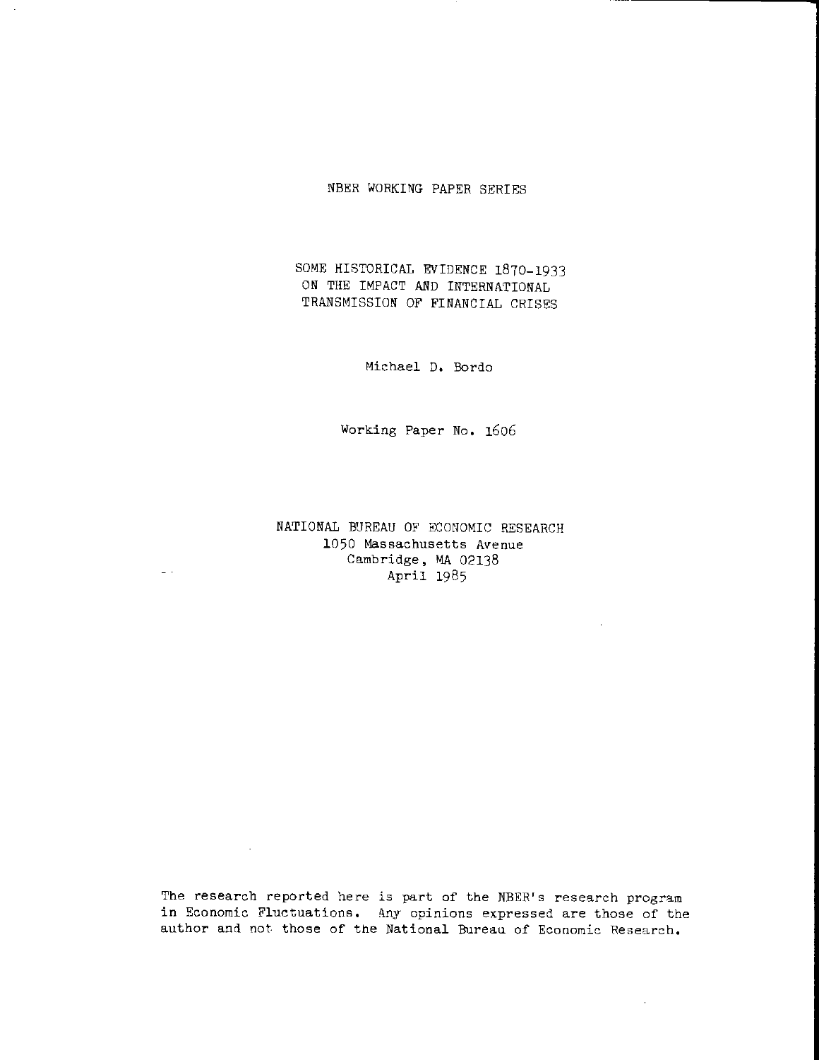NBER WORKING PAPER SERIES

# SOME HISTORICAL EVIDENCE 1870-1933 ON THE IMPACT AND INTERNATIONAL TRANSMISSION OF FINANCIAL CRISES

Michael D. Bordo

Working Paper No. 1606

NATIONAL BUREAU OF ECONOMIC RESEARCH
1050 Massachusetts Avenue
Cambridge, MA 02138
April 1985

The research reported here is part of the NBER's research program in Economic Fluctuations. Any opinions expressed are those of the author and not those of the National Bureau of Economic Research.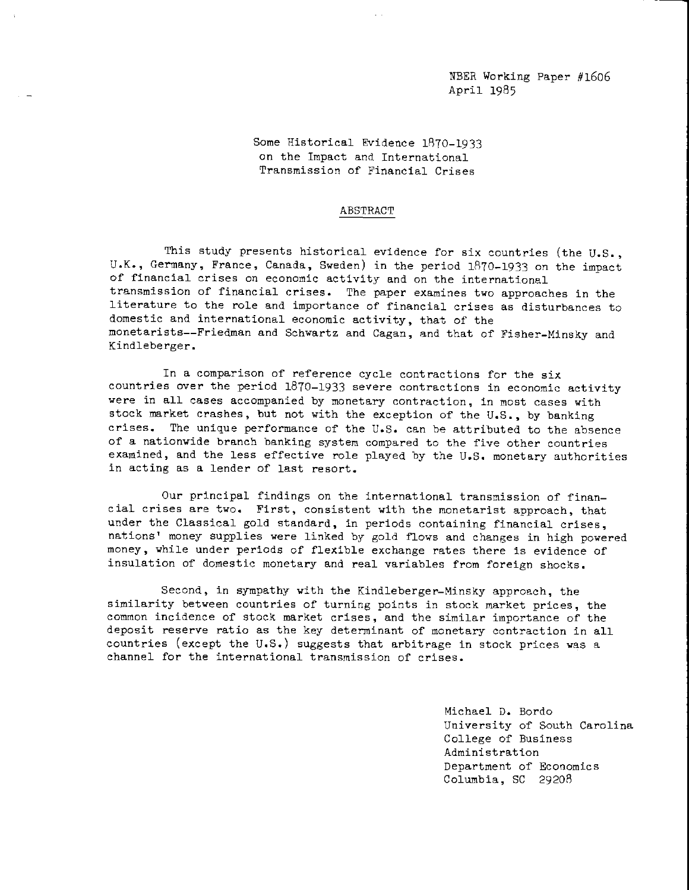NBER Working Paper #1606
April 1985

Some Historical Evidence 1870-1933
on the Impact and International
Transmission of Financial Crises

## ABSTRACT

This study presents historical evidence for six countries (the U.S., U.K., Germany, France, Canada, Sweden) in the period 1870-1933 on the impact of financial crises on economic activity and on the international transmission of financial crises. The paper examines two approaches in the literature to the role and importance of financial crises as disturbances to domestic and international economic activity, that of the monetarists--Friedman and Schwartz and Cagan, and that of Fisher-Minsky and Kindleberger.

In a comparison of reference cycle contractions for the six countries over the period 1870-1933 severe contractions in economic activity were in all cases accompanied by monetary contraction, in most cases with stock market crashes, but not with the exception of the U.S., by banking crises. The unique performance of the U.S. can be attributed to the absence of a nationwide branch banking system compared to the five other countries examined, and the less effective role played by the U.S. monetary authorities in acting as a lender of last resort.

Our principal findings on the international transmission of financial crises are two. First, consistent with the monetarist approach, that under the Classical gold standard, in periods containing financial crises, nations' money supplies were linked by gold flows and changes in high powered money, while under periods of flexible exchange rates there is evidence of insulation of domestic monetary and real variables from foreign shocks.

Second, in sympathy with the Kindleberger-Minsky approach, the similarity between countries of turning points in stock market prices, the common incidence of stock market crises, and the similar importance of the deposit reserve ratio as the key determinant of monetary contraction in all countries (except the U.S.) suggests that arbitrage in stock prices was a channel for the international transmission of crises.

Michael D. Bordo
University of South Carolina
College of Business
Administration
Department of Economics
Columbia, SC 29208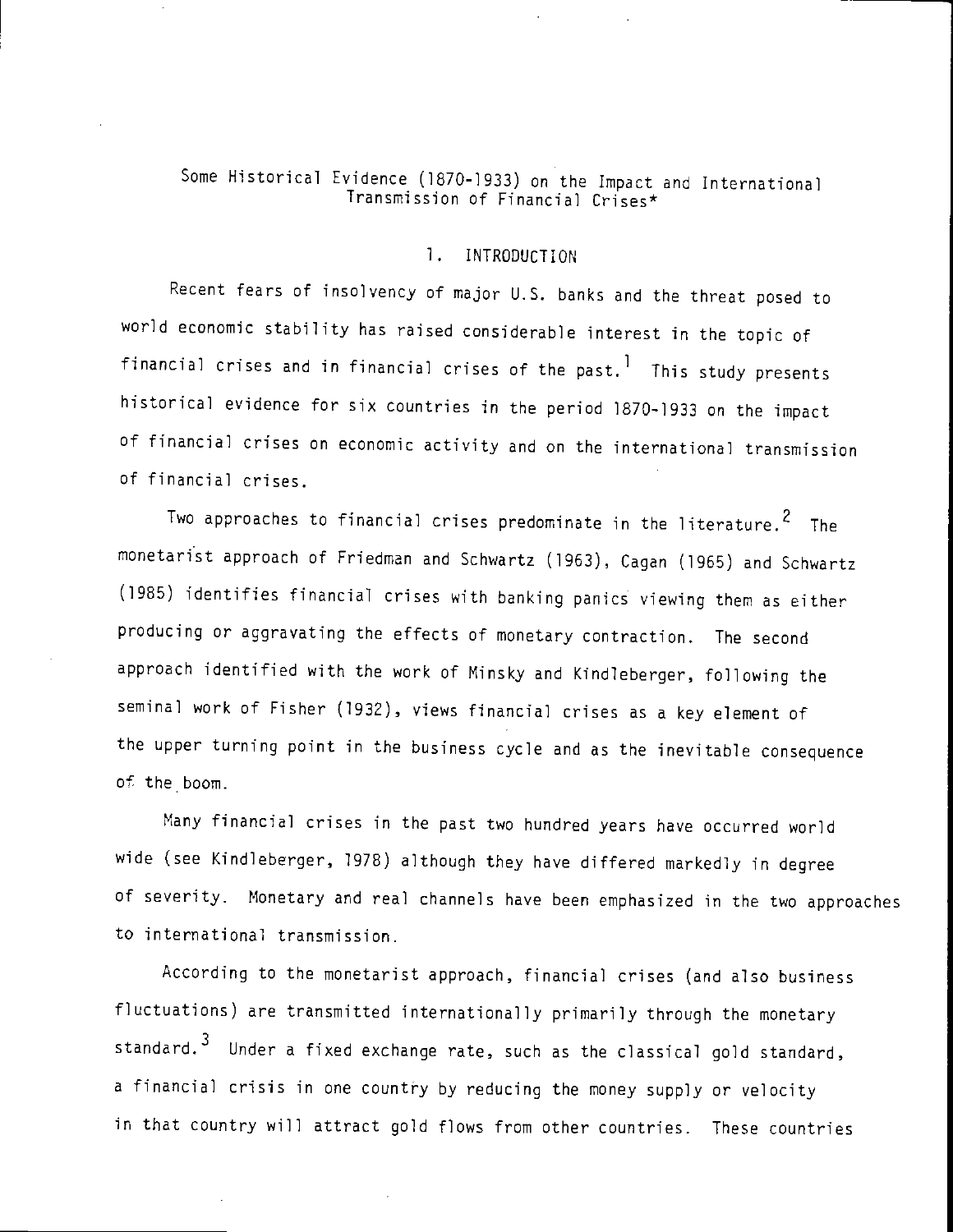# Some Historical Evidence (1870-1933) on the Impact and International Transmission of Financial Crises*

## 1. INTRODUCTION

Recent fears of insolvency of major U.S. banks and the threat posed to world economic stability has raised considerable interest in the topic of financial crises and in financial crises of the past.[1] This study presents historical evidence for six countries in the period 1870-1933 on the impact of financial crises on economic activity and on the international transmission of financial crises.

Two approaches to financial crises predominate in the literature.[2] The monetarist approach of Friedman and Schwartz (1963), Cagan (1965) and Schwartz (1985) identifies financial crises with banking panics viewing them as either producing or aggravating the effects of monetary contraction. The second approach identified with the work of Minsky and Kindleberger, following the seminal work of Fisher (1932), views financial crises as a key element of the upper turning point in the business cycle and as the inevitable consequence of the boom.

Many financial crises in the past two hundred years have occurred world wide (see Kindleberger, 1978) although they have differed markedly in degree of severity. Monetary and real channels have been emphasized in the two approaches to international transmission.

According to the monetarist approach, financial crises (and also business fluctuations) are transmitted internationally primarily through the monetary standard.[3] Under a fixed exchange rate, such as the classical gold standard, a financial crisis in one country by reducing the money supply or velocity in that country will attract gold flows from other countries. These countries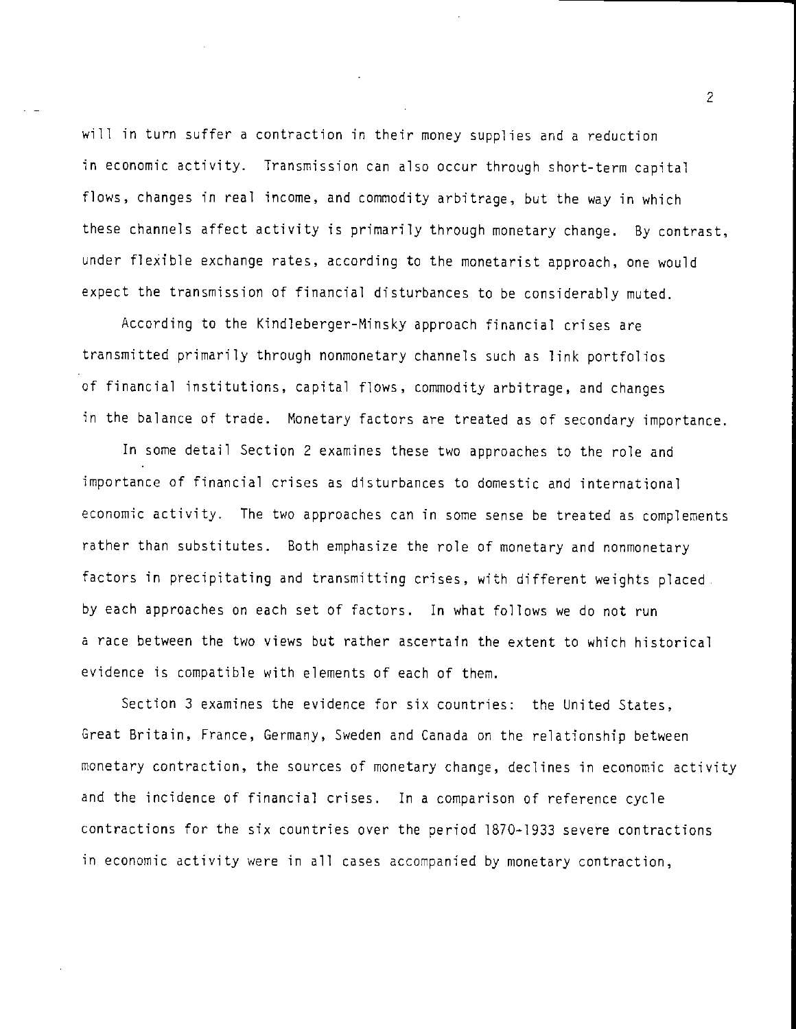will in turn suffer a contraction in their money supplies and a reduction in economic activity. Transmission can also occur through short-term capital flows, changes in real income, and commodity arbitrage, but the way in which these channels affect activity is primarily through monetary change. By contrast, under flexible exchange rates, according to the monetarist approach, one would expect the transmission of financial disturbances to be considerably muted.

According to the Kindleberger-Minsky approach financial crises are transmitted primarily through nonmonetary channels such as link portfolios of financial institutions, capital flows, commodity arbitrage, and changes in the balance of trade. Monetary factors are treated as of secondary importance.

In some detail Section 2 examines these two approaches to the role and importance of financial crises as disturbances to domestic and international economic activity. The two approaches can in some sense be treated as complements rather than substitutes. Both emphasize the role of monetary and nonmonetary factors in precipitating and transmitting crises, with different weights placed by each approaches on each set of factors. In what follows we do not run a race between the two views but rather ascertain the extent to which historical evidence is compatible with elements of each of them.

Section 3 examines the evidence for six countries: the United States, Great Britain, France, Germany, Sweden and Canada on the relationship between monetary contraction, the sources of monetary change, declines in economic activity and the incidence of financial crises. In a comparison of reference cycle contractions for the six countries over the period 1870-1933 severe contractions in economic activity were in all cases accompanied by monetary contraction,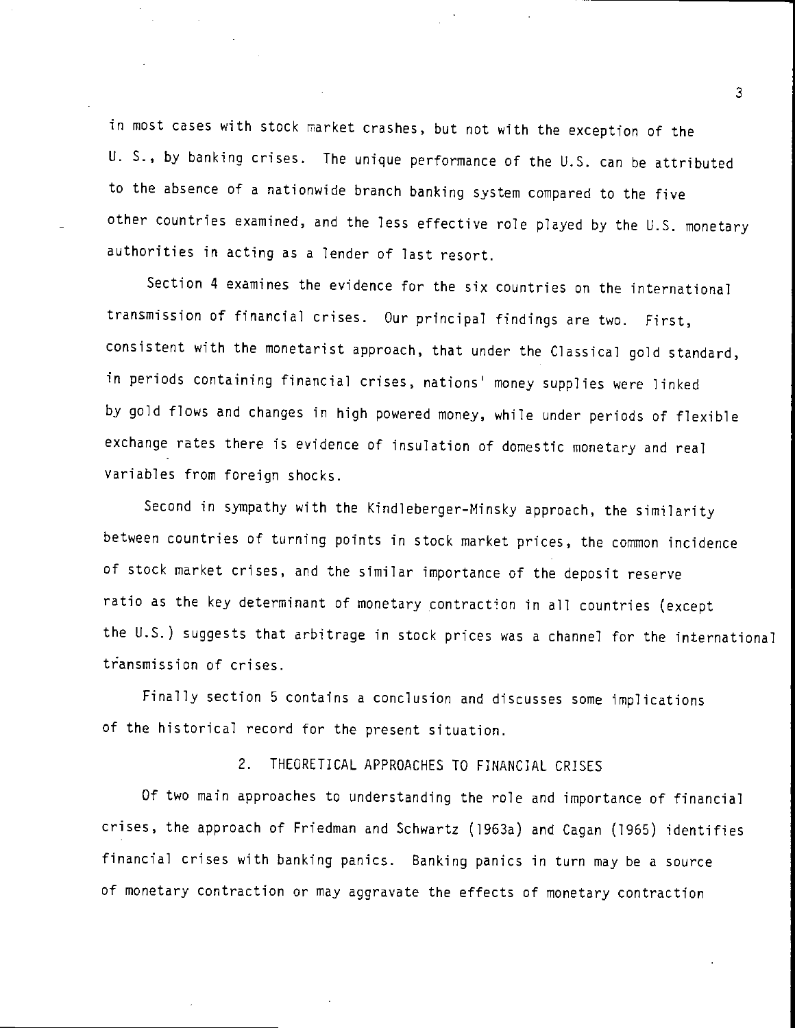in most cases with stock market crashes, but not with the exception of the U. S., by banking crises. The unique performance of the U.S. can be attributed to the absence of a nationwide branch banking system compared to the five other countries examined, and the less effective role played by the U.S. monetary authorities in acting as a lender of last resort.

Section 4 examines the evidence for the six countries on the international transmission of financial crises. Our principal findings are two. First, consistent with the monetarist approach, that under the Classical gold standard, in periods containing financial crises, nations' money supplies were linked by gold flows and changes in high powered money, while under periods of flexible exchange rates there is evidence of insulation of domestic monetary and real variables from foreign shocks.

Second in sympathy with the Kindleberger-Minsky approach, the similarity between countries of turning points in stock market prices, the common incidence of stock market crises, and the similar importance of the deposit reserve ratio as the key determinant of monetary contraction in all countries (except the U.S.) suggests that arbitrage in stock prices was a channel for the international transmission of crises.

Finally section 5 contains a conclusion and discusses some implications of the historical record for the present situation.

## 2. THEORETICAL APPROACHES TO FINANCIAL CRISES

Of two main approaches to understanding the role and importance of financial crises, the approach of Friedman and Schwartz (1963a) and Cagan (1965) identifies financial crises with banking panics. Banking panics in turn may be a source of monetary contraction or may aggravate the effects of monetary contraction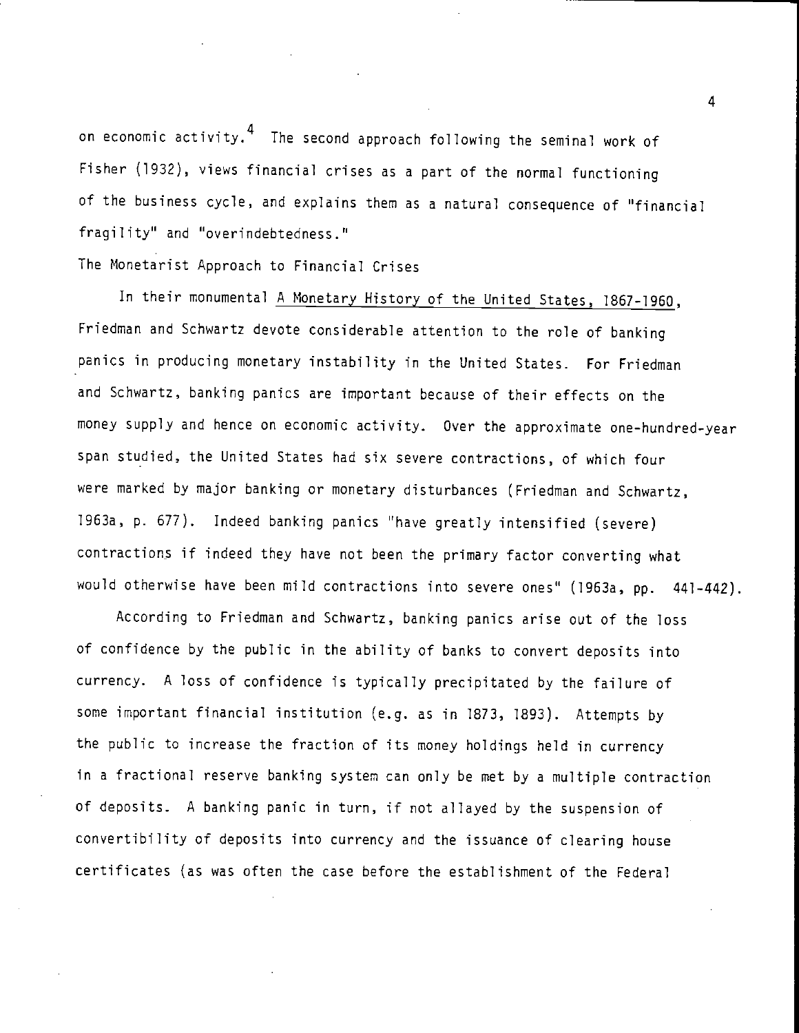on economic activity.[4] The second approach following the seminal work of Fisher (1932), views financial crises as a part of the normal functioning of the business cycle, and explains them as a natural consequence of "financial fragility" and "overindebtedness."

## The Monetarist Approach to Financial Crises

In their monumental A Monetary History of the United States, 1867-1960, Friedman and Schwartz devote considerable attention to the role of banking panics in producing monetary instability in the United States. For Friedman and Schwartz, banking panics are important because of their effects on the money supply and hence on economic activity. Over the approximate one-hundred-year span studied, the United States had six severe contractions, of which four were marked by major banking or monetary disturbances (Friedman and Schwartz, 1963a, p. 677). Indeed banking panics "have greatly intensified (severe) contractions if indeed they have not been the primary factor converting what would otherwise have been mild contractions into severe ones" (1963a, pp. 441-442).

According to Friedman and Schwartz, banking panics arise out of the loss of confidence by the public in the ability of banks to convert deposits into currency. A loss of confidence is typically precipitated by the failure of some important financial institution (e.g. as in 1873, 1893). Attempts by the public to increase the fraction of its money holdings held in currency in a fractional reserve banking system can only be met by a multiple contraction of deposits. A banking panic in turn, if not allayed by the suspension of convertibility of deposits into currency and the issuance of clearing house certificates (as was often the case before the establishment of the Federal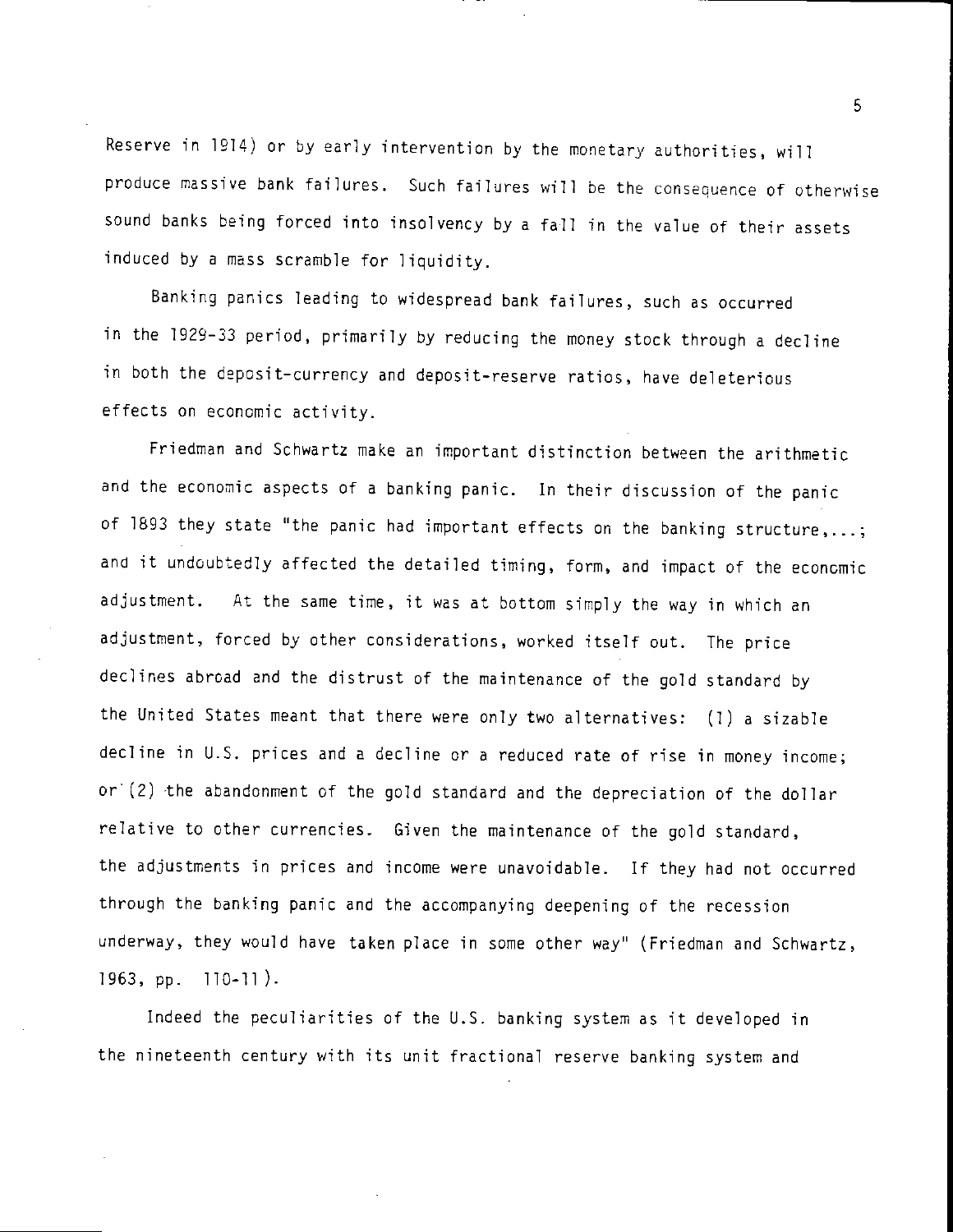Reserve in 1914) or by early intervention by the monetary authorities, will produce massive bank failures. Such failures will be the consequence of otherwise sound banks being forced into insolvency by a fall in the value of their assets induced by a mass scramble for liquidity.

Banking panics leading to widespread bank failures, such as occurred in the 1929-33 period, primarily by reducing the money stock through a decline in both the deposit-currency and deposit-reserve ratios, have deleterious effects on economic activity.

Friedman and Schwartz make an important distinction between the arithmetic and the economic aspects of a banking panic. In their discussion of the panic of 1893 they state "the panic had important effects on the banking structure,...; and it undoubtedly affected the detailed timing, form, and impact of the economic adjustment. At the same time, it was at bottom simply the way in which an adjustment, forced by other considerations, worked itself out. The price declines abroad and the distrust of the maintenance of the gold standard by the United States meant that there were only two alternatives: (1) a sizable decline in U.S. prices and a decline or a reduced rate of rise in money income; or (2) the abandonment of the gold standard and the depreciation of the dollar relative to other currencies. Given the maintenance of the gold standard, the adjustments in prices and income were unavoidable. If they had not occurred through the banking panic and the accompanying deepening of the recession underway, they would have taken place in some other way" (Friedman and Schwartz, 1963, pp. 110-11).

Indeed the peculiarities of the U.S. banking system as it developed in the nineteenth century with its unit fractional reserve banking system and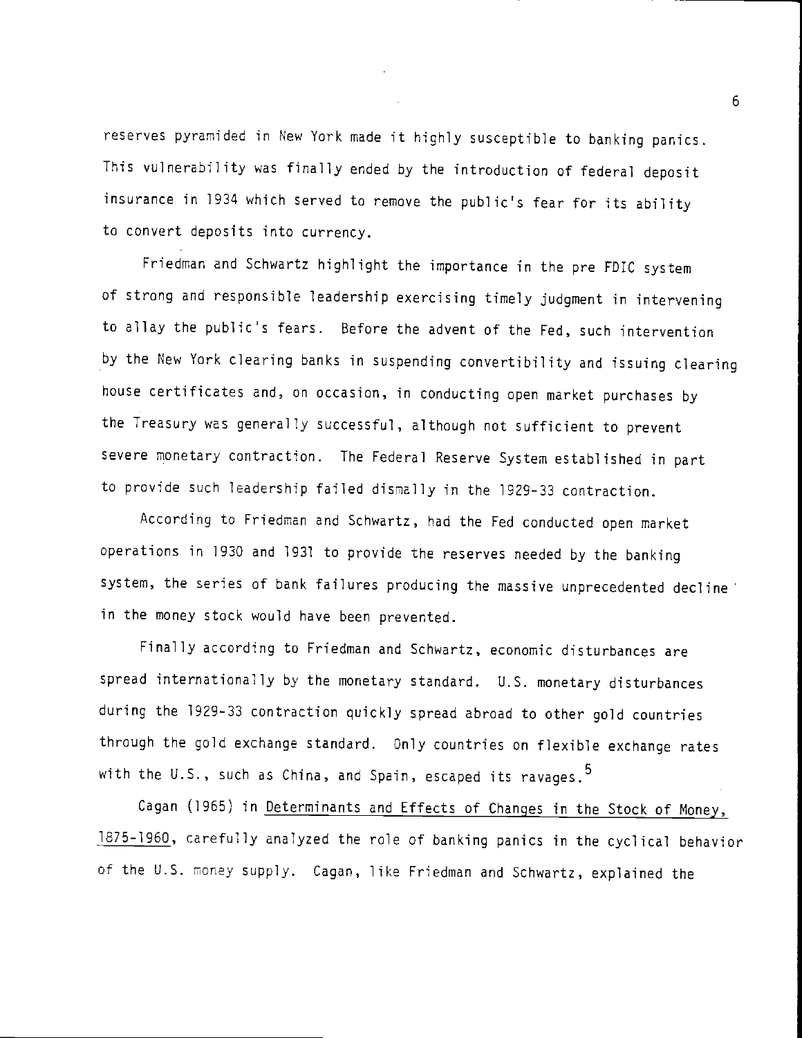reserves pyramided in New York made it highly susceptible to banking panics. This vulnerability was finally ended by the introduction of federal deposit insurance in 1934 which served to remove the public's fear for its ability to convert deposits into currency.

Friedman and Schwartz highlight the importance in the pre FDIC system of strong and responsible leadership exercising timely judgment in intervening to allay the public's fears. Before the advent of the Fed, such intervention by the New York clearing banks in suspending convertibility and issuing clearing house certificates and, on occasion, in conducting open market purchases by the Treasury was generally successful, although not sufficient to prevent severe monetary contraction. The Federal Reserve System established in part to provide such leadership failed dismally in the 1929-33 contraction.

According to Friedman and Schwartz, had the Fed conducted open market operations in 1930 and 1931 to provide the reserves needed by the banking system, the series of bank failures producing the massive unprecedented decline in the money stock would have been prevented.

Finally according to Friedman and Schwartz, economic disturbances are spread internationally by the monetary standard. U.S. monetary disturbances during the 1929-33 contraction quickly spread abroad to other gold countries through the gold exchange standard. Only countries on flexible exchange rates with the U.S., such as China, and Spain, escaped its ravages.[5]

Cagan (1965) in Determinants and Effects of Changes in the Stock of Money, 1875-1960, carefully analyzed the role of banking panics in the cyclical behavior of the U.S. money supply. Cagan, like Friedman and Schwartz, explained the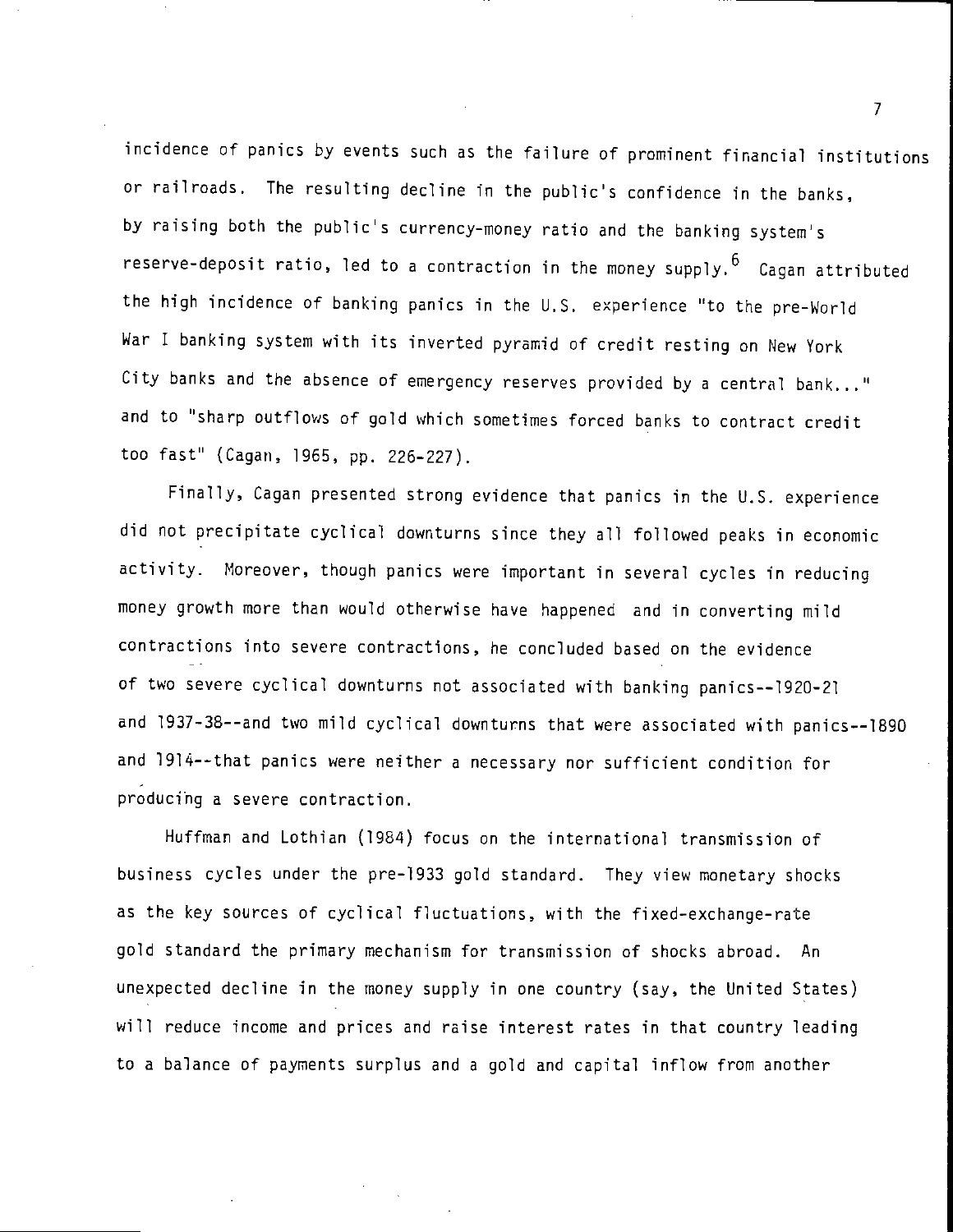incidence of panics by events such as the failure of prominent financial institutions or railroads. The resulting decline in the public's confidence in the banks, by raising both the public's currency-money ratio and the banking system's reserve-deposit ratio, led to a contraction in the money supply.[6] Cagan attributed the high incidence of banking panics in the U.S. experience "to the pre-World War I banking system with its inverted pyramid of credit resting on New York City banks and the absence of emergency reserves provided by a central bank..." and to "sharp outflows of gold which sometimes forced banks to contract credit too fast" (Cagan, 1965, pp. 226-227).

Finally, Cagan presented strong evidence that panics in the U.S. experience did not precipitate cyclical downturns since they all followed peaks in economic activity. Moreover, though panics were important in several cycles in reducing money growth more than would otherwise have happened and in converting mild contractions into severe contractions, he concluded based on the evidence of two severe cyclical downturns not associated with banking panics--1920-21 and 1937-38--and two mild cyclical downturns that were associated with panics--1890 and 1914--that panics were neither a necessary nor sufficient condition for producing a severe contraction.

Huffman and Lothian (1984) focus on the international transmission of business cycles under the pre-1933 gold standard. They view monetary shocks as the key sources of cyclical fluctuations, with the fixed-exchange-rate gold standard the primary mechanism for transmission of shocks abroad. An unexpected decline in the money supply in one country (say, the United States) will reduce income and prices and raise interest rates in that country leading to a balance of payments surplus and a gold and capital inflow from another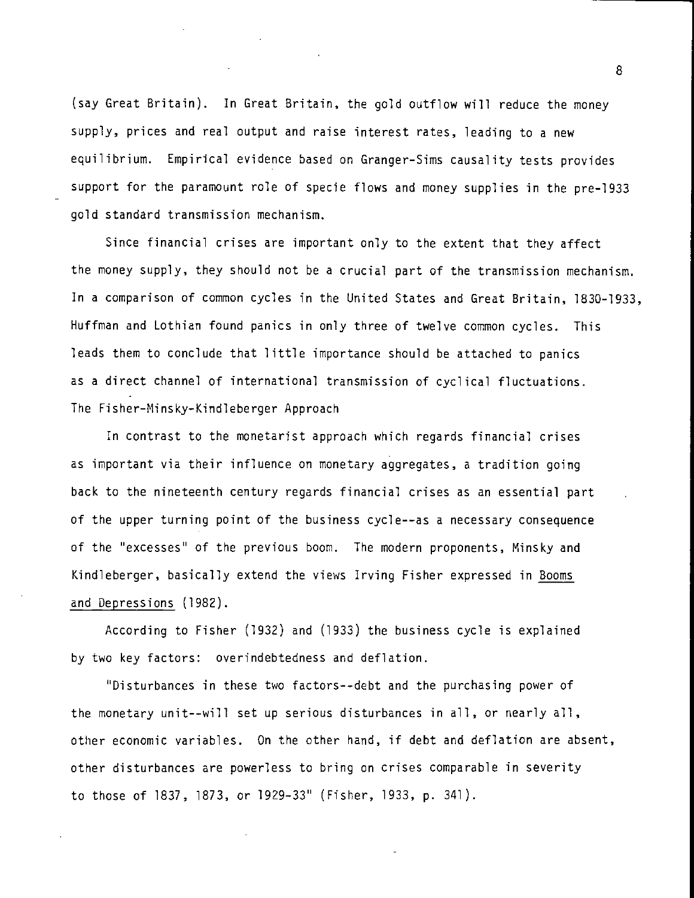(say Great Britain). In Great Britain, the gold outflow will reduce the money supply, prices and real output and raise interest rates, leading to a new equilibrium. Empirical evidence based on Granger-Sims causality tests provides support for the paramount role of specie flows and money supplies in the pre-1933 gold standard transmission mechanism.

Since financial crises are important only to the extent that they affect the money supply, they should not be a crucial part of the transmission mechanism. In a comparison of common cycles in the United States and Great Britain, 1830-1933, Huffman and Lothian found panics in only three of twelve common cycles. This leads them to conclude that little importance should be attached to panics as a direct channel of international transmission of cyclical fluctuations.

### The Fisher-Minsky-Kindleberger Approach

In contrast to the monetarist approach which regards financial crises as important via their influence on monetary aggregates, a tradition going back to the nineteenth century regards financial crises as an essential part of the upper turning point of the business cycle--as a necessary consequence of the "excesses" of the previous boom. The modern proponents, Minsky and Kindleberger, basically extend the views Irving Fisher expressed in Booms and Depressions (1982).

According to Fisher (1932) and (1933) the business cycle is explained by two key factors: overindebtedness and deflation.

"Disturbances in these two factors--debt and the purchasing power of the monetary unit--will set up serious disturbances in all, or nearly all, other economic variables. On the other hand, if debt and deflation are absent, other disturbances are powerless to bring on crises comparable in severity to those of 1837, 1873, or 1929-33" (Fisher, 1933, p. 341).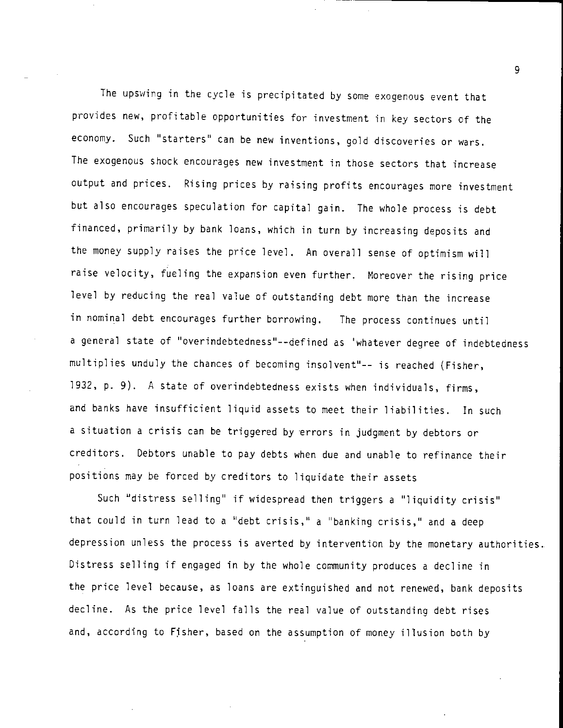The upswing in the cycle is precipitated by some exogenous event that provides new, profitable opportunities for investment in key sectors of the economy. Such "starters" can be new inventions, gold discoveries or wars. The exogenous shock encourages new investment in those sectors that increase output and prices. Rising prices by raising profits encourages more investment but also encourages speculation for capital gain. The whole process is debt financed, primarily by bank loans, which in turn by increasing deposits and the money supply raises the price level. An overall sense of optimism will raise velocity, fueling the expansion even further. Moreover the rising price level by reducing the real value of outstanding debt more than the increase in nominal debt encourages further borrowing. The process continues until a general state of "overindebtedness"--defined as 'whatever degree of indebtedness multiplies unduly the chances of becoming insolvent"-- is reached (Fisher, 1932, p. 9). A state of overindebtedness exists when individuals, firms, and banks have insufficient liquid assets to meet their liabilities. In such a situation a crisis can be triggered by errors in judgment by debtors or creditors. Debtors unable to pay debts when due and unable to refinance their positions may be forced by creditors to liquidate their assets

Such "distress selling" if widespread then triggers a "liquidity crisis" that could in turn lead to a "debt crisis," a "banking crisis," and a deep depression unless the process is averted by intervention by the monetary authorities. Distress selling if engaged in by the whole community produces a decline in the price level because, as loans are extinguished and not renewed, bank deposits decline. As the price level falls the real value of outstanding debt rises and, according to Fisher, based on the assumption of money illusion both by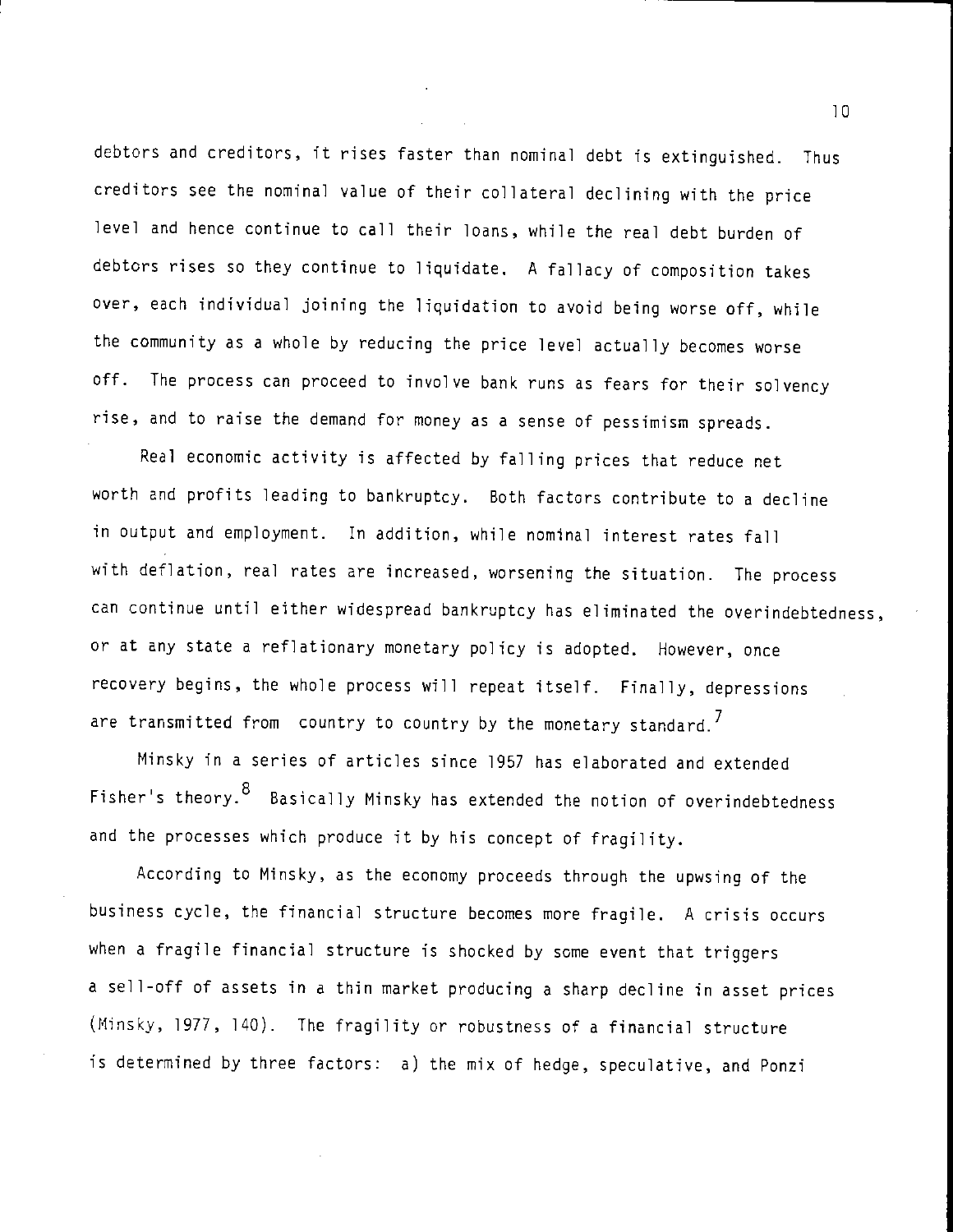debtors and creditors, it rises faster than nominal debt is extinguished. Thus creditors see the nominal value of their collateral declining with the price level and hence continue to call their loans, while the real debt burden of debtors rises so they continue to liquidate. A fallacy of composition takes over, each individual joining the liquidation to avoid being worse off, while the community as a whole by reducing the price level actually becomes worse off. The process can proceed to involve bank runs as fears for their solvency rise, and to raise the demand for money as a sense of pessimism spreads.

Real economic activity is affected by falling prices that reduce net worth and profits leading to bankruptcy. Both factors contribute to a decline in output and employment. In addition, while nominal interest rates fall with deflation, real rates are increased, worsening the situation. The process can continue until either widespread bankruptcy has eliminated the overindebtedness, or at any state a reflationary monetary policy is adopted. However, once recovery begins, the whole process will repeat itself. Finally, depressions are transmitted from country to country by the monetary standard.[7]

Minsky in a series of articles since 1957 has elaborated and extended Fisher's theory.[8] Basically Minsky has extended the notion of overindebtedness and the processes which produce it by his concept of fragility.

According to Minsky, as the economy proceeds through the upwsing of the business cycle, the financial structure becomes more fragile. A crisis occurs when a fragile financial structure is shocked by some event that triggers a sell-off of assets in a thin market producing a sharp decline in asset prices (Minsky, 1977, 140). The fragility or robustness of a financial structure is determined by three factors: a) the mix of hedge, speculative, and Ponzi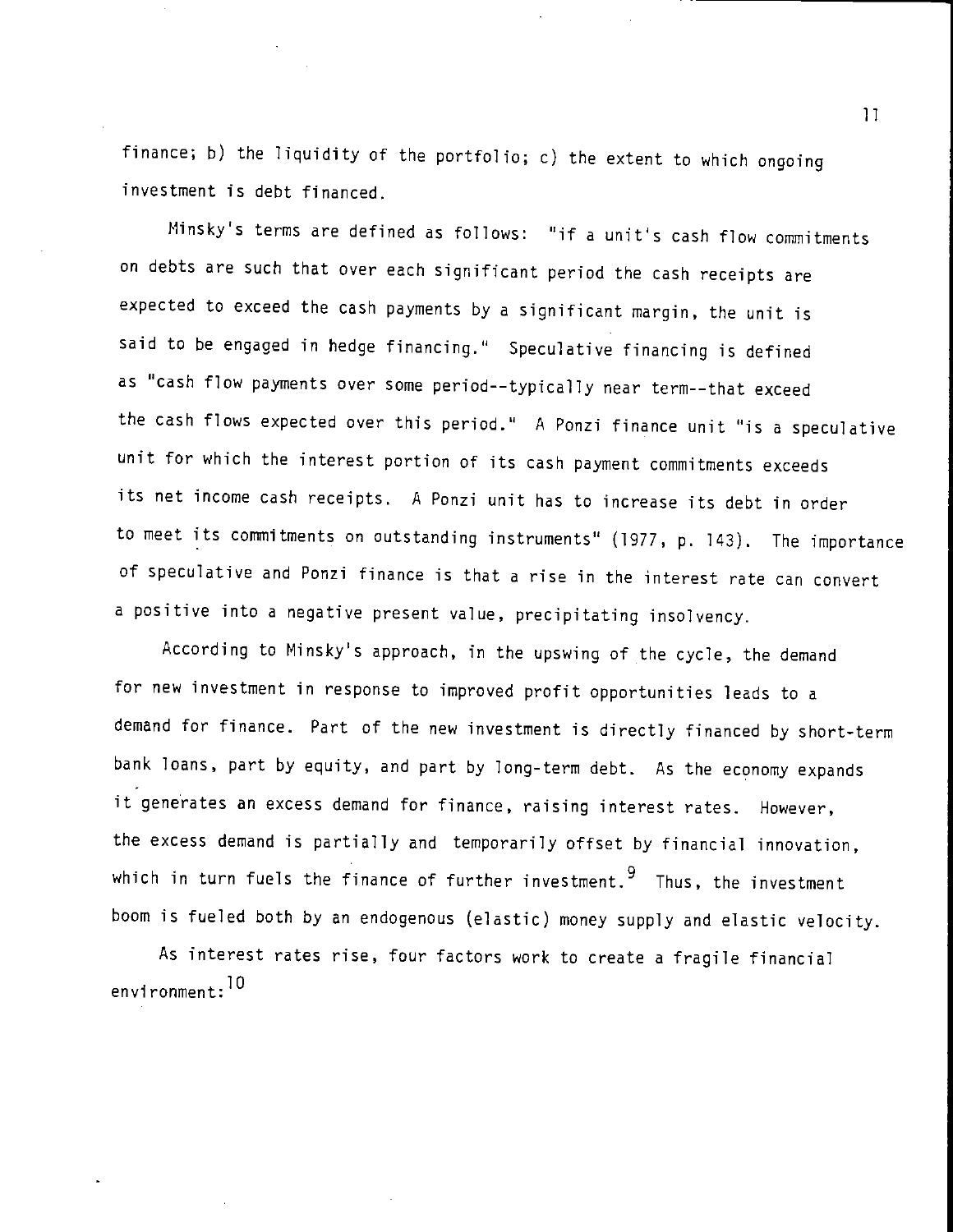finance; b) the liquidity of the portfolio; c) the extent to which ongoing investment is debt financed.

Minsky's terms are defined as follows: "if a unit's cash flow commitments on debts are such that over each significant period the cash receipts are expected to exceed the cash payments by a significant margin, the unit is said to be engaged in hedge financing." Speculative financing is defined as "cash flow payments over some period--typically near term--that exceed the cash flows expected over this period." A Ponzi finance unit "is a speculative unit for which the interest portion of its cash payment commitments exceeds its net income cash receipts. A Ponzi unit has to increase its debt in order to meet its commitments on outstanding instruments" (1977, p. 143). The importance of speculative and Ponzi finance is that a rise in the interest rate can convert a positive into a negative present value, precipitating insolvency.

According to Minsky's approach, in the upswing of the cycle, the demand for new investment in response to improved profit opportunities leads to a demand for finance. Part of the new investment is directly financed by short-term bank loans, part by equity, and part by long-term debt. As the economy expands it generates an excess demand for finance, raising interest rates. However, the excess demand is partially and temporarily offset by financial innovation, which in turn fuels the finance of further investment.[9] Thus, the investment boom is fueled both by an endogenous (elastic) money supply and elastic velocity.

As interest rates rise, four factors work to create a fragile financial environment:[10]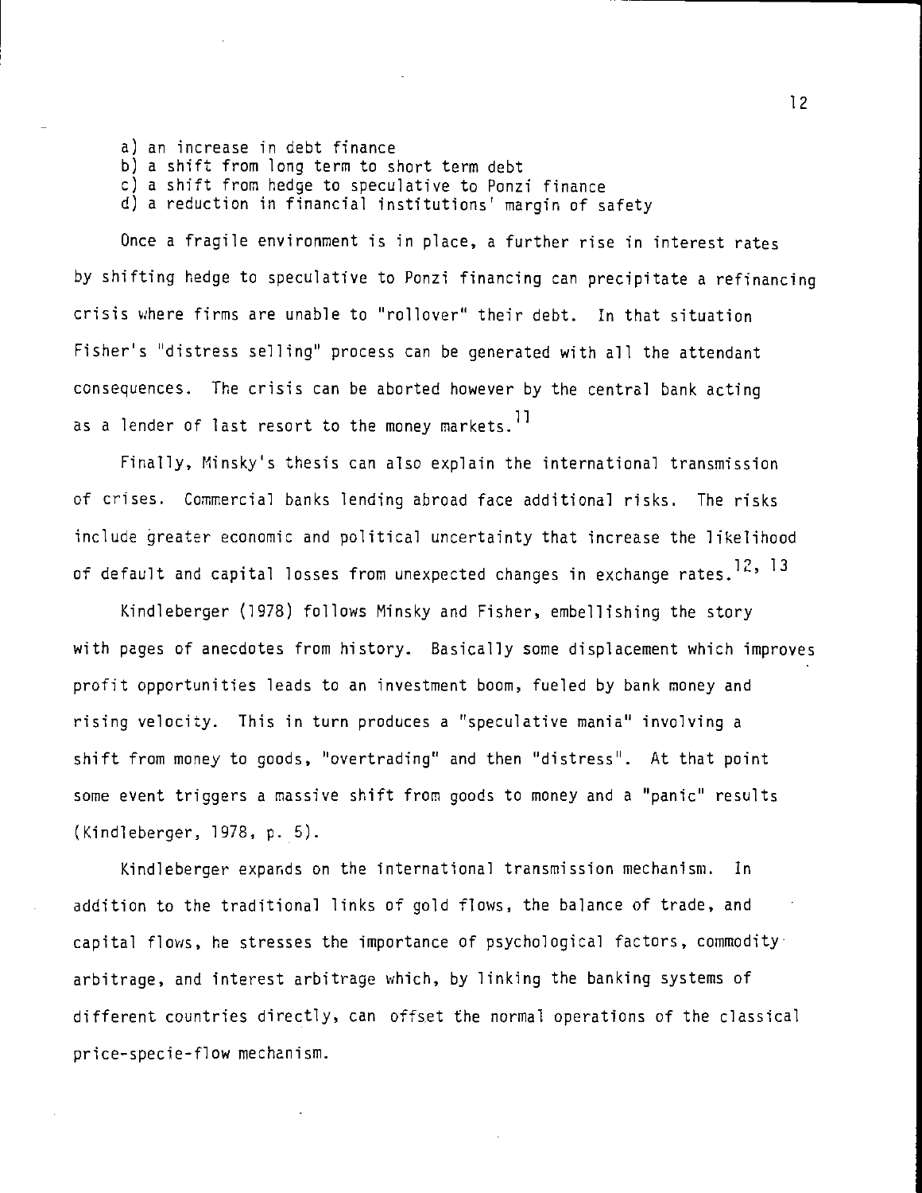a) an increase in debt finance
b) a shift from long term to short term debt
c) a shift from hedge to speculative to Ponzi finance
d) a reduction in financial institutions' margin of safety

Once a fragile environment is in place, a further rise in interest rates by shifting hedge to speculative to Ponzi financing can precipitate a refinancing crisis where firms are unable to "rollover" their debt. In that situation Fisher's "distress selling" process can be generated with all the attendant consequences. The crisis can be aborted however by the central bank acting as a lender of last resort to the money markets.[11]

Finally, Minsky's thesis can also explain the international transmission of crises. Commercial banks lending abroad face additional risks. The risks include greater economic and political uncertainty that increase the likelihood of default and capital losses from unexpected changes in exchange rates.[12, 13]

Kindleberger (1978) follows Minsky and Fisher, embellishing the story with pages of anecdotes from history. Basically some displacement which improves profit opportunities leads to an investment boom, fueled by bank money and rising velocity. This in turn produces a "speculative mania" involving a shift from money to goods, "overtrading" and then "distress". At that point some event triggers a massive shift from goods to money and a "panic" results (Kindleberger, 1978, p. 5).

Kindleberger expands on the international transmission mechanism. In addition to the traditional links of gold flows, the balance of trade, and capital flows, he stresses the importance of psychological factors, commodity arbitrage, and interest arbitrage which, by linking the banking systems of different countries directly, can offset the normal operations of the classical price-specie-flow mechanism.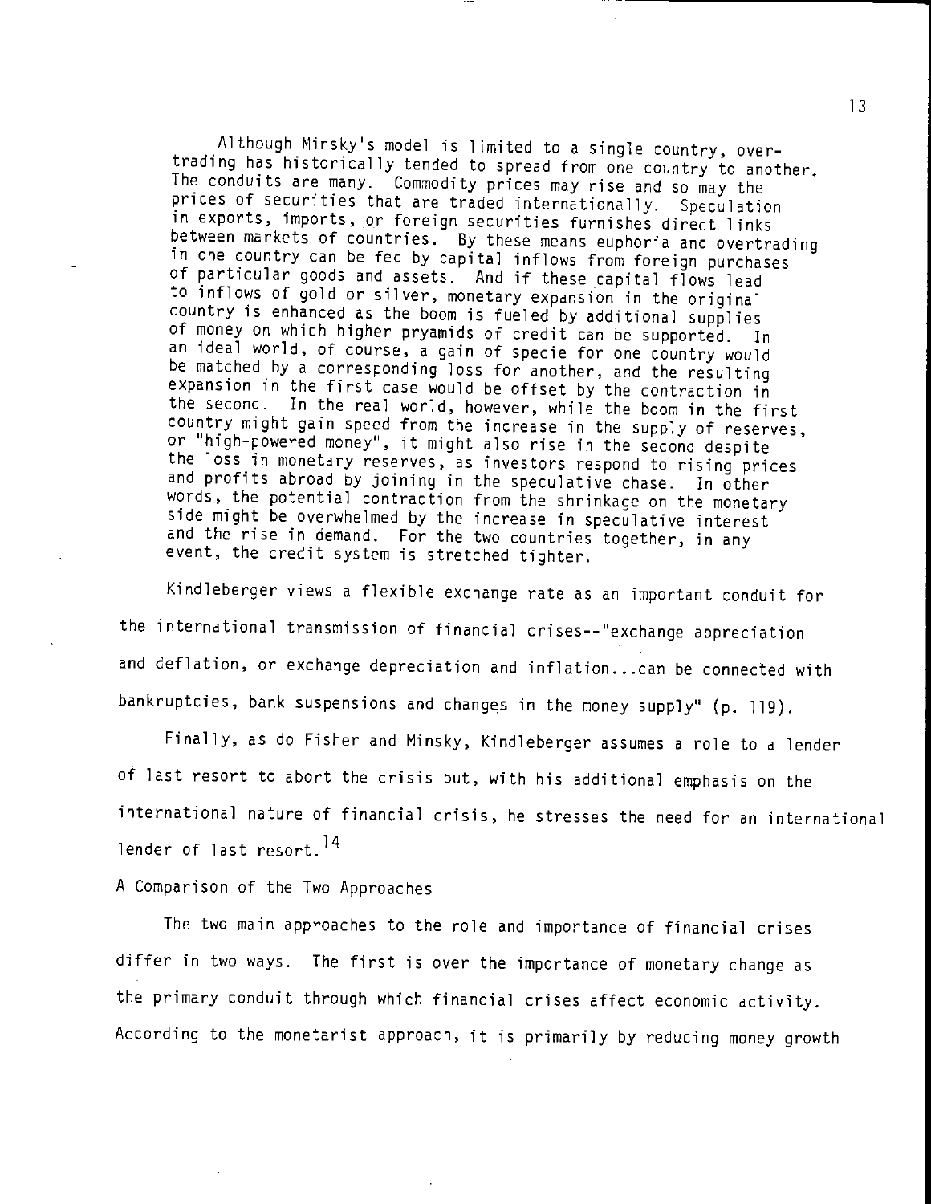Although Minsky's model is limited to a single country, overtrading has historically tended to spread from one country to another. The conduits are many. Commodity prices may rise and so may the prices of securities that are traded internationally. Speculation in exports, imports, or foreign securities furnishes direct links between markets of countries. By these means euphoria and overtrading in one country can be fed by capital inflows from foreign purchases of particular goods and assets. And if these capital flows lead to inflows of gold or silver, monetary expansion in the original country is enhanced as the boom is fueled by additional supplies of money on which higher pryamids of credit can be supported. In an ideal world, of course, a gain of specie for one country would be matched by a corresponding loss for another, and the resulting expansion in the first case would be offset by the contraction in the second. In the real world, however, while the boom in the first country might gain speed from the increase in the supply of reserves, or "high-powered money", it might also rise in the second despite the loss in monetary reserves, as investors respond to rising prices and profits abroad by joining in the speculative chase. In other words, the potential contraction from the shrinkage on the monetary side might be overwhelmed by the increase in speculative interest and the rise in demand. For the two countries together, in any event, the credit system is stretched tighter.

Kindleberger views a flexible exchange rate as an important conduit for the international transmission of financial crises--"exchange appreciation and deflation, or exchange depreciation and inflation...can be connected with bankruptcies, bank suspensions and changes in the money supply" (p. 119).

Finally, as do Fisher and Minsky, Kindleberger assumes a role to a lender of last resort to abort the crisis but, with his additional emphasis on the international nature of financial crisis, he stresses the need for an international lender of last resort.[14]

## A Comparison of the Two Approaches

The two main approaches to the role and importance of financial crises differ in two ways. The first is over the importance of monetary change as the primary conduit through which financial crises affect economic activity. According to the monetarist approach, it is primarily by reducing money growth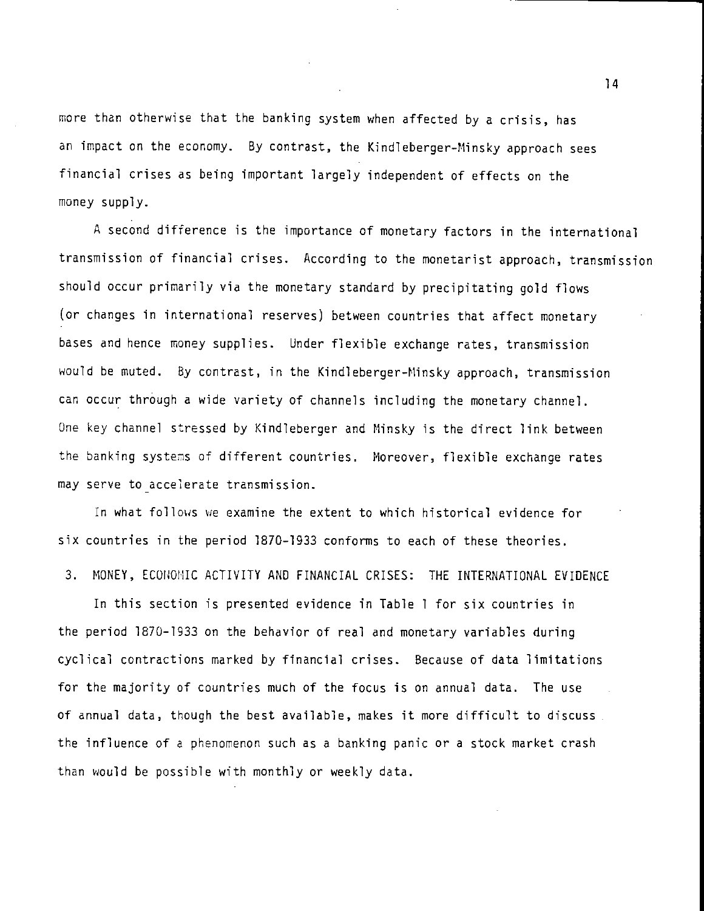more than otherwise that the banking system when affected by a crisis, has an impact on the economy. By contrast, the Kindleberger-Minsky approach sees financial crises as being important largely independent of effects on the money supply.

A second difference is the importance of monetary factors in the international transmission of financial crises. According to the monetarist approach, transmission should occur primarily via the monetary standard by precipitating gold flows (or changes in international reserves) between countries that affect monetary bases and hence money supplies. Under flexible exchange rates, transmission would be muted. By contrast, in the Kindleberger-Minsky approach, transmission can occur through a wide variety of channels including the monetary channel. One key channel stressed by Kindleberger and Minsky is the direct link between the banking systems of different countries. Moreover, flexible exchange rates may serve to accelerate transmission.

In what follows we examine the extent to which historical evidence for six countries in the period 1870-1933 conforms to each of these theories.

## 3. MONEY, ECONOMIC ACTIVITY AND FINANCIAL CRISES: THE INTERNATIONAL EVIDENCE

In this section is presented evidence in Table 1 for six countries in the period 1870-1933 on the behavior of real and monetary variables during cyclical contractions marked by financial crises. Because of data limitations for the majority of countries much of the focus is on annual data. The use of annual data, though the best available, makes it more difficult to discuss the influence of a phenomenon such as a banking panic or a stock market crash than would be possible with monthly or weekly data.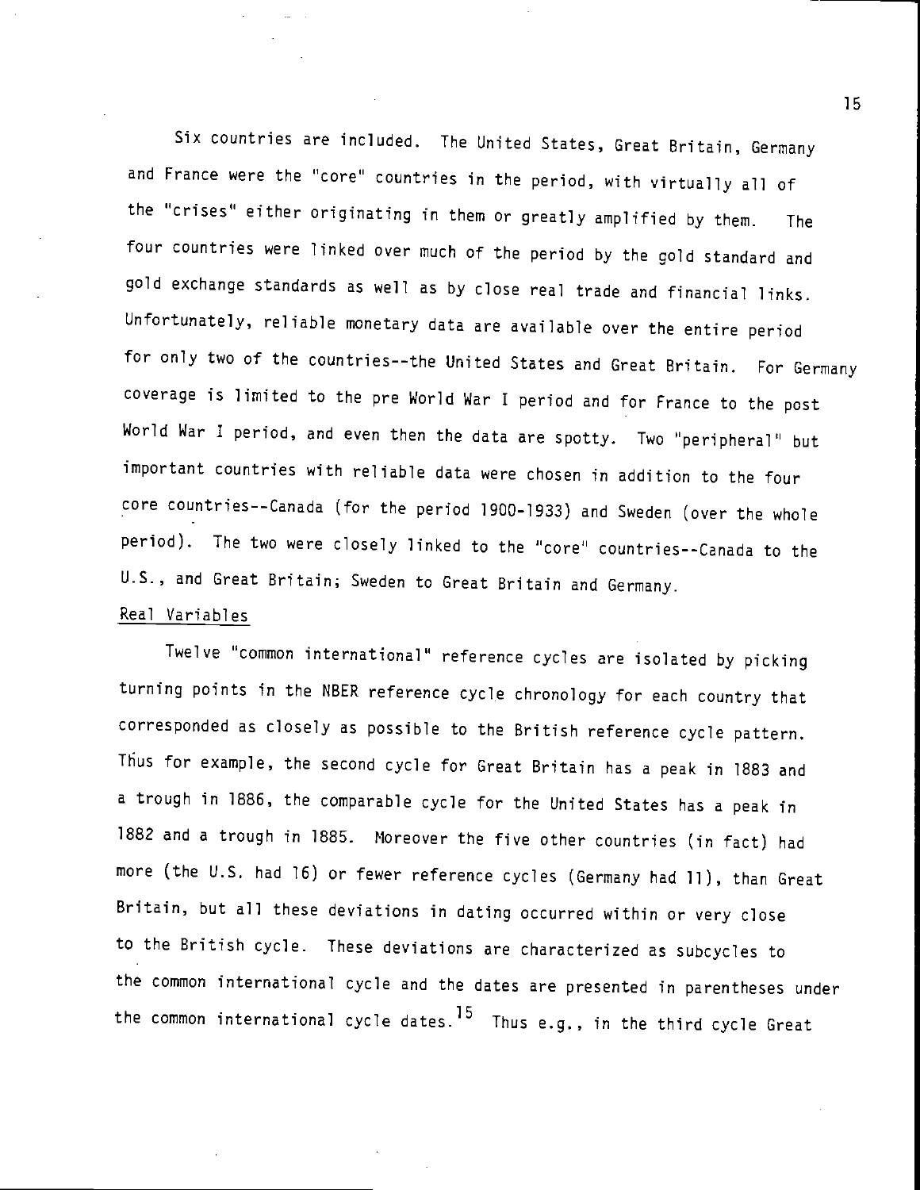Six countries are included. The United States, Great Britain, Germany and France were the "core" countries in the period, with virtually all of the "crises" either originating in them or greatly amplified by them. The four countries were linked over much of the period by the gold standard and gold exchange standards as well as by close real trade and financial links. Unfortunately, reliable monetary data are available over the entire period for only two of the countries--the United States and Great Britain. For Germany coverage is limited to the pre World War I period and for France to the post World War I period, and even then the data are spotty. Two "peripheral" but important countries with reliable data were chosen in addition to the four core countries--Canada (for the period 1900-1933) and Sweden (over the whole period). The two were closely linked to the "core" countries--Canada to the U.S., and Great Britain; Sweden to Great Britain and Germany.

Real Variables

Twelve "common international" reference cycles are isolated by picking turning points in the NBER reference cycle chronology for each country that corresponded as closely as possible to the British reference cycle pattern. Thus for example, the second cycle for Great Britain has a peak in 1883 and a trough in 1886, the comparable cycle for the United States has a peak in 1882 and a trough in 1885. Moreover the five other countries (in fact) had more (the U.S. had 16) or fewer reference cycles (Germany had 11), than Great Britain, but all these deviations in dating occurred within or very close to the British cycle. These deviations are characterized as subcycles to the common international cycle and the dates are presented in parentheses under the common international cycle dates.[15] Thus e.g., in the third cycle Great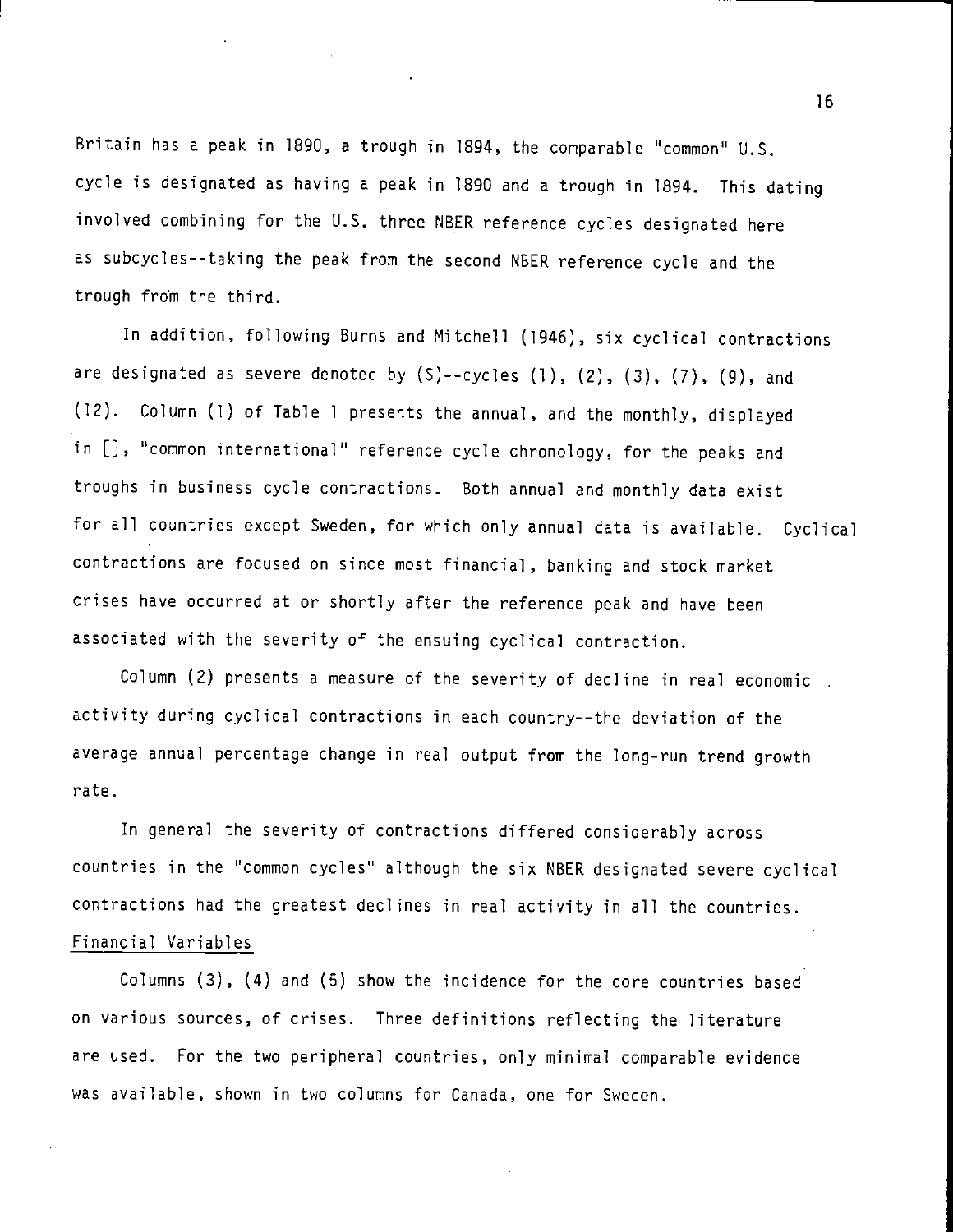Britain has a peak in 1890, a trough in 1894, the comparable "common" U.S. cycle is designated as having a peak in 1890 and a trough in 1894. This dating involved combining for the U.S. three NBER reference cycles designated here as subcycles--taking the peak from the second NBER reference cycle and the trough from the third.

In addition, following Burns and Mitchell (1946), six cyclical contractions are designated as severe denoted by (S)--cycles (1), (2), (3), (7), (9), and (12). Column (1) of Table 1 presents the annual, and the monthly, displayed in [], "common international" reference cycle chronology, for the peaks and troughs in business cycle contractions. Both annual and monthly data exist for all countries except Sweden, for which only annual data is available. Cyclical contractions are focused on since most financial, banking and stock market crises have occurred at or shortly after the reference peak and have been associated with the severity of the ensuing cyclical contraction.

Column (2) presents a measure of the severity of decline in real economic activity during cyclical contractions in each country--the deviation of the average annual percentage change in real output from the long-run trend growth rate.

In general the severity of contractions differed considerably across countries in the "common cycles" although the six NBER designated severe cyclical contractions had the greatest declines in real activity in all the countries.

## Financial Variables

Columns (3), (4) and (5) show the incidence for the core countries based on various sources, of crises. Three definitions reflecting the literature are used. For the two peripheral countries, only minimal comparable evidence was available, shown in two columns for Canada, one for Sweden.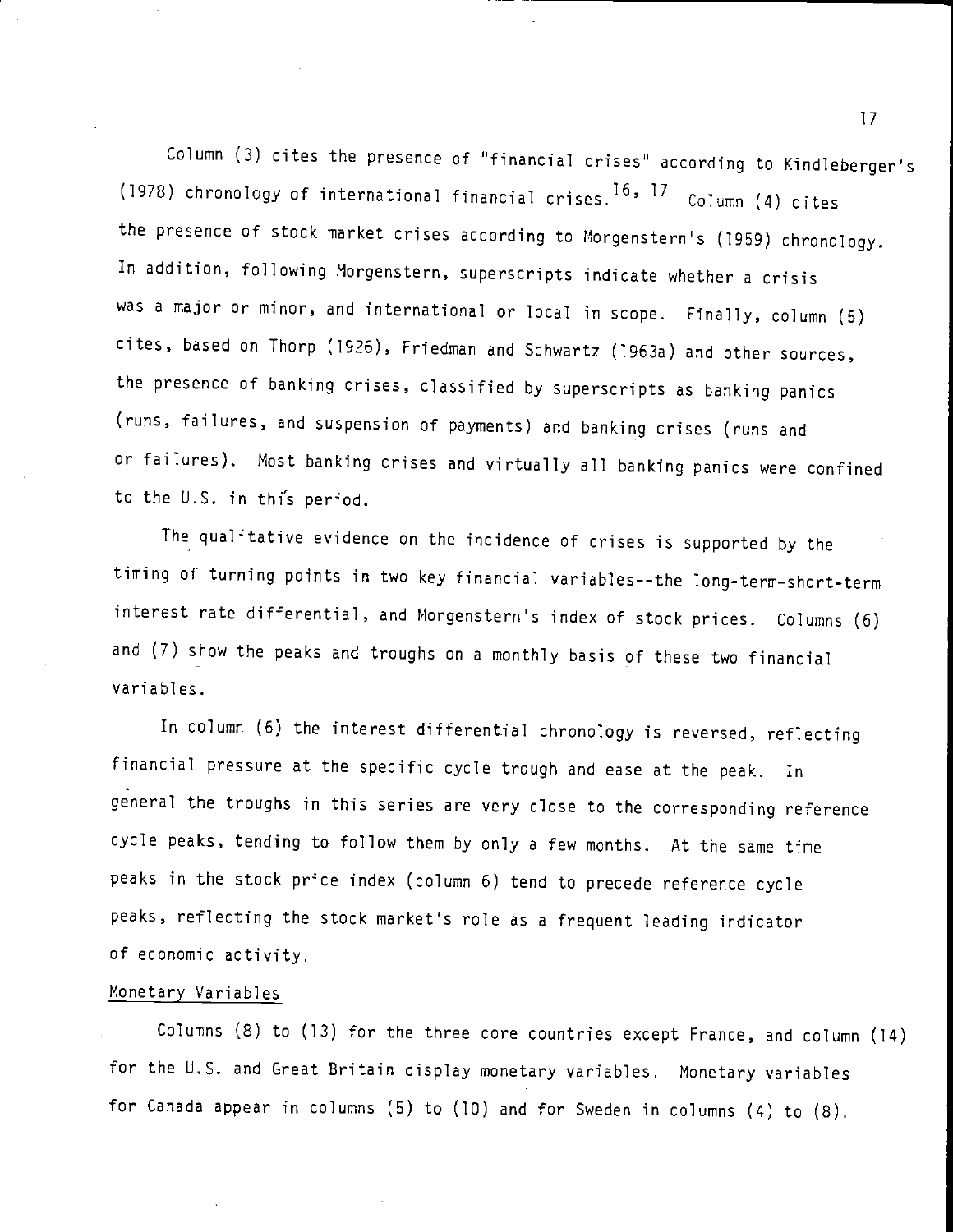Column (3) cites the presence of "financial crises" according to Kindleberger's (1978) chronology of international financial crises.[16, 17] Column (4) cites the presence of stock market crises according to Morgenstern's (1959) chronology. In addition, following Morgenstern, superscripts indicate whether a crisis was a major or minor, and international or local in scope. Finally, column (5) cites, based on Thorp (1926), Friedman and Schwartz (1963a) and other sources, the presence of banking crises, classified by superscripts as banking panics (runs, failures, and suspension of payments) and banking crises (runs and or failures). Most banking crises and virtually all banking panics were confined to the U.S. in this period.

The qualitative evidence on the incidence of crises is supported by the timing of turning points in two key financial variables--the long-term-short-term interest rate differential, and Morgenstern's index of stock prices. Columns (6) and (7) show the peaks and troughs on a monthly basis of these two financial variables.

In column (6) the interest differential chronology is reversed, reflecting financial pressure at the specific cycle trough and ease at the peak. In general the troughs in this series are very close to the corresponding reference cycle peaks, tending to follow them by only a few months. At the same time peaks in the stock price index (column 6) tend to precede reference cycle peaks, reflecting the stock market's role as a frequent leading indicator of economic activity.

Monetary Variables

Columns (8) to (13) for the three core countries except France, and column (14) for the U.S. and Great Britain display monetary variables. Monetary variables for Canada appear in columns (5) to (10) and for Sweden in columns (4) to (8).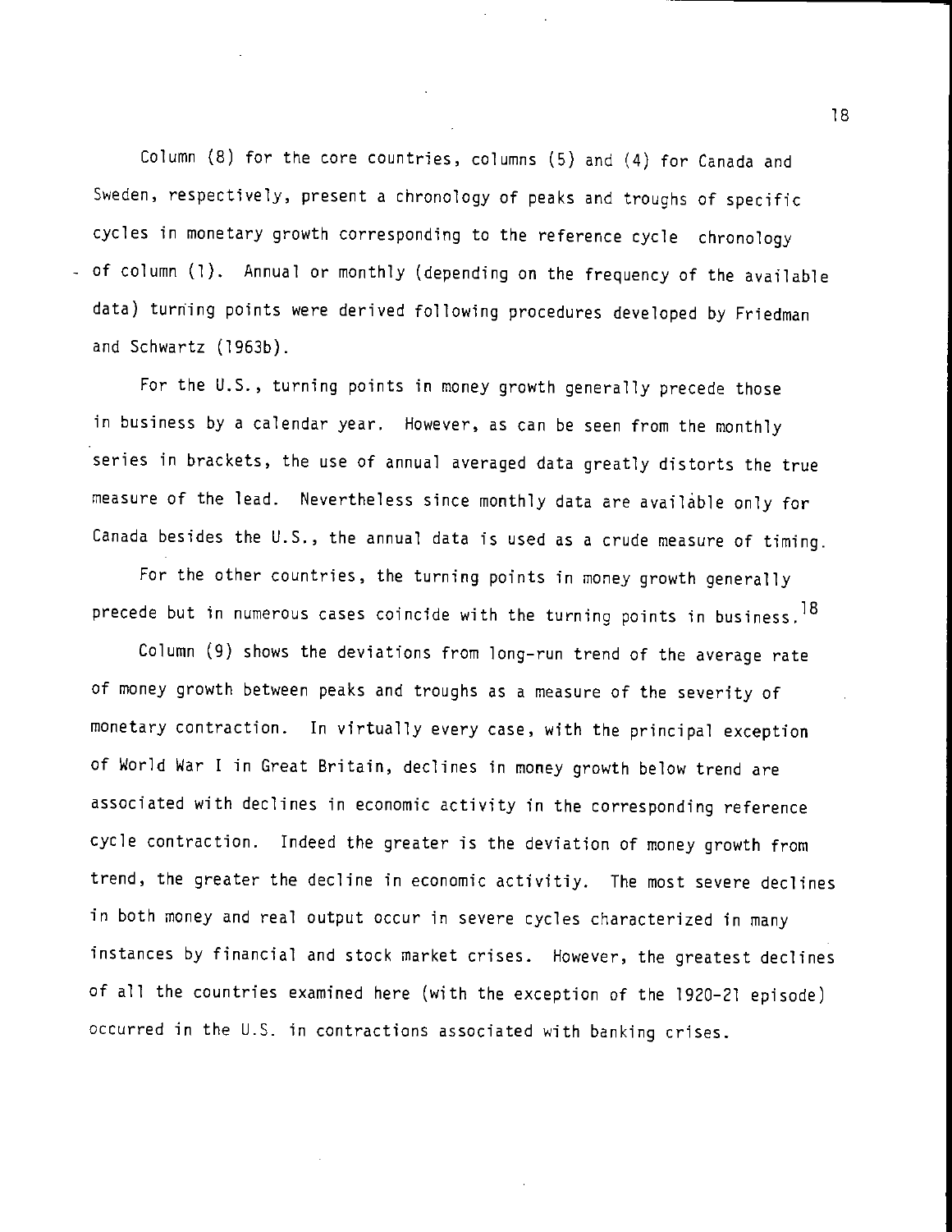Column (8) for the core countries, columns (5) and (4) for Canada and Sweden, respectively, present a chronology of peaks and troughs of specific cycles in monetary growth corresponding to the reference cycle chronology of column (1). Annual or monthly (depending on the frequency of the available data) turning points were derived following procedures developed by Friedman and Schwartz (1963b).

For the U.S., turning points in money growth generally precede those in business by a calendar year. However, as can be seen from the monthly series in brackets, the use of annual averaged data greatly distorts the true measure of the lead. Nevertheless since monthly data are available only for Canada besides the U.S., the annual data is used as a crude measure of timing.

For the other countries, the turning points in money growth generally precede but in numerous cases coincide with the turning points in business.[18]

Column (9) shows the deviations from long-run trend of the average rate of money growth between peaks and troughs as a measure of the severity of monetary contraction. In virtually every case, with the principal exception of World War I in Great Britain, declines in money growth below trend are associated with declines in economic activity in the corresponding reference cycle contraction. Indeed the greater is the deviation of money growth from trend, the greater the decline in economic activitiy. The most severe declines in both money and real output occur in severe cycles characterized in many instances by financial and stock market crises. However, the greatest declines of all the countries examined here (with the exception of the 1920-21 episode) occurred in the U.S. in contractions associated with banking crises.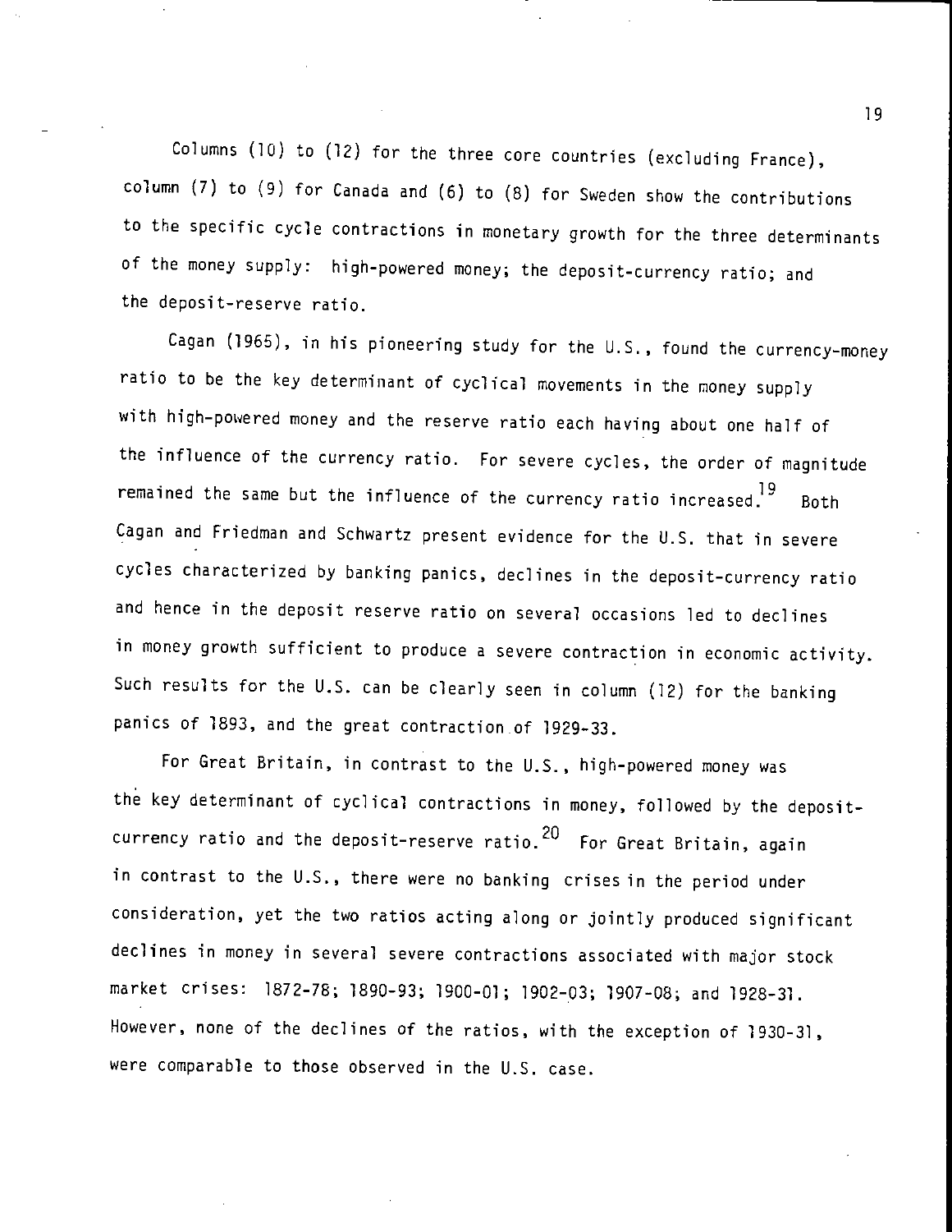Columns (10) to (12) for the three core countries (excluding France), column (7) to (9) for Canada and (6) to (8) for Sweden show the contributions to the specific cycle contractions in monetary growth for the three determinants of the money supply: high-powered money; the deposit-currency ratio; and the deposit-reserve ratio.

Cagan (1965), in his pioneering study for the U.S., found the currency-money ratio to be the key determinant of cyclical movements in the money supply with high-powered money and the reserve ratio each having about one half of the influence of the currency ratio. For severe cycles, the order of magnitude remained the same but the influence of the currency ratio increased.[19] Both Cagan and Friedman and Schwartz present evidence for the U.S. that in severe cycles characterized by banking panics, declines in the deposit-currency ratio and hence in the deposit reserve ratio on several occasions led to declines in money growth sufficient to produce a severe contraction in economic activity. Such results for the U.S. can be clearly seen in column (12) for the banking panics of 1893, and the great contraction of 1929-33.

For Great Britain, in contrast to the U.S., high-powered money was the key determinant of cyclical contractions in money, followed by the deposit-currency ratio and the deposit-reserve ratio.[20] For Great Britain, again in contrast to the U.S., there were no banking crises in the period under consideration, yet the two ratios acting along or jointly produced significant declines in money in several severe contractions associated with major stock market crises: 1872-78; 1890-93; 1900-01; 1902-03; 1907-08; and 1928-31. However, none of the declines of the ratios, with the exception of 1930-31, were comparable to those observed in the U.S. case.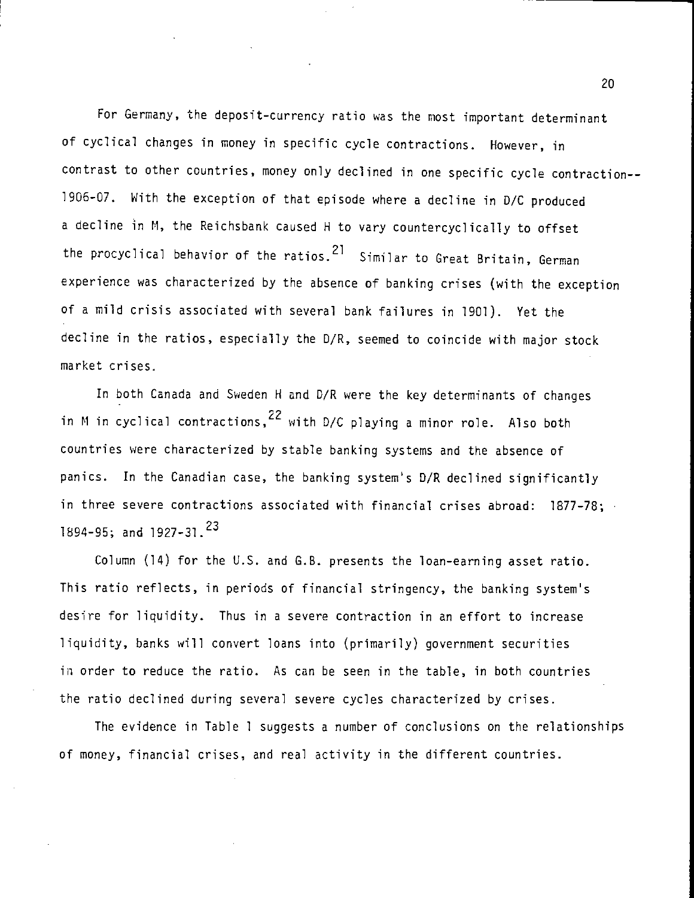For Germany, the deposit-currency ratio was the most important determinant of cyclical changes in money in specific cycle contractions. However, in contrast to other countries, money only declined in one specific cycle contraction--1906-07. With the exception of that episode where a decline in D/C produced a decline in M, the Reichsbank caused H to vary countercyclically to offset the procyclical behavior of the ratios.[21] Similar to Great Britain, German experience was characterized by the absence of banking crises (with the exception of a mild crisis associated with several bank failures in 1901). Yet the decline in the ratios, especially the D/R, seemed to coincide with major stock market crises.

In both Canada and Sweden H and D/R were the key determinants of changes in M in cyclical contractions,[22] with D/C playing a minor role. Also both countries were characterized by stable banking systems and the absence of panics. In the Canadian case, the banking system's D/R declined significantly in three severe contractions associated with financial crises abroad: 1877-78; 1894-95; and 1927-31.[23]

Column (14) for the U.S. and G.B. presents the loan-earning asset ratio. This ratio reflects, in periods of financial stringency, the banking system's desire for liquidity. Thus in a severe contraction in an effort to increase liquidity, banks will convert loans into (primarily) government securities in order to reduce the ratio. As can be seen in the table, in both countries the ratio declined during several severe cycles characterized by crises.

The evidence in Table 1 suggests a number of conclusions on the relationships of money, financial crises, and real activity in the different countries.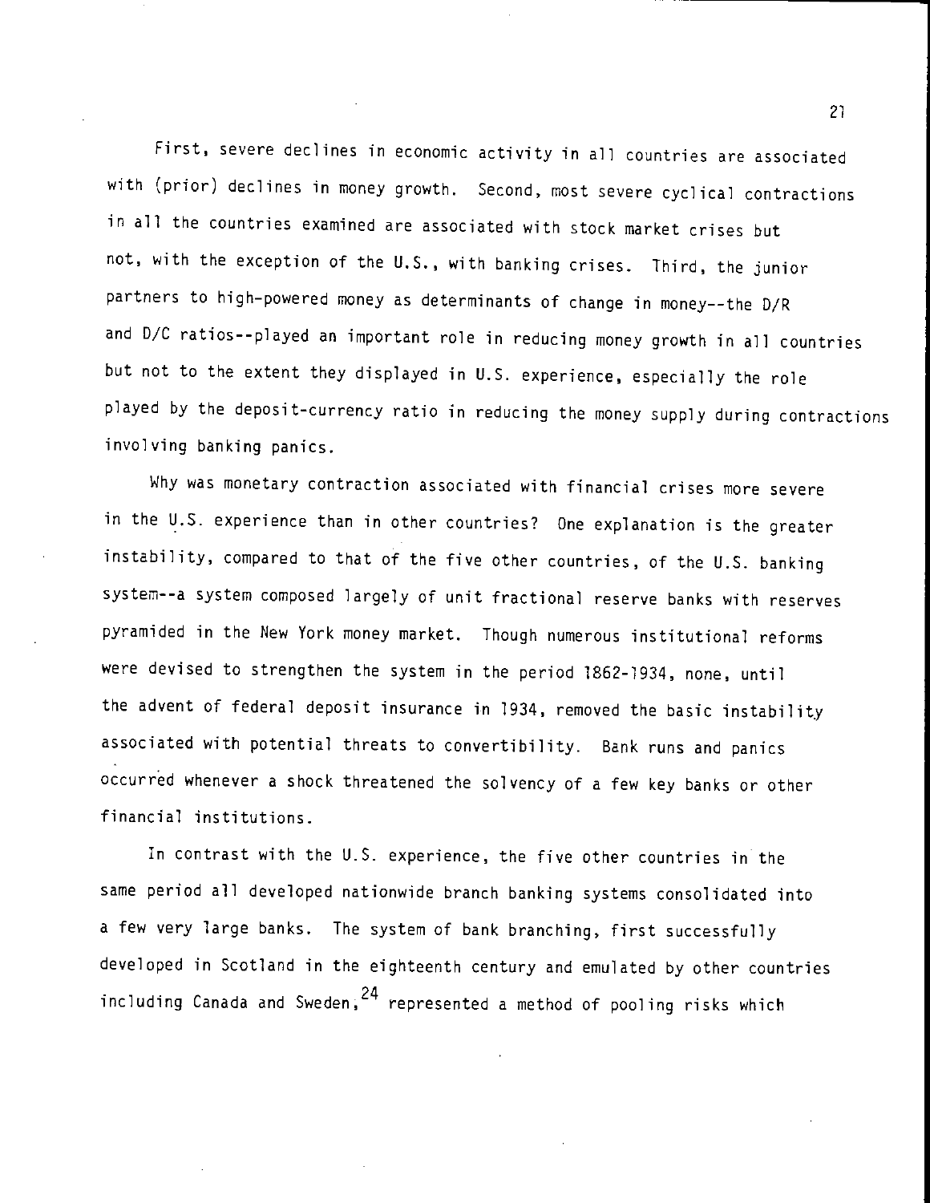First, severe declines in economic activity in all countries are associated with (prior) declines in money growth. Second, most severe cyclical contractions in all the countries examined are associated with stock market crises but not, with the exception of the U.S., with banking crises. Third, the junior partners to high-powered money as determinants of change in money--the D/R and D/C ratios--played an important role in reducing money growth in all countries but not to the extent they displayed in U.S. experience, especially the role played by the deposit-currency ratio in reducing the money supply during contractions involving banking panics.

Why was monetary contraction associated with financial crises more severe in the U.S. experience than in other countries? One explanation is the greater instability, compared to that of the five other countries, of the U.S. banking system--a system composed largely of unit fractional reserve banks with reserves pyramided in the New York money market. Though numerous institutional reforms were devised to strengthen the system in the period 1862-1934, none, until the advent of federal deposit insurance in 1934, removed the basic instability associated with potential threats to convertibility. Bank runs and panics occurred whenever a shock threatened the solvency of a few key banks or other financial institutions.

In contrast with the U.S. experience, the five other countries in the same period all developed nationwide branch banking systems consolidated into a few very large banks. The system of bank branching, first successfully developed in Scotland in the eighteenth century and emulated by other countries including Canada and Sweden,[24] represented a method of pooling risks which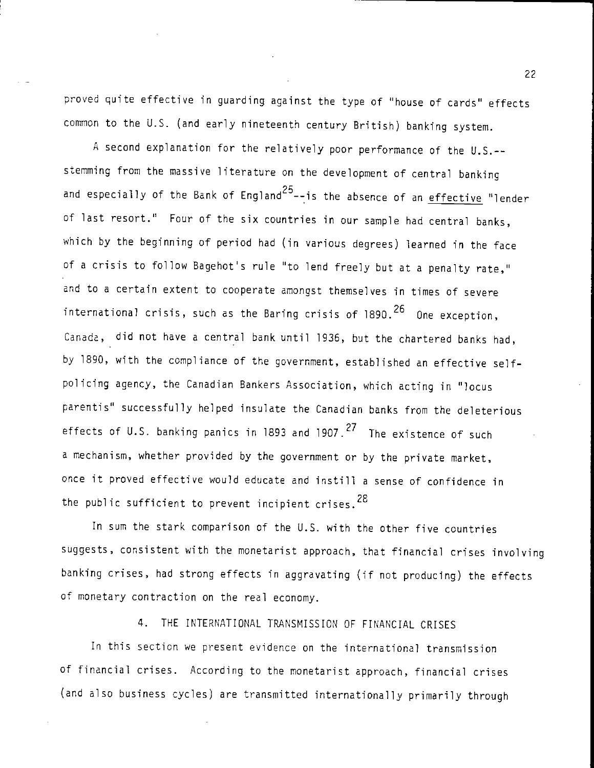proved quite effective in guarding against the type of "house of cards" effects common to the U.S. (and early nineteenth century British) banking system.

A second explanation for the relatively poor performance of the U.S.--stemming from the massive literature on the development of central banking and especially of the Bank of England[25]--is the absence of an <u>effective</u> "lender of last resort." Four of the six countries in our sample had central banks, which by the beginning of period had (in various degrees) learned in the face of a crisis to follow Bagehot's rule "to lend freely but at a penalty rate," and to a certain extent to cooperate amongst themselves in times of severe international crisis, such as the Baring crisis of 1890.[26] One exception, Canada, did not have a central bank until 1936, but the chartered banks had, by 1890, with the compliance of the government, established an effective self-policing agency, the Canadian Bankers Association, which acting in "locus parentis" successfully helped insulate the Canadian banks from the deleterious effects of U.S. banking panics in 1893 and 1907.[27] The existence of such a mechanism, whether provided by the government or by the private market, once it proved effective would educate and instill a sense of confidence in the public sufficient to prevent incipient crises.[28]

In sum the stark comparison of the U.S. with the other five countries suggests, consistent with the monetarist approach, that financial crises involving banking crises, had strong effects in aggravating (if not producing) the effects of monetary contraction on the real economy.

## 4. THE INTERNATIONAL TRANSMISSION OF FINANCIAL CRISES

In this section we present evidence on the international transmission of financial crises. According to the monetarist approach, financial crises (and also business cycles) are transmitted internationally primarily through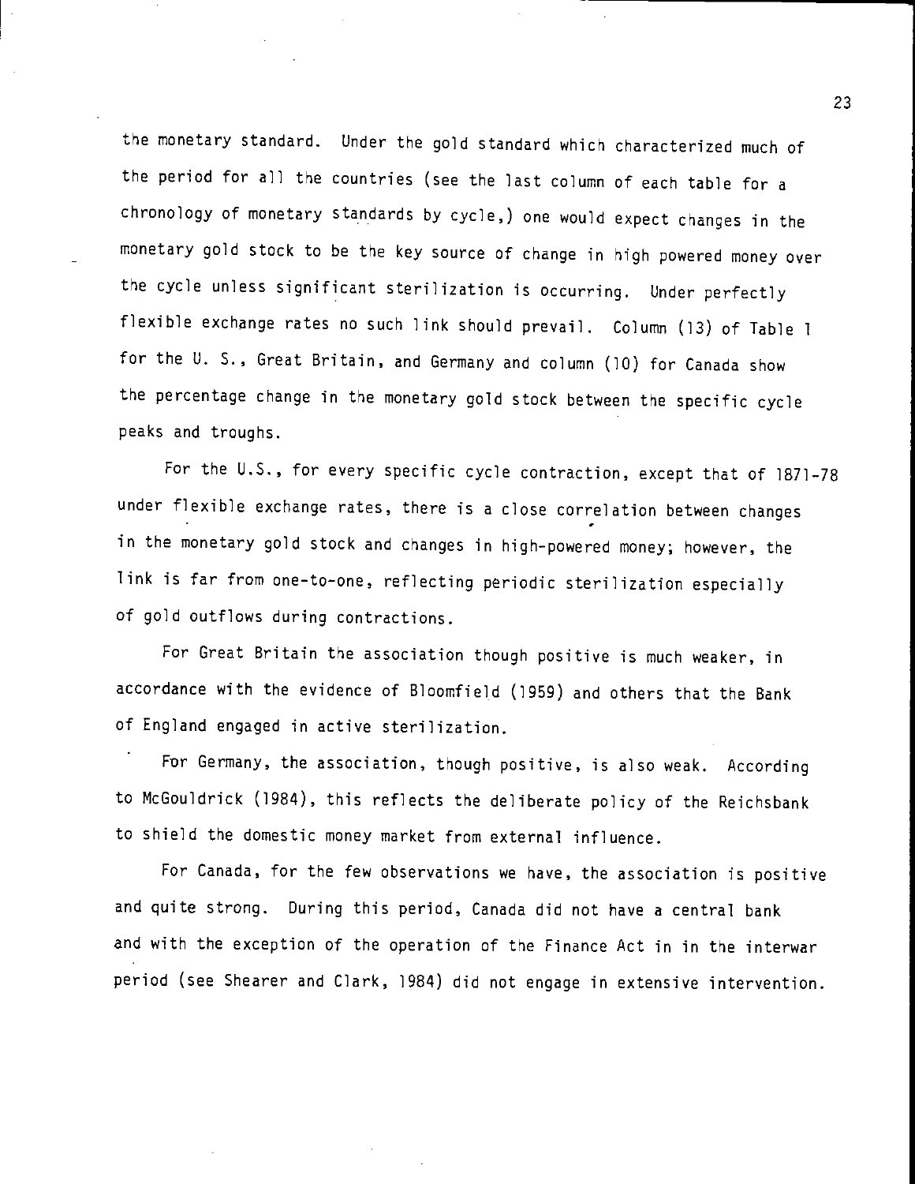the monetary standard. Under the gold standard which characterized much of the period for all the countries (see the last column of each table for a chronology of monetary standards by cycle,) one would expect changes in the monetary gold stock to be the key source of change in high powered money over the cycle unless significant sterilization is occurring. Under perfectly flexible exchange rates no such link should prevail. Column (13) of Table 1 for the U. S., Great Britain, and Germany and column (10) for Canada show the percentage change in the monetary gold stock between the specific cycle peaks and troughs.

For the U.S., for every specific cycle contraction, except that of 1871-78 under flexible exchange rates, there is a close correlation between changes in the monetary gold stock and changes in high-powered money; however, the link is far from one-to-one, reflecting periodic sterilization especially of gold outflows during contractions.

For Great Britain the association though positive is much weaker, in accordance with the evidence of Bloomfield (1959) and others that the Bank of England engaged in active sterilization.

For Germany, the association, though positive, is also weak. According to McGouldrick (1984), this reflects the deliberate policy of the Reichsbank to shield the domestic money market from external influence.

For Canada, for the few observations we have, the association is positive and quite strong. During this period, Canada did not have a central bank and with the exception of the operation of the Finance Act in in the interwar period (see Shearer and Clark, 1984) did not engage in extensive intervention.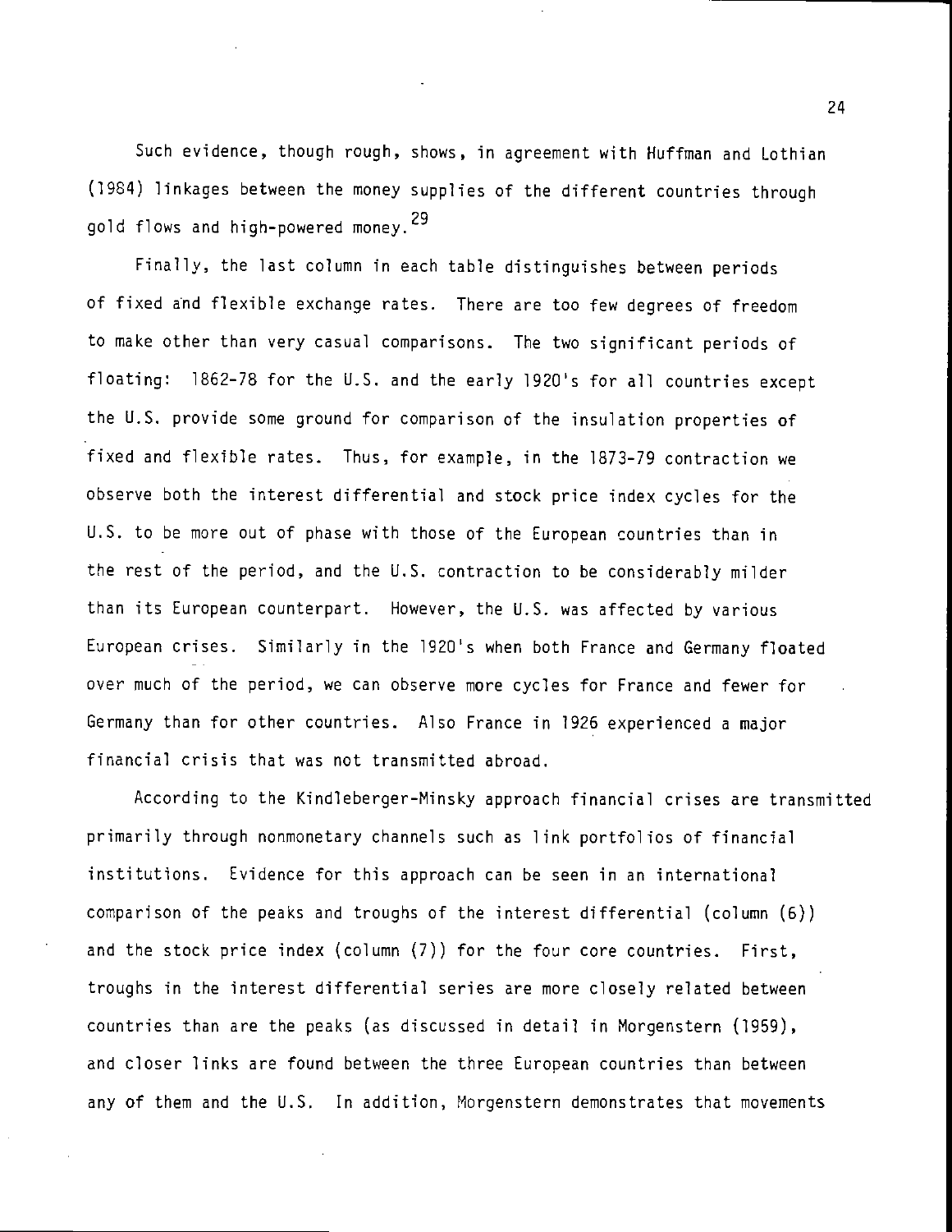Such evidence, though rough, shows, in agreement with Huffman and Lothian (1984) linkages between the money supplies of the different countries through gold flows and high-powered money.[29]

Finally, the last column in each table distinguishes between periods of fixed and flexible exchange rates. There are too few degrees of freedom to make other than very casual comparisons. The two significant periods of floating: 1862-78 for the U.S. and the early 1920's for all countries except the U.S. provide some ground for comparison of the insulation properties of fixed and flexible rates. Thus, for example, in the 1873-79 contraction we observe both the interest differential and stock price index cycles for the U.S. to be more out of phase with those of the European countries than in the rest of the period, and the U.S. contraction to be considerably milder than its European counterpart. However, the U.S. was affected by various European crises. Similarly in the 1920's when both France and Germany floated over much of the period, we can observe more cycles for France and fewer for Germany than for other countries. Also France in 1926 experienced a major financial crisis that was not transmitted abroad.

According to the Kindleberger-Minsky approach financial crises are transmitted primarily through nonmonetary channels such as link portfolios of financial institutions. Evidence for this approach can be seen in an international comparison of the peaks and troughs of the interest differential (column (6)) and the stock price index (column (7)) for the four core countries. First, troughs in the interest differential series are more closely related between countries than are the peaks (as discussed in detail in Morgenstern (1959), and closer links are found between the three European countries than between any of them and the U.S. In addition, Morgenstern demonstrates that movements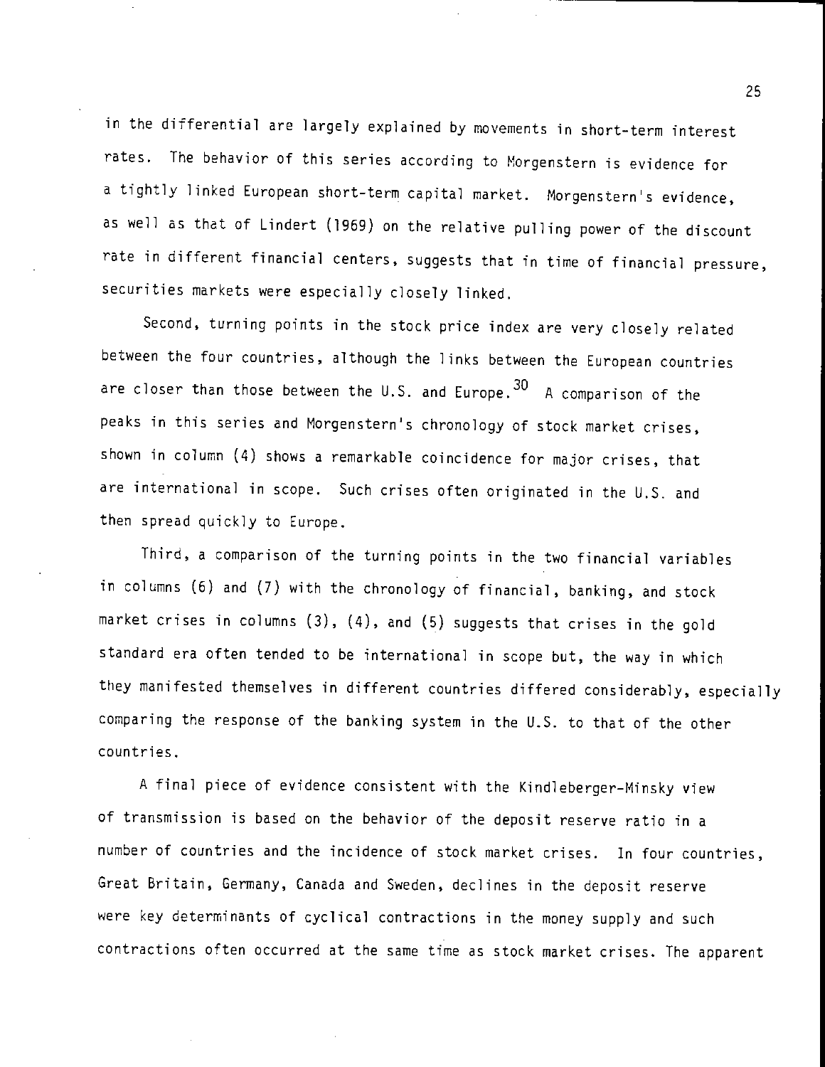in the differential are largely explained by movements in short-term interest rates. The behavior of this series according to Morgenstern is evidence for a tightly linked European short-term capital market. Morgenstern's evidence, as well as that of Lindert (1969) on the relative pulling power of the discount rate in different financial centers, suggests that in time of financial pressure, securities markets were especially closely linked.

Second, turning points in the stock price index are very closely related between the four countries, although the links between the European countries are closer than those between the U.S. and Europe.[30] A comparison of the peaks in this series and Morgenstern's chronology of stock market crises, shown in column (4) shows a remarkable coincidence for major crises, that are international in scope. Such crises often originated in the U.S. and then spread quickly to Europe.

Third, a comparison of the turning points in the two financial variables in columns (6) and (7) with the chronology of financial, banking, and stock market crises in columns (3), (4), and (5) suggests that crises in the gold standard era often tended to be international in scope but, the way in which they manifested themselves in different countries differed considerably, especially comparing the response of the banking system in the U.S. to that of the other countries.

A final piece of evidence consistent with the Kindleberger-Minsky view of transmission is based on the behavior of the deposit reserve ratio in a number of countries and the incidence of stock market crises. In four countries, Great Britain, Germany, Canada and Sweden, declines in the deposit reserve were key determinants of cyclical contractions in the money supply and such contractions often occurred at the same time as stock market crises. The apparent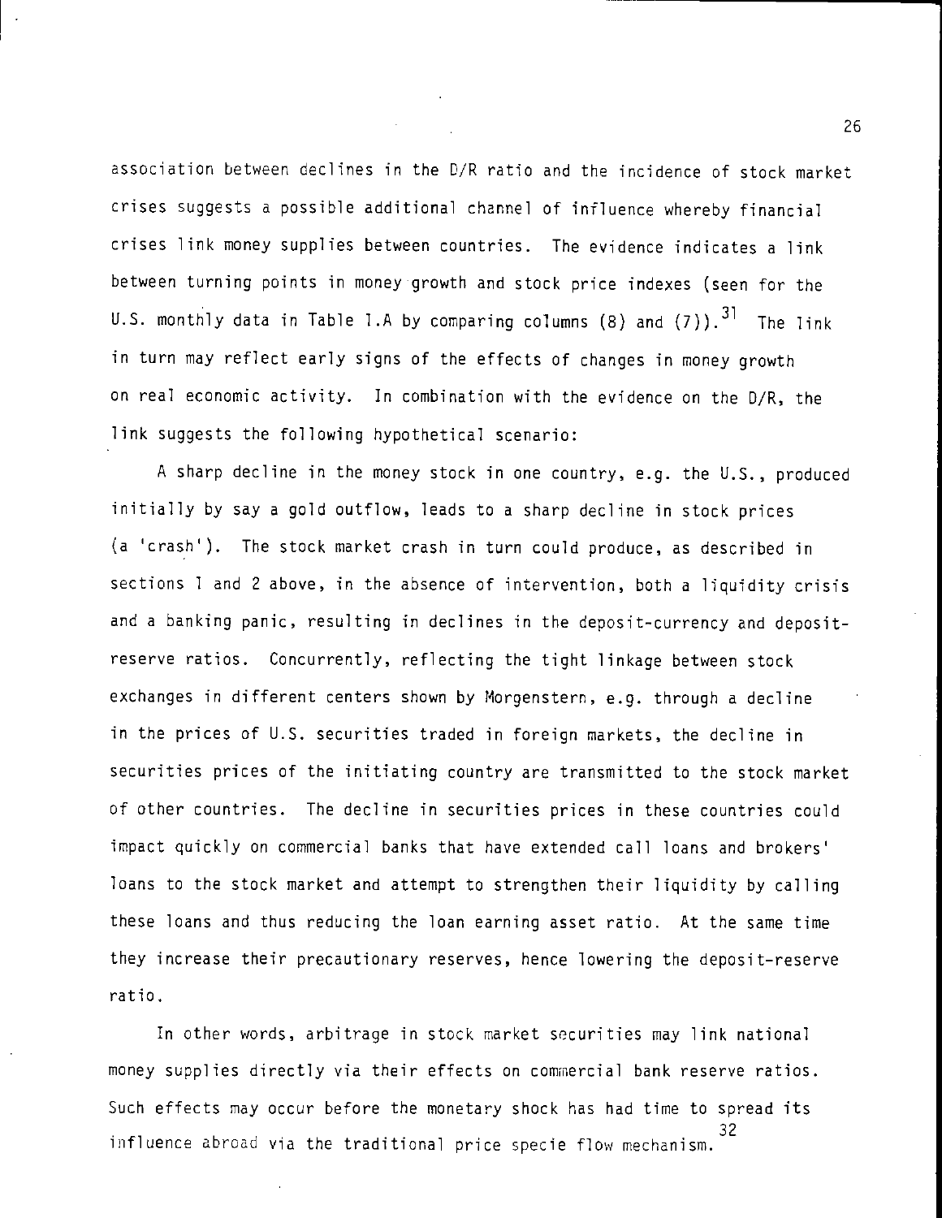association between declines in the D/R ratio and the incidence of stock market crises suggests a possible additional channel of influence whereby financial crises link money supplies between countries. The evidence indicates a link between turning points in money growth and stock price indexes (seen for the U.S. monthly data in Table 1.A by comparing columns (8) and (7)).[31] The link in turn may reflect early signs of the effects of changes in money growth on real economic activity. In combination with the evidence on the D/R, the link suggests the following hypothetical scenario:

A sharp decline in the money stock in one country, e.g. the U.S., produced initially by say a gold outflow, leads to a sharp decline in stock prices (a 'crash'). The stock market crash in turn could produce, as described in sections 1 and 2 above, in the absence of intervention, both a liquidity crisis and a banking panic, resulting in declines in the deposit-currency and deposit-reserve ratios. Concurrently, reflecting the tight linkage between stock exchanges in different centers shown by Morgenstern, e.g. through a decline in the prices of U.S. securities traded in foreign markets, the decline in securities prices of the initiating country are transmitted to the stock market of other countries. The decline in securities prices in these countries could impact quickly on commercial banks that have extended call loans and brokers' loans to the stock market and attempt to strengthen their liquidity by calling these loans and thus reducing the loan earning asset ratio. At the same time they increase their precautionary reserves, hence lowering the deposit-reserve ratio.

In other words, arbitrage in stock market securities may link national money supplies directly via their effects on commercial bank reserve ratios. Such effects may occur before the monetary shock has had time to spread its influence abroad via the traditional price specie flow mechanism.[32]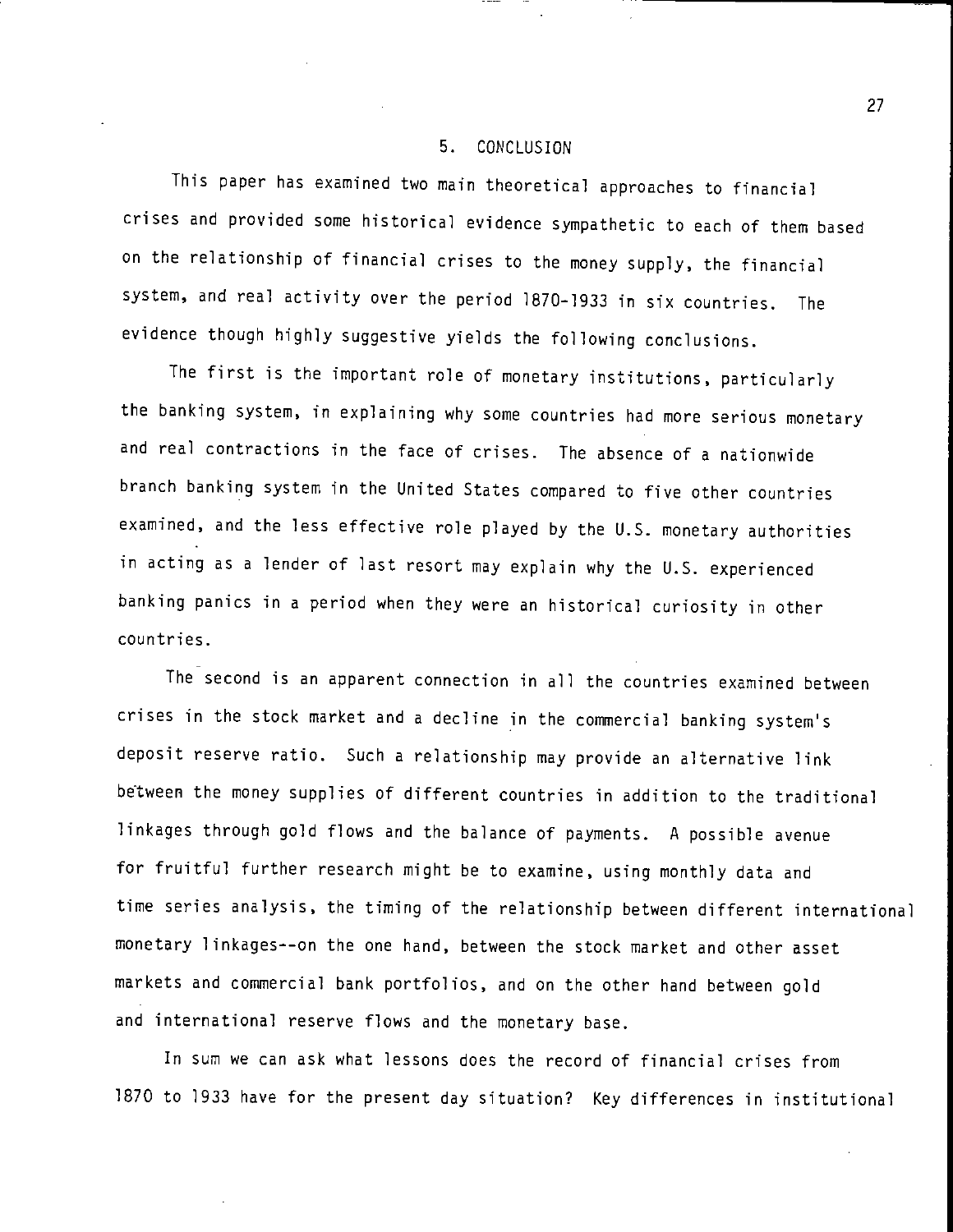## 5. CONCLUSION

This paper has examined two main theoretical approaches to financial crises and provided some historical evidence sympathetic to each of them based on the relationship of financial crises to the money supply, the financial system, and real activity over the period 1870-1933 in six countries. The evidence though highly suggestive yields the following conclusions.

The first is the important role of monetary institutions, particularly the banking system, in explaining why some countries had more serious monetary and real contractions in the face of crises. The absence of a nationwide branch banking system in the United States compared to five other countries examined, and the less effective role played by the U.S. monetary authorities in acting as a lender of last resort may explain why the U.S. experienced banking panics in a period when they were an historical curiosity in other countries.

The second is an apparent connection in all the countries examined between crises in the stock market and a decline in the commercial banking system's deposit reserve ratio. Such a relationship may provide an alternative link between the money supplies of different countries in addition to the traditional linkages through gold flows and the balance of payments. A possible avenue for fruitful further research might be to examine, using monthly data and time series analysis, the timing of the relationship between different international monetary linkages--on the one hand, between the stock market and other asset markets and commercial bank portfolios, and on the other hand between gold and international reserve flows and the monetary base.

In sum we can ask what lessons does the record of financial crises from 1870 to 1933 have for the present day situation? Key differences in institutional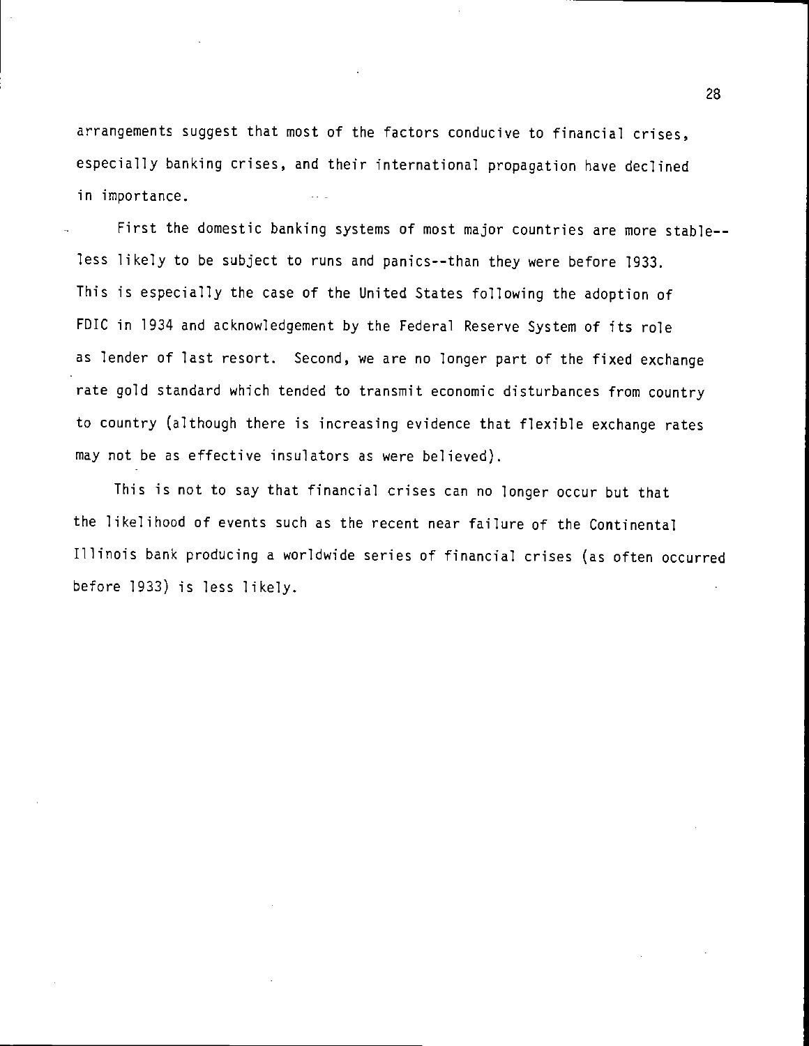arrangements suggest that most of the factors conducive to financial crises, especially banking crises, and their international propagation have declined in importance.

First the domestic banking systems of most major countries are more stable--less likely to be subject to runs and panics--than they were before 1933. This is especially the case of the United States following the adoption of FDIC in 1934 and acknowledgement by the Federal Reserve System of its role as lender of last resort. Second, we are no longer part of the fixed exchange rate gold standard which tended to transmit economic disturbances from country to country (although there is increasing evidence that flexible exchange rates may not be as effective insulators as were believed).

This is not to say that financial crises can no longer occur but that the likelihood of events such as the recent near failure of the Continental Illinois bank producing a worldwide series of financial crises (as often occurred before 1933) is less likely.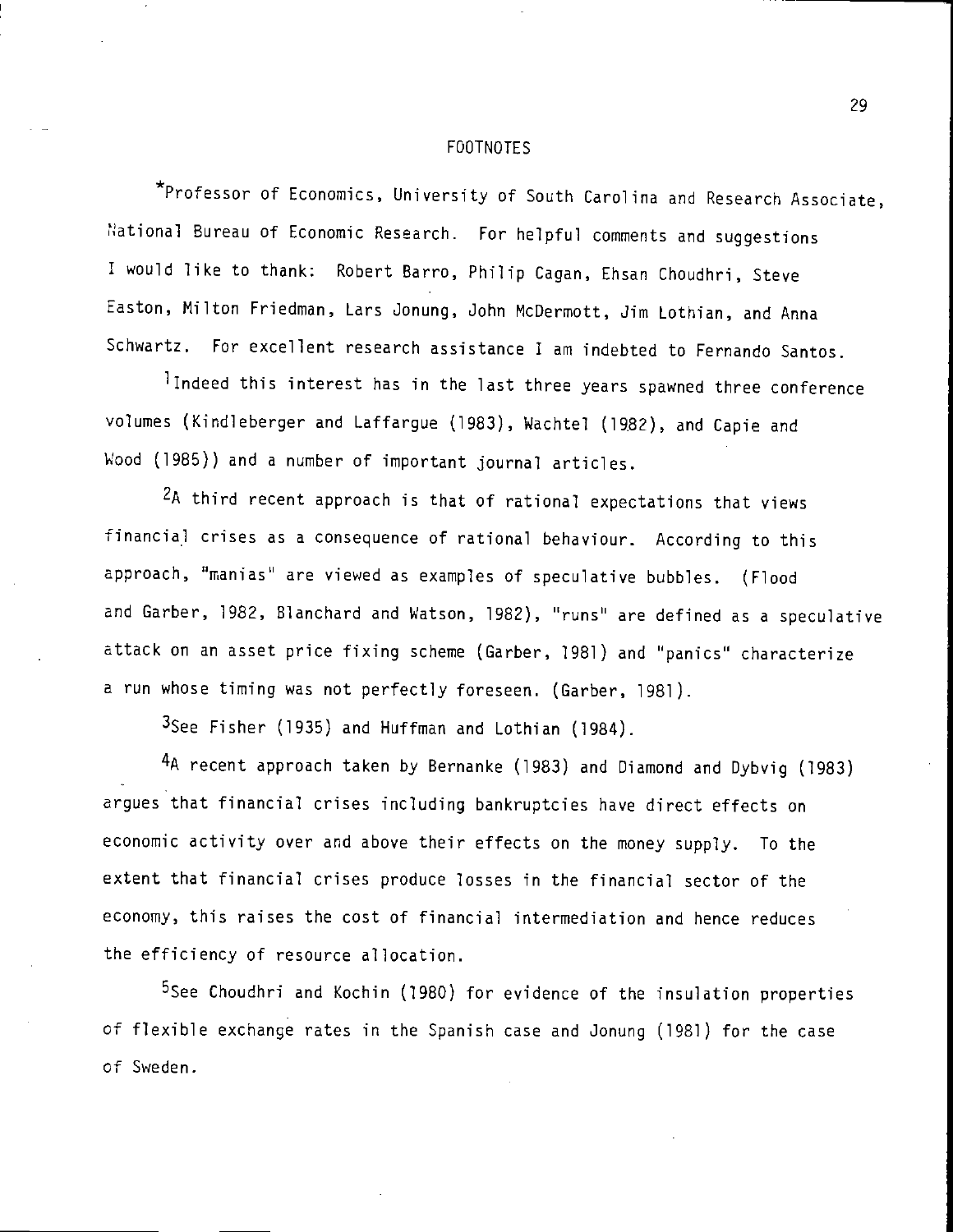# FOOTNOTES

[*]Professor of Economics, University of South Carolina and Research Associate, National Bureau of Economic Research. For helpful comments and suggestions I would like to thank: Robert Barro, Philip Cagan, Ehsan Choudhri, Steve Easton, Milton Friedman, Lars Jonung, John McDermott, Jim Lothian, and Anna Schwartz. For excellent research assistance I am indebted to Fernando Santos.

[1]Indeed this interest has in the last three years spawned three conference volumes (Kindleberger and Laffargue (1983), Wachtel (1982), and Capie and Wood (1985)) and a number of important journal articles.

[2]A third recent approach is that of rational expectations that views financial crises as a consequence of rational behaviour. According to this approach, "manias" are viewed as examples of speculative bubbles. (Flood and Garber, 1982, Blanchard and Watson, 1982), "runs" are defined as a speculative attack on an asset price fixing scheme (Garber, 1981) and "panics" characterize a run whose timing was not perfectly foreseen. (Garber, 1981).

[3]See Fisher (1935) and Huffman and Lothian (1984).

[4]A recent approach taken by Bernanke (1983) and Diamond and Dybvig (1983) argues that financial crises including bankruptcies have direct effects on economic activity over and above their effects on the money supply. To the extent that financial crises produce losses in the financial sector of the economy, this raises the cost of financial intermediation and hence reduces the efficiency of resource allocation.

[5]See Choudhri and Kochin (1980) for evidence of the insulation properties of flexible exchange rates in the Spanish case and Jonung (1981) for the case of Sweden.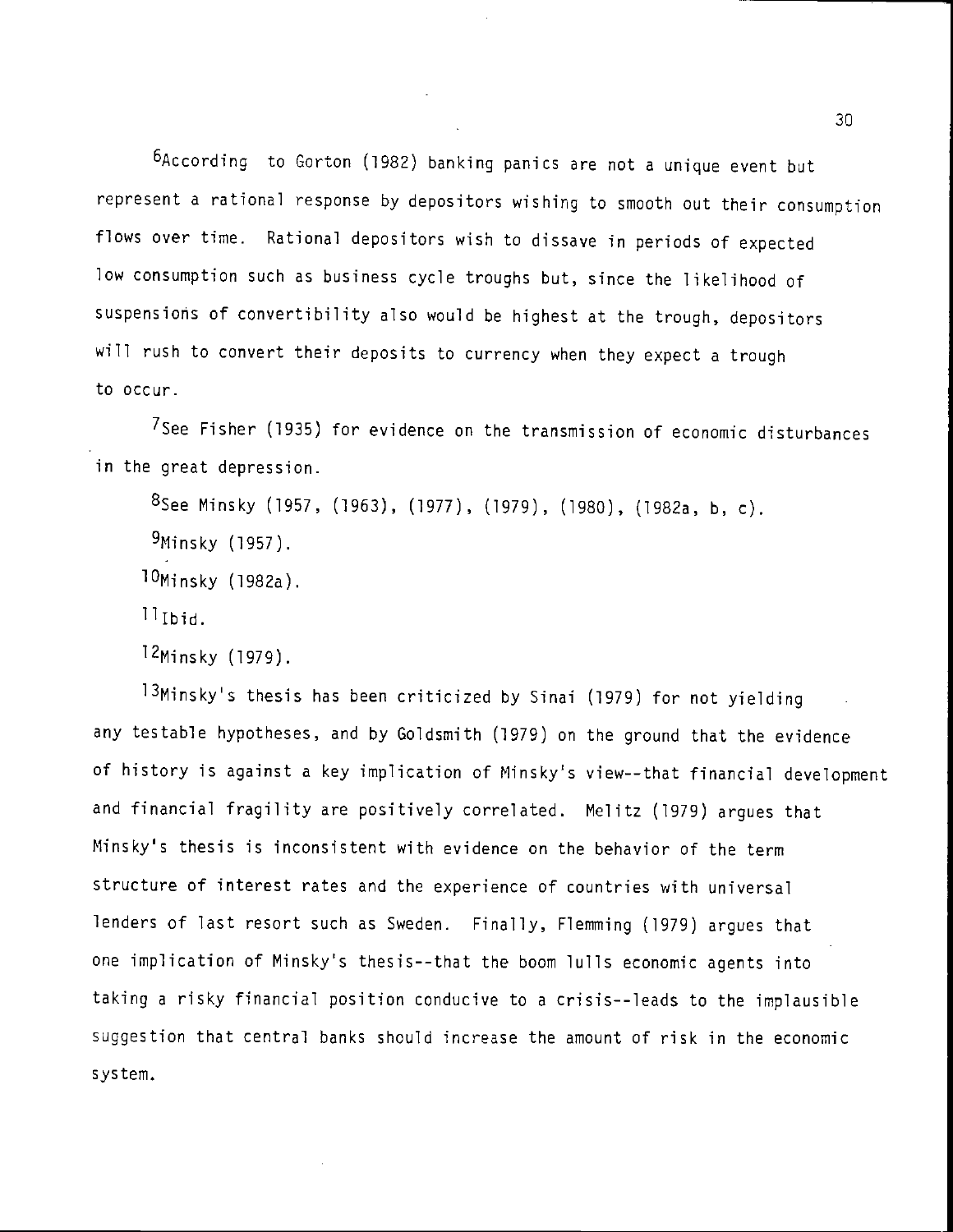[6]According to Gorton (1982) banking panics are not a unique event but represent a rational response by depositors wishing to smooth out their consumption flows over time. Rational depositors wish to dissave in periods of expected low consumption such as business cycle troughs but, since the likelihood of suspensions of convertibility also would be highest at the trough, depositors will rush to convert their deposits to currency when they expect a trough to occur.

[7]See Fisher (1935) for evidence on the transmission of economic disturbances in the great depression.

[8]See Minsky (1957, (1963), (1977), (1979), (1980), (1982a, b, c).

[9]Minsky (1957).

[10]Minsky (1982a).

[11]Ibid.

[12]Minsky (1979).

[13]Minsky's thesis has been criticized by Sinai (1979) for not yielding any testable hypotheses, and by Goldsmith (1979) on the ground that the evidence of history is against a key implication of Minsky's view--that financial development and financial fragility are positively correlated. Melitz (1979) argues that Minsky's thesis is inconsistent with evidence on the behavior of the term structure of interest rates and the experience of countries with universal lenders of last resort such as Sweden. Finally, Flemming (1979) argues that one implication of Minsky's thesis--that the boom lulls economic agents into taking a risky financial position conducive to a crisis--leads to the implausible suggestion that central banks should increase the amount of risk in the economic system.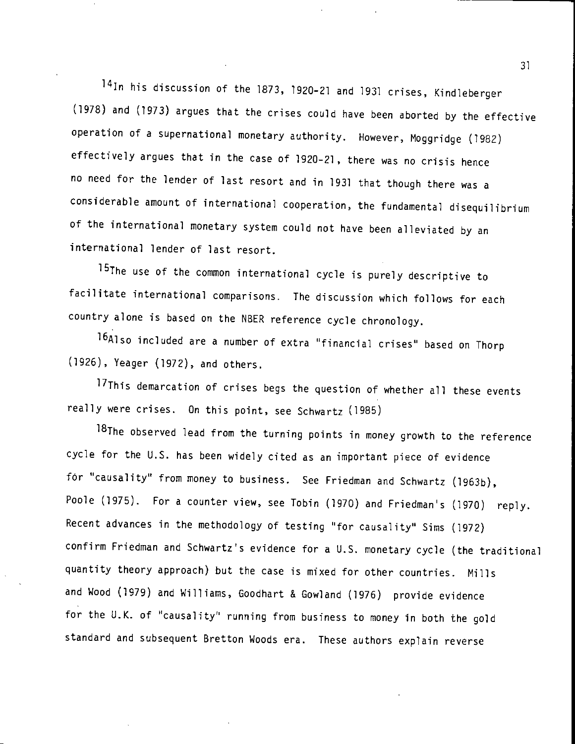[14]In his discussion of the 1873, 1920-21 and 1931 crises, Kindleberger (1978) and (1973) argues that the crises could have been aborted by the effective operation of a supernational monetary authority. However, Moggridge (1982) effectively argues that in the case of 1920-21, there was no crisis hence no need for the lender of last resort and in 1931 that though there was a considerable amount of international cooperation, the fundamental disequilibrium of the international monetary system could not have been alleviated by an international lender of last resort.

[15]The use of the common international cycle is purely descriptive to facilitate international comparisons. The discussion which follows for each country alone is based on the NBER reference cycle chronology.

[16]Also included are a number of extra "financial crises" based on Thorp (1926), Yeager (1972), and others.

[17]This demarcation of crises begs the question of whether all these events really were crises. On this point, see Schwartz (1985)

[18]The observed lead from the turning points in money growth to the reference cycle for the U.S. has been widely cited as an important piece of evidence for "causality" from money to business. See Friedman and Schwartz (1963b), Poole (1975). For a counter view, see Tobin (1970) and Friedman's (1970) reply. Recent advances in the methodology of testing "for causality" Sims (1972) confirm Friedman and Schwartz's evidence for a U.S. monetary cycle (the traditional quantity theory approach) but the case is mixed for other countries. Mills and Wood (1979) and Williams, Goodhart & Gowland (1976) provide evidence for the U.K. of "causality" running from business to money in both the gold standard and subsequent Bretton Woods era. These authors explain reverse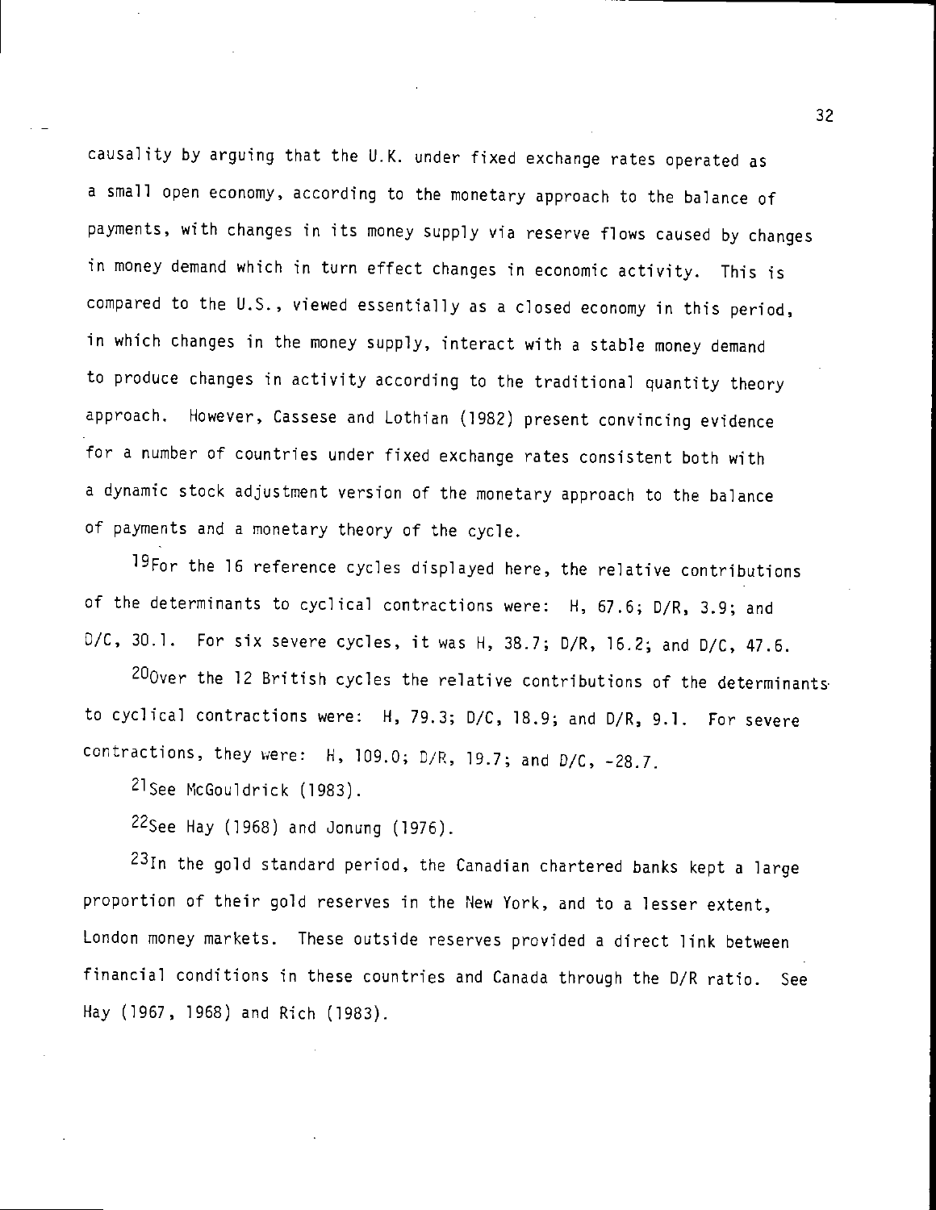causality by arguing that the U.K. under fixed exchange rates operated as a small open economy, according to the monetary approach to the balance of payments, with changes in its money supply via reserve flows caused by changes in money demand which in turn effect changes in economic activity. This is compared to the U.S., viewed essentially as a closed economy in this period, in which changes in the money supply, interact with a stable money demand to produce changes in activity according to the traditional quantity theory approach. However, Cassese and Lothian (1982) present convincing evidence for a number of countries under fixed exchange rates consistent both with a dynamic stock adjustment version of the monetary approach to the balance of payments and a monetary theory of the cycle.

[19]For the 16 reference cycles displayed here, the relative contributions of the determinants to cyclical contractions were: H, 67.6; D/R, 3.9; and D/C, 30.1. For six severe cycles, it was H, 38.7; D/R, 16.2; and D/C, 47.6.

[20]Over the 12 British cycles the relative contributions of the determinants to cyclical contractions were: H, 79.3; D/C, 18.9; and D/R, 9.1. For severe contractions, they were: H, 109.0; D/R, 19.7; and D/C, -28.7.

[21]See McGouldrick (1983).

[22]See Hay (1968) and Jonung (1976).

[23]In the gold standard period, the Canadian chartered banks kept a large proportion of their gold reserves in the New York, and to a lesser extent, London money markets. These outside reserves provided a direct link between financial conditions in these countries and Canada through the D/R ratio. See Hay (1967, 1968) and Rich (1983).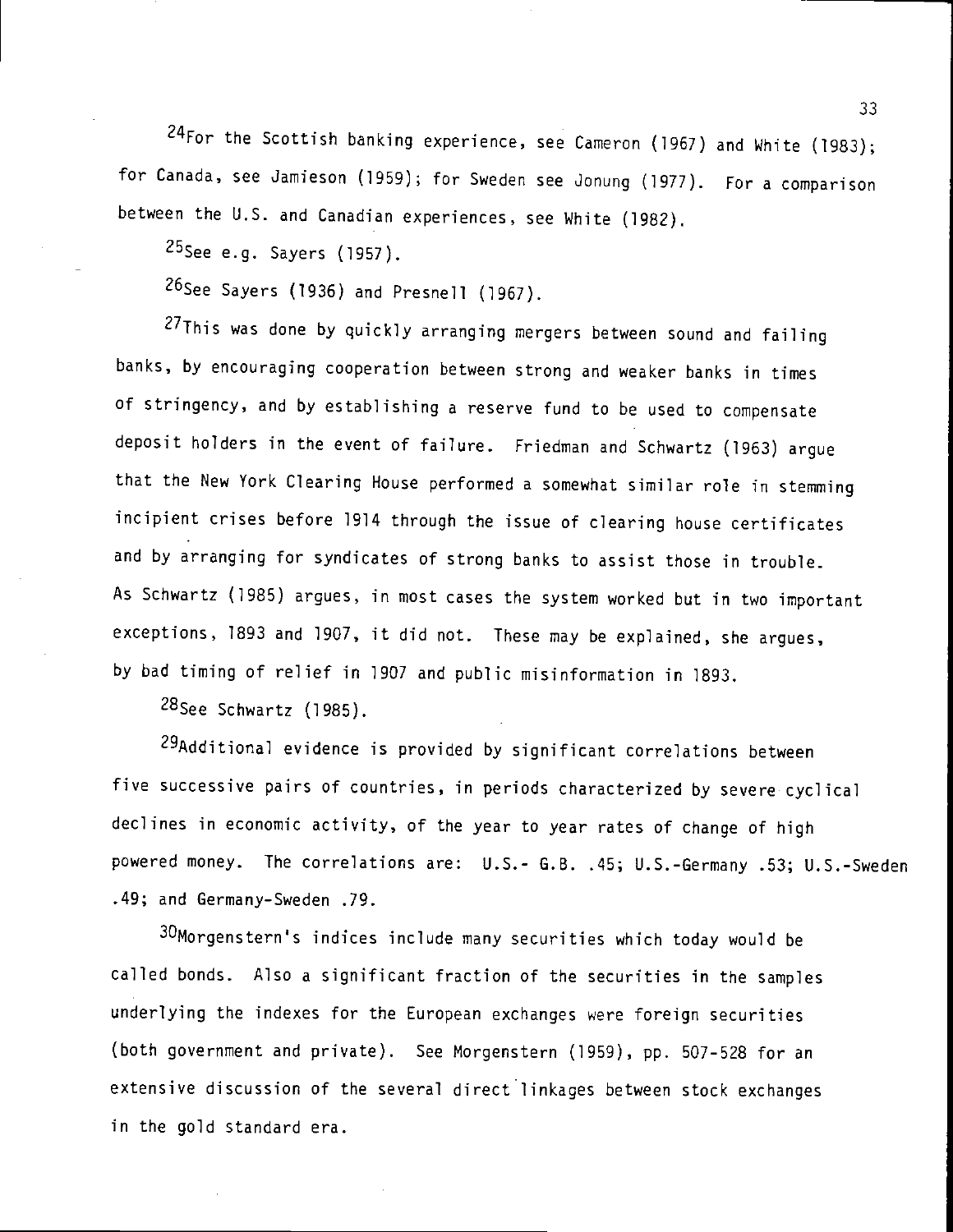[24]For the Scottish banking experience, see Cameron (1967) and White (1983); for Canada, see Jamieson (1959); for Sweden see Jonung (1977). For a comparison between the U.S. and Canadian experiences, see White (1982).

[25]See e.g. Sayers (1957).

[26]See Sayers (1936) and Presnell (1967).

[27]This was done by quickly arranging mergers between sound and failing banks, by encouraging cooperation between strong and weaker banks in times of stringency, and by establishing a reserve fund to be used to compensate deposit holders in the event of failure. Friedman and Schwartz (1963) argue that the New York Clearing House performed a somewhat similar role in stemming incipient crises before 1914 through the issue of clearing house certificates and by arranging for syndicates of strong banks to assist those in trouble. As Schwartz (1985) argues, in most cases the system worked but in two important exceptions, 1893 and 1907, it did not. These may be explained, she argues, by bad timing of relief in 1907 and public misinformation in 1893.

[28]See Schwartz (1985).

[29]Additional evidence is provided by significant correlations between five successive pairs of countries, in periods characterized by severe cyclical declines in economic activity, of the year to year rates of change of high powered money. The correlations are: U.S.- G.B. .45; U.S.-Germany .53; U.S.-Sweden .49; and Germany-Sweden .79.

[30]Morgenstern's indices include many securities which today would be called bonds. Also a significant fraction of the securities in the samples underlying the indexes for the European exchanges were foreign securities (both government and private). See Morgenstern (1959), pp. 507-528 for an extensive discussion of the several direct linkages between stock exchanges in the gold standard era.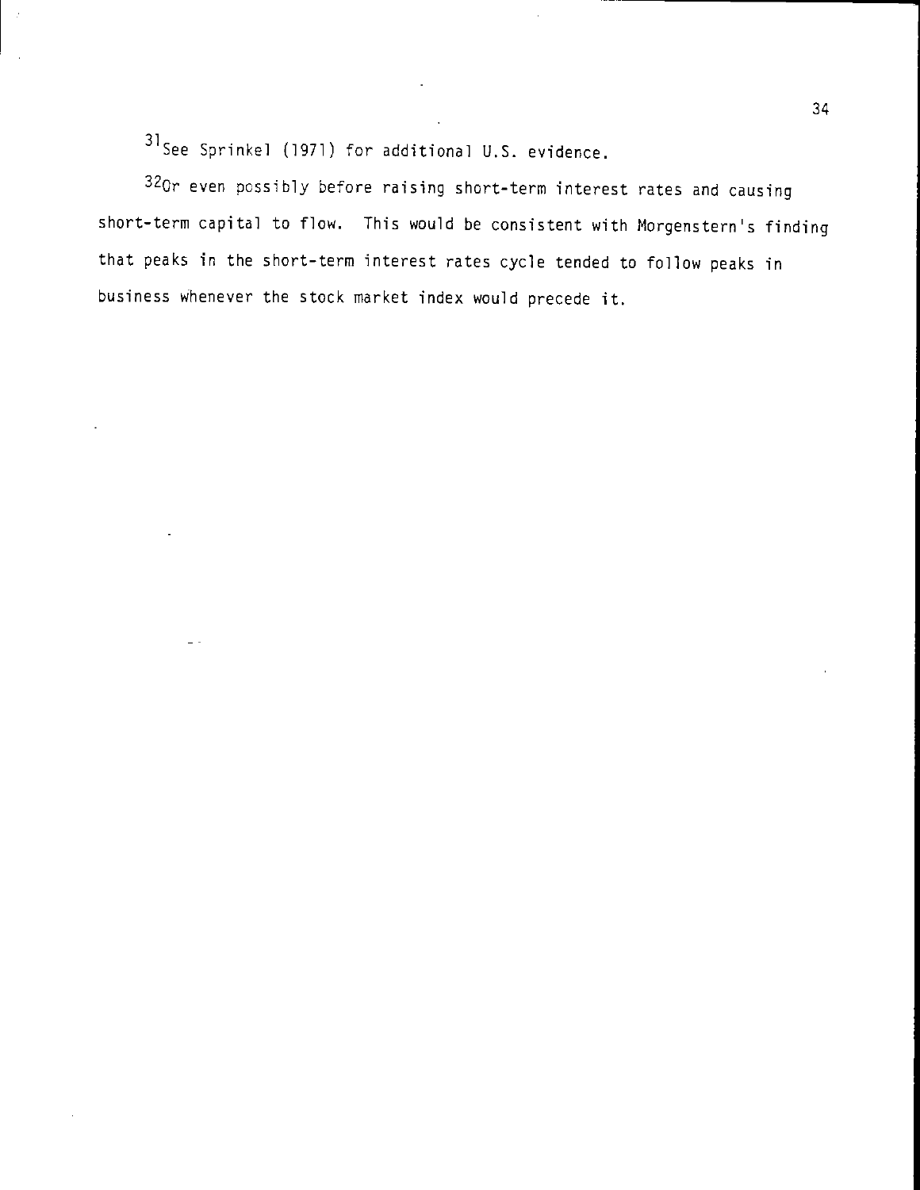[31] See Sprinkel (1971) for additional U.S. evidence.

[32] Or even possibly before raising short-term interest rates and causing short-term capital to flow. This would be consistent with Morgenstern's finding that peaks in the short-term interest rates cycle tended to follow peaks in business whenever the stock market index would precede it.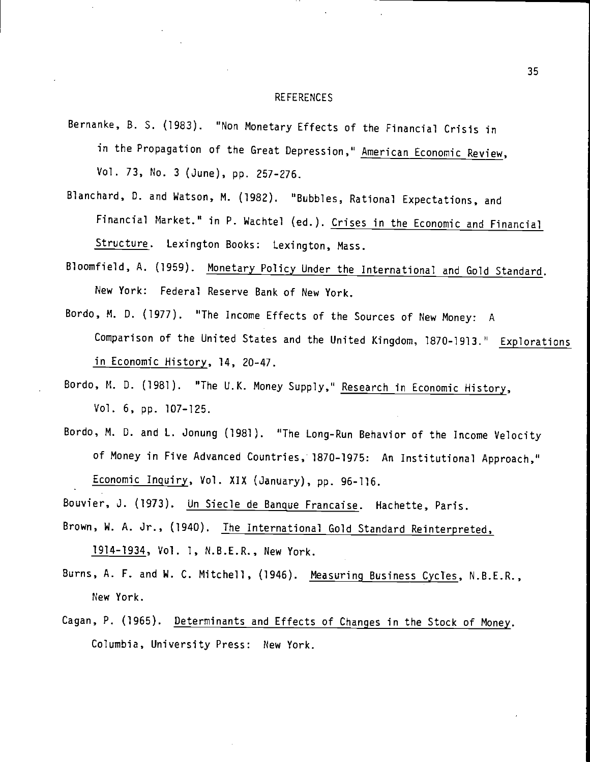# REFERENCES

Bernanke, B. S. (1983). "Non Monetary Effects of the Financial Crisis in in the Propagation of the Great Depression," American Economic Review, Vol. 73, No. 3 (June), pp. 257-276.

Blanchard, D. and Watson, M. (1982). "Bubbles, Rational Expectations, and Financial Market." in P. Wachtel (ed.). Crises in the Economic and Financial Structure. Lexington Books: Lexington, Mass.

Bloomfield, A. (1959). Monetary Policy Under the International and Gold Standard. New York: Federal Reserve Bank of New York.

Bordo, M. D. (1977). "The Income Effects of the Sources of New Money: A Comparison of the United States and the United Kingdom, 1870-1913." Explorations in Economic History, 14, 20-47.

Bordo, M. D. (1981). "The U.K. Money Supply," Research in Economic History, Vol. 6, pp. 107-125.

Bordo, M. D. and L. Jonung (1981). "The Long-Run Behavior of the Income Velocity of Money in Five Advanced Countries, 1870-1975: An Institutional Approach," Economic Inquiry, Vol. XIX (January), pp. 96-116.

Bouvier, J. (1973). Un Siecle de Banque Francaise. Hachette, Paris.

Brown, W. A. Jr., (1940). The International Gold Standard Reinterpreted, 1914-1934, Vol. 1, N.B.E.R., New York.

Burns, A. F. and W. C. Mitchell, (1946). Measuring Business Cycles, N.B.E.R., New York.

Cagan, P. (1965). Determinants and Effects of Changes in the Stock of Money. Columbia, University Press: New York.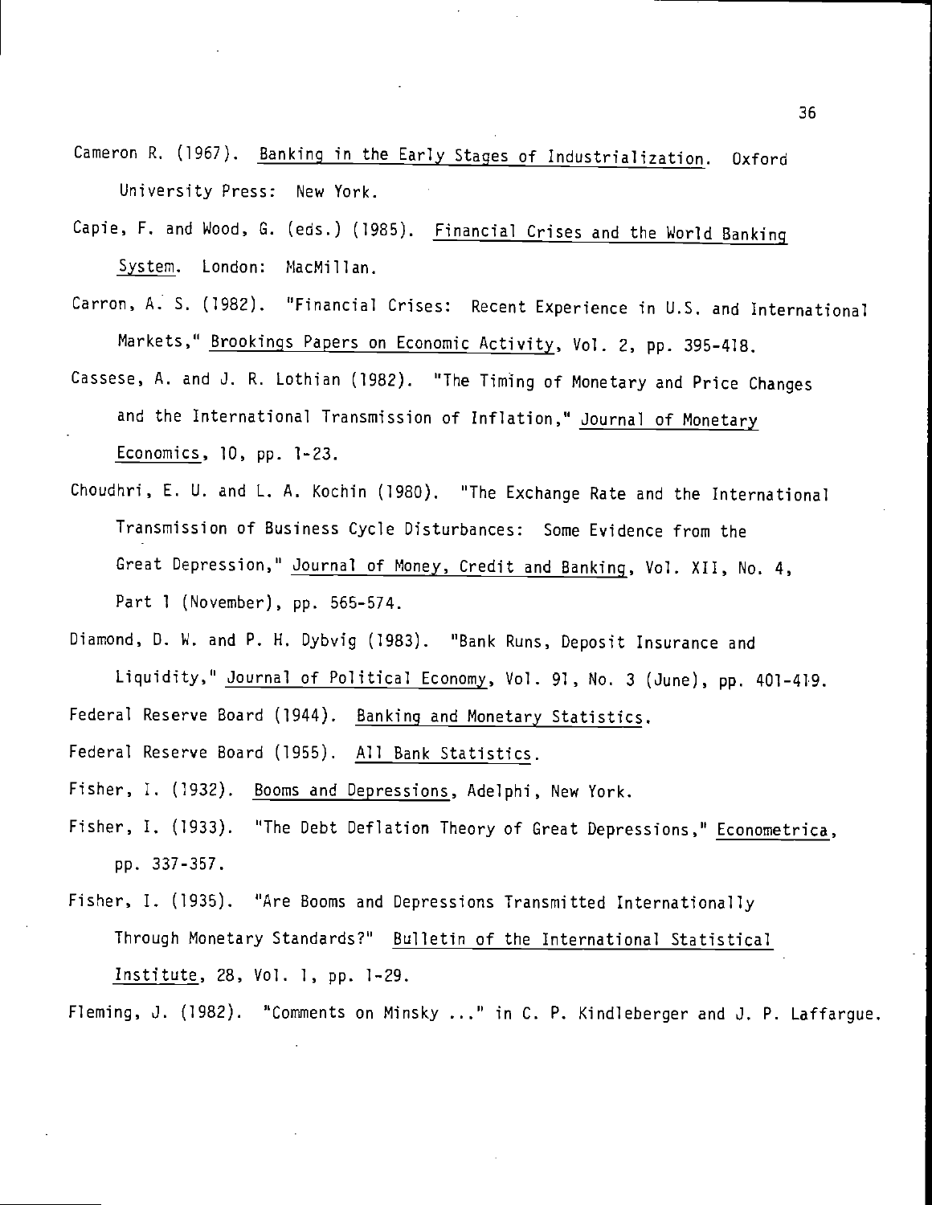Cameron R. (1967). Banking in the Early Stages of Industrialization. Oxford University Press: New York.

Capie, F. and Wood, G. (eds.) (1985). Financial Crises and the World Banking System. London: MacMillan.

Carron, A. S. (1982). "Financial Crises: Recent Experience in U.S. and International Markets," Brookings Papers on Economic Activity, Vol. 2, pp. 395-418.

Cassese, A. and J. R. Lothian (1982). "The Timing of Monetary and Price Changes and the International Transmission of Inflation," Journal of Monetary Economics, 10, pp. 1-23.

Choudhri, E. U. and L. A. Kochin (1980). "The Exchange Rate and the International Transmission of Business Cycle Disturbances: Some Evidence from the Great Depression," Journal of Money, Credit and Banking, Vol. XII, No. 4, Part 1 (November), pp. 565-574.

Diamond, D. W. and P. H. Dybvig (1983). "Bank Runs, Deposit Insurance and Liquidity," Journal of Political Economy, Vol. 91, No. 3 (June), pp. 401-419.

Federal Reserve Board (1944). Banking and Monetary Statistics.

Federal Reserve Board (1955). All Bank Statistics.

Fisher, I. (1932). Booms and Depressions, Adelphi, New York.

Fisher, I. (1933). "The Debt Deflation Theory of Great Depressions," Econometrica, pp. 337-357.

Fisher, I. (1935). "Are Booms and Depressions Transmitted Internationally Through Monetary Standards?" Bulletin of the International Statistical Institute, 28, Vol. 1, pp. 1-29.

Fleming, J. (1982). "Comments on Minsky ..." in C. P. Kindleberger and J. P. Laffargue.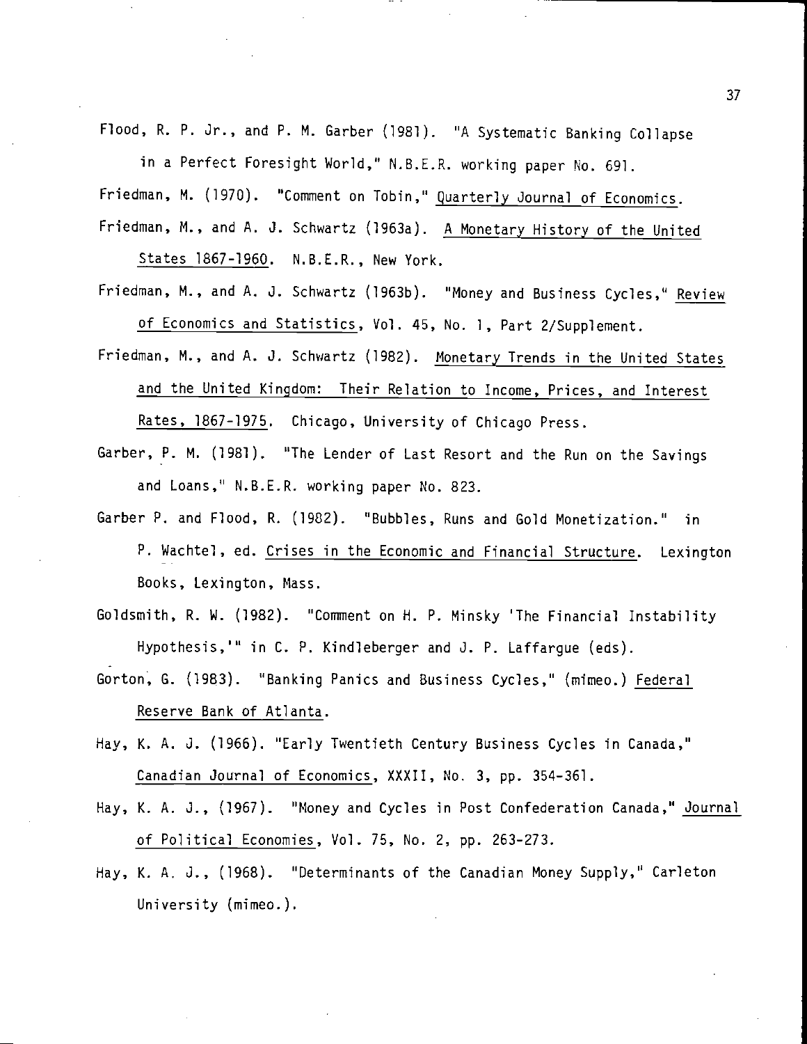Flood, R. P. Jr., and P. M. Garber (1981). "A Systematic Banking Collapse in a Perfect Foresight World," N.B.E.R. working paper No. 691.

Friedman, M. (1970). "Comment on Tobin," Quarterly Journal of Economics.

Friedman, M., and A. J. Schwartz (1963a). A Monetary History of the United States 1867-1960. N.B.E.R., New York.

Friedman, M., and A. J. Schwartz (1963b). "Money and Business Cycles," Review of Economics and Statistics, Vol. 45, No. 1, Part 2/Supplement.

Friedman, M., and A. J. Schwartz (1982). Monetary Trends in the United States and the United Kingdom: Their Relation to Income, Prices, and Interest Rates, 1867-1975. Chicago, University of Chicago Press.

Garber, P. M. (1981). "The Lender of Last Resort and the Run on the Savings and Loans," N.B.E.R. working paper No. 823.

Garber P. and Flood, R. (1982). "Bubbles, Runs and Gold Monetization." in P. Wachtel, ed. Crises in the Economic and Financial Structure. Lexington Books, Lexington, Mass.

Goldsmith, R. W. (1982). "Comment on H. P. Minsky 'The Financial Instability Hypothesis,'" in C. P. Kindleberger and J. P. Laffargue (eds).

Gorton, G. (1983). "Banking Panics and Business Cycles," (mimeo.) Federal Reserve Bank of Atlanta.

Hay, K. A. J. (1966). "Early Twentieth Century Business Cycles in Canada," Canadian Journal of Economics, XXXII, No. 3, pp. 354-361.

Hay, K. A. J., (1967). "Money and Cycles in Post Confederation Canada," Journal of Political Economies, Vol. 75, No. 2, pp. 263-273.

Hay, K. A. J., (1968). "Determinants of the Canadian Money Supply," Carleton University (mimeo.).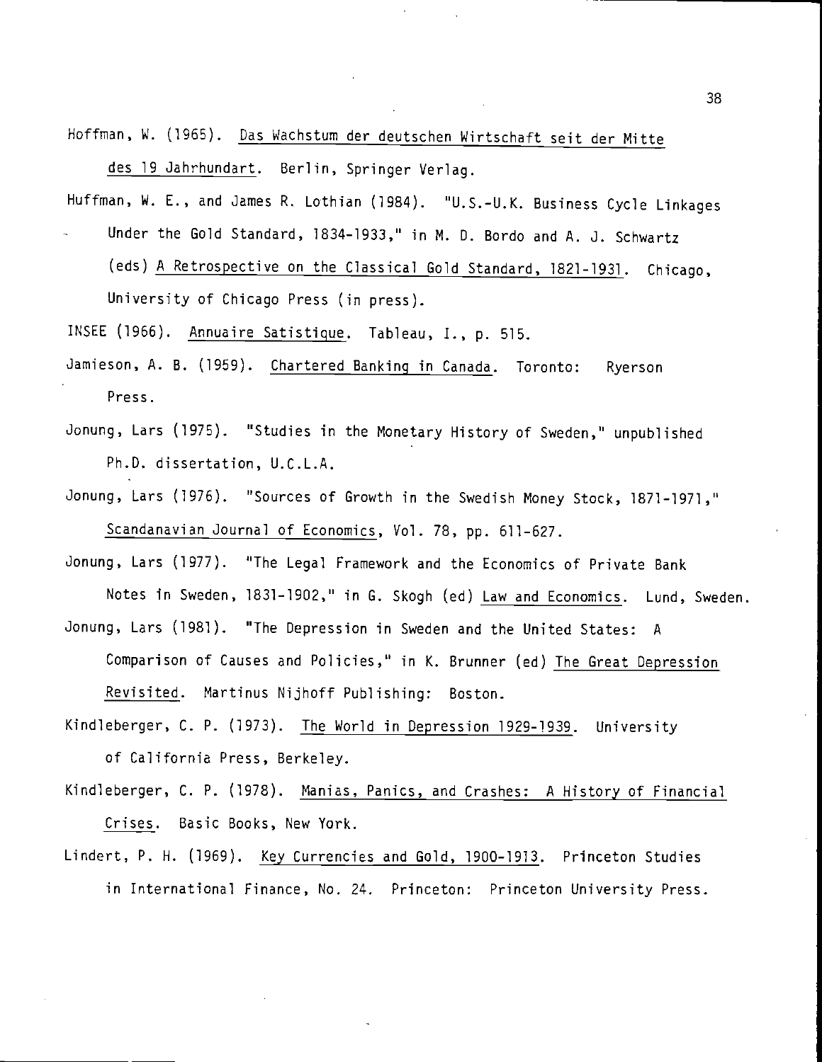Hoffman, W. (1965). Das Wachstum der deutschen Wirtschaft seit der Mitte des 19 Jahrhundart. Berlin, Springer Verlag.

Huffman, W. E., and James R. Lothian (1984). "U.S.-U.K. Business Cycle Linkages Under the Gold Standard, 1834-1933," in M. D. Bordo and A. J. Schwartz (eds) A Retrospective on the Classical Gold Standard, 1821-1931. Chicago, University of Chicago Press (in press).

INSEE (1966). Annuaire Satistique. Tableau, I., p. 515.

Jamieson, A. B. (1959). Chartered Banking in Canada. Toronto: Ryerson Press.

Jonung, Lars (1975). "Studies in the Monetary History of Sweden," unpublished Ph.D. dissertation, U.C.L.A.

Jonung, Lars (1976). "Sources of Growth in the Swedish Money Stock, 1871-1971," Scandanavian Journal of Economics, Vol. 78, pp. 611-627.

Jonung, Lars (1977). "The Legal Framework and the Economics of Private Bank Notes in Sweden, 1831-1902," in G. Skogh (ed) Law and Economics. Lund, Sweden.

Jonung, Lars (1981). "The Depression in Sweden and the United States: A Comparison of Causes and Policies," in K. Brunner (ed) The Great Depression Revisited. Martinus Nijhoff Publishing: Boston.

Kindleberger, C. P. (1973). The World in Depression 1929-1939. University of California Press, Berkeley.

Kindleberger, C. P. (1978). Manias, Panics, and Crashes: A History of Financial Crises. Basic Books, New York.

Lindert, P. H. (1969). Key Currencies and Gold, 1900-1913. Princeton Studies in International Finance, No. 24. Princeton: Princeton University Press.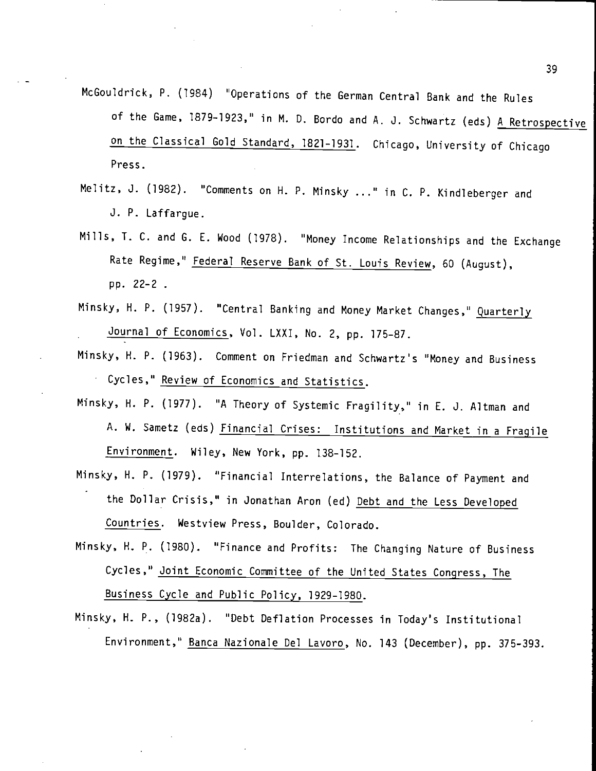McGouldrick, P. (1984) "Operations of the German Central Bank and the Rules of the Game, 1879-1923," in M. D. Bordo and A. J. Schwartz (eds) A Retrospective on the Classical Gold Standard, 1821-1931. Chicago, University of Chicago Press.

Melitz, J. (1982). "Comments on H. P. Minsky ..." in C. P. Kindleberger and J. P. Laffargue.

Mills, T. C. and G. E. Wood (1978). "Money Income Relationships and the Exchange Rate Regime," Federal Reserve Bank of St. Louis Review, 60 (August), pp. 22-2 .

Minsky, H. P. (1957). "Central Banking and Money Market Changes," Quarterly Journal of Economics, Vol. LXXI, No. 2, pp. 175-87.

Minsky, H. P. (1963). Comment on Friedman and Schwartz's "Money and Business Cycles," Review of Economics and Statistics.

Minsky, H. P. (1977). "A Theory of Systemic Fragility," in E. J. Altman and A. W. Sametz (eds) Financial Crises: Institutions and Market in a Fragile Environment. Wiley, New York, pp. 138-152.

Minsky, H. P. (1979). "Financial Interrelations, the Balance of Payment and the Dollar Crisis," in Jonathan Aron (ed) Debt and the Less Developed Countries. Westview Press, Boulder, Colorado.

Minsky, H. P. (1980). "Finance and Profits: The Changing Nature of Business Cycles," Joint Economic Committee of the United States Congress, The Business Cycle and Public Policy, 1929-1980.

Minsky, H. P., (1982a). "Debt Deflation Processes in Today's Institutional Environment," Banca Nazionale Del Lavoro, No. 143 (December), pp. 375-393.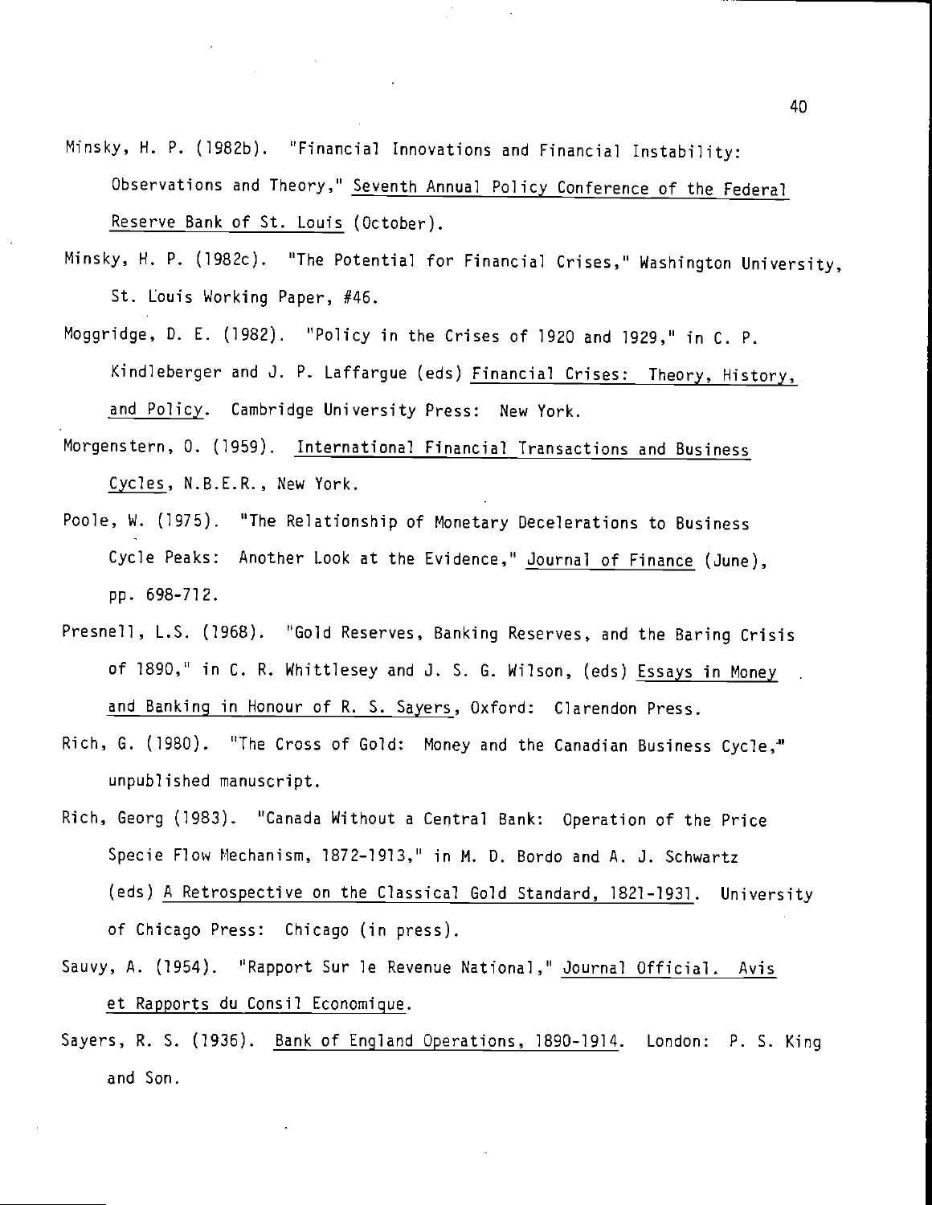Minsky, H. P. (1982b). "Financial Innovations and Financial Instability: Observations and Theory," Seventh Annual Policy Conference of the Federal Reserve Bank of St. Louis (October).

Minsky, H. P. (1982c). "The Potential for Financial Crises," Washington University, St. Louis Working Paper, #46.

Moggridge, D. E. (1982). "Policy in the Crises of 1920 and 1929," in C. P. Kindleberger and J. P. Laffargue (eds) Financial Crises: Theory, History, and Policy. Cambridge University Press: New York.

Morgenstern, O. (1959). International Financial Transactions and Business Cycles, N.B.E.R., New York.

Poole, W. (1975). "The Relationship of Monetary Decelerations to Business Cycle Peaks: Another Look at the Evidence," Journal of Finance (June), pp. 698-712.

Presnell, L.S. (1968). "Gold Reserves, Banking Reserves, and the Baring Crisis of 1890," in C. R. Whittlesey and J. S. G. Wilson, (eds) Essays in Money and Banking in Honour of R. S. Sayers, Oxford: Clarendon Press.

Rich, G. (1980). "The Cross of Gold: Money and the Canadian Business Cycle," unpublished manuscript.

Rich, Georg (1983). "Canada Without a Central Bank: Operation of the Price Specie Flow Mechanism, 1872-1913," in M. D. Bordo and A. J. Schwartz (eds) A Retrospective on the Classical Gold Standard, 1821-1931. University of Chicago Press: Chicago (in press).

Sauvy, A. (1954). "Rapport Sur le Revenue National," Journal Official. Avis et Rapports du Consil Economique.

Sayers, R. S. (1936). Bank of England Operations, 1890-1914. London: P. S. King and Son.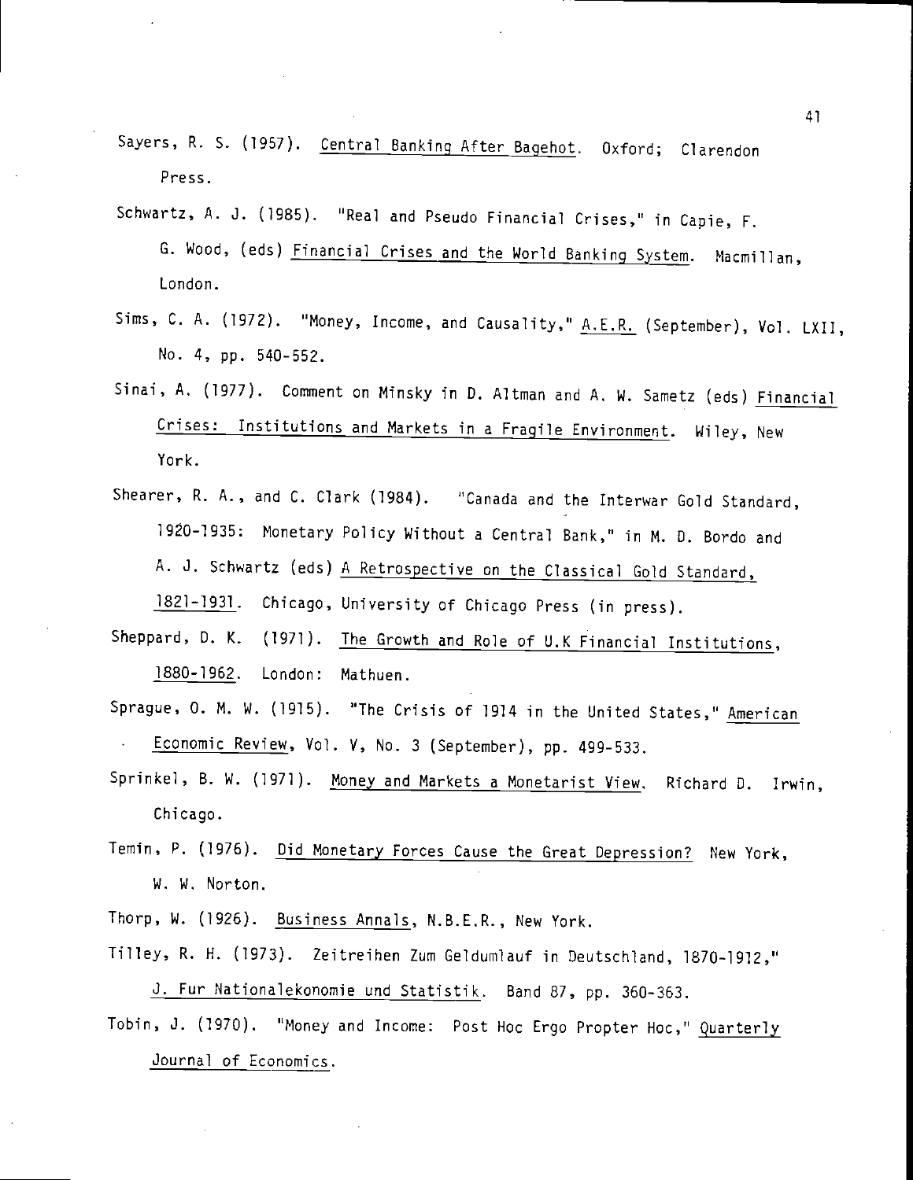Sayers, R. S. (1957). Central Banking After Bagehot. Oxford; Clarendon Press.

Schwartz, A. J. (1985). "Real and Pseudo Financial Crises," in Capie, F. G. Wood, (eds) Financial Crises and the World Banking System. Macmillan, London.

Sims, C. A. (1972). "Money, Income, and Causality," A.E.R. (September), Vol. LXII, No. 4, pp. 540-552.

Sinai, A. (1977). Comment on Minsky in D. Altman and A. W. Sametz (eds) Financial Crises: Institutions and Markets in a Fragile Environment. Wiley, New York.

Shearer, R. A., and C. Clark (1984). "Canada and the Interwar Gold Standard, 1920-1935: Monetary Policy Without a Central Bank," in M. D. Bordo and A. J. Schwartz (eds) A Retrospective on the Classical Gold Standard, 1821-1931. Chicago, University of Chicago Press (in press).

Sheppard, D. K. (1971). The Growth and Role of U.K Financial Institutions, 1880-1962. London: Mathuen.

Sprague, O. M. W. (1915). "The Crisis of 1914 in the United States," American Economic Review, Vol. V, No. 3 (September), pp. 499-533.

Sprinkel, B. W. (1971). Money and Markets a Monetarist View. Richard D. Irwin, Chicago.

Temin, P. (1976). Did Monetary Forces Cause the Great Depression? New York, W. W. Norton.

Thorp, W. (1926). Business Annals, N.B.E.R., New York.

Tilley, R. H. (1973). Zeitreihen Zum Geldumlauf in Deutschland, 1870-1912," J. Fur Nationalekonomie und Statistik. Band 87, pp. 360-363.

Tobin, J. (1970). "Money and Income: Post Hoc Ergo Propter Hoc," Quarterly Journal of Economics.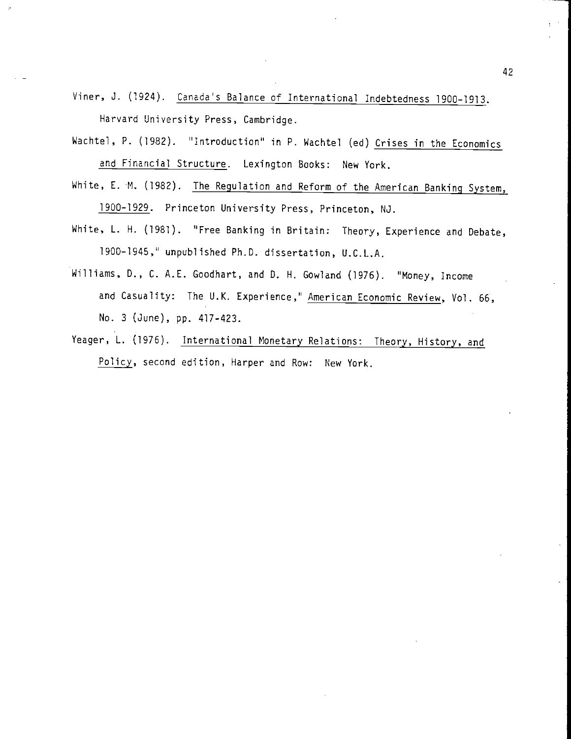Viner, J. (1924). Canada's Balance of International Indebtedness 1900-1913. Harvard University Press, Cambridge.

Wachtel, P. (1982). "Introduction" in P. Wachtel (ed) Crises in the Economics and Financial Structure. Lexington Books: New York.

White, E. M. (1982). The Regulation and Reform of the American Banking System, 1900-1929. Princeton University Press, Princeton, NJ.

White, L. H. (1981). "Free Banking in Britain: Theory, Experience and Debate, 1900-1945," unpublished Ph.D. dissertation, U.C.L.A.

Williams, D., C. A.E. Goodhart, and D. H. Gowland (1976). "Money, Income and Casuality: The U.K. Experience," American Economic Review, Vol. 66, No. 3 (June), pp. 417-423.

Yeager, L. (1976). International Monetary Relations: Theory, History, and Policy, second edition, Harper and Row: New York.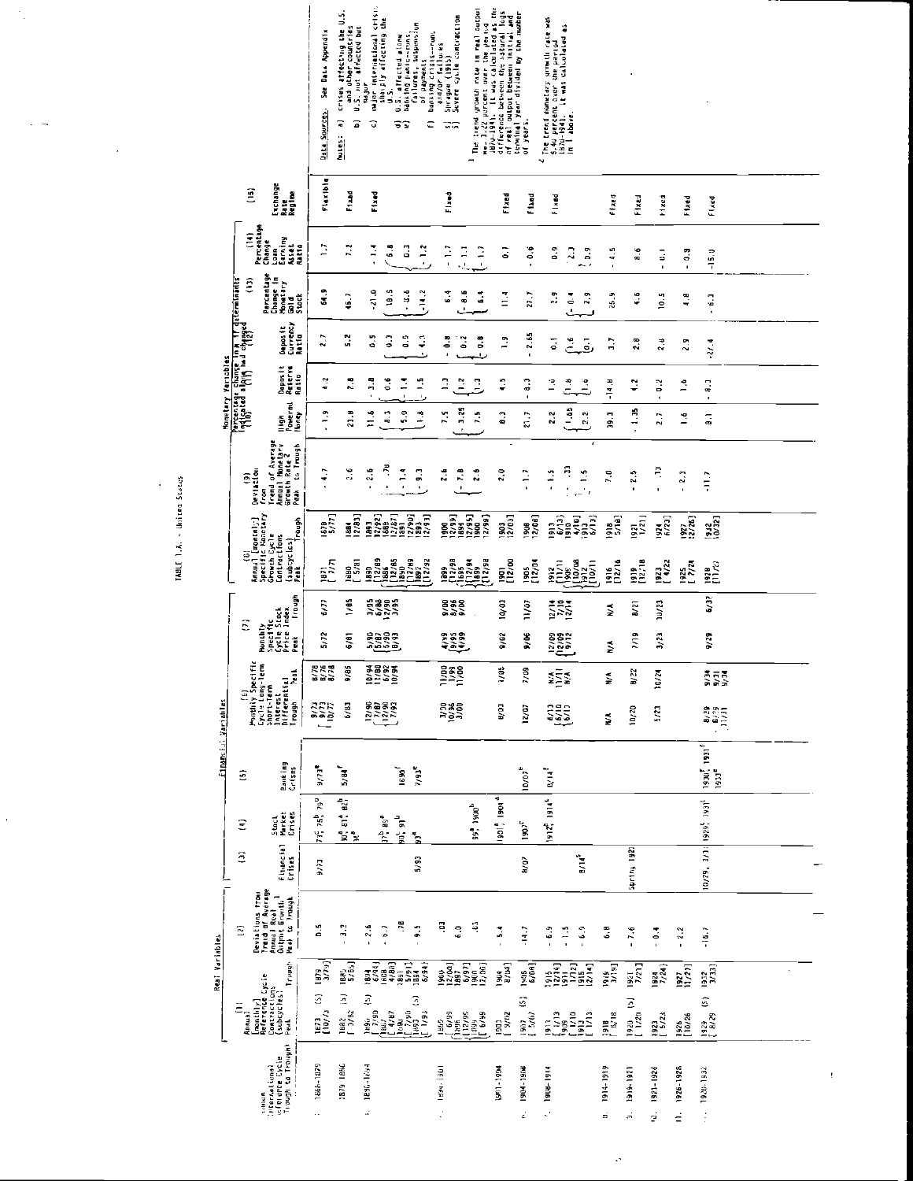# TABLE 1.A. - United States

| Annual International Reference Cycle Trough to Trough | (1) Annual [monthly] Reference Cycle Contractions (subcycles) Peak | (1) Trough | (2) Deviations from Trend of Average Annual Real Output Growth[1] Peak to Trough | (3) Financial Crises | (4) Stock Market Crises | (5) Banking Crises | (6) Monthly Specific Cycle Long-term Short-term Interest Differential Trough | (6) Peak | (7) Monthly Specific Cycle Stock Price Index Peak | (7) Trough | (8) Annual [monthly] Specific Monetary Growth Cycle Contractions (subcycles) Peak | (8) Trough | (9) Deviation from Trend of Average Annual Monetary Growth Rate[2] Peak to Trough | (10) High Powered Money | (11) Deposit Reserve Ratio | (12) Deposit Currency Ratio | (13) Percentage Change in Monetary Gold Stock | (14) Percentage Change Loan Earning Asset Ratio | (15) Exchange Rate Regime |
|---|---|---|---|---|---|---|---|---|---|---|---|---|---|---|---|---|---|---|---|
| | **Real Variables** | | | **Financial Variables** | | | | | | | | | | **Monetary Variables** — Percentage change in M if determinants indicated above had changed | | | | | |
| 1. 1868-1879 | 1873 [10/73] (5) | 1878 [3/79] | 0.5 | 9/73 | 73[c], 78[b], 79[b] | 9/73[e] | 9/73, 9/73, 10/77 | 8/76, 8/78, 8/78 | 5/72 | 6/77 | 1871 [7/71] | 1879 [5/77] | -4.7 | -1.9 | 4.2 | 2.7 | 64.9 | 1.7 | Flexible |
| 2. 1879-1886 | 1882 [3/82] (5) | 1885 [5/85] | -3.2 | | 80[a], 81[a], 82[b], 84[a] | 5/84[f] | 6/83 | 9/85 | 6/81 | 1/85 | 1880 [5/81] | 1884 [12/83] | 2.6 | 23.8 | 7.8 | 5.2 | 45.7 | 7.2 | Fixed |
| 3. 1886-1894 | 1890 [7/90] (5) | 1894 [6/94] | -2.6 | 5/93 | 87[b], 89[a] | 1890[f] | 12/90 | 10/94 | 5/90 | 3/95 | 1890 [12/89] | 1893 [12/92] | -2.6 | 11.6 | -3.8 | 0.5 | -21.0 | -1.4 | Fixed |
| | 1887 [4/87] | 1888 [4/88] | -0.7 | | 90[a], 93[b] | 7/93[e] | 7/87 | 11/88 | 5/87 | 6/88 | 1886 [12/85] | 1888 [12/87] | -.78 | 8.3 | 0.6 | 0.3 | 18.5 | 6.8 | |
| | 1890 [7/90] | 1891 [5/91] | .78 | | 93[a] | | 12/90 | 6/92 | 5/90 | 12/90 | 1890 | 1891 [12/90] | -1.4 | 5.0 | -1.4 | 0.5 | -8.6 | 0.3 | |
| | 1893 [1/93] | 1894 [6/94] | -9.5 | | | | 7/92 | 10/94 | 1/93 | 3/95 | 1892 [12/92] | 1893 [12/93] | -9.3 | 1.8 | 1.5 | -4.3 | -14.2 | -1.2 | |
| 4. 1894-1901 | 1899 [6/99] | 1900 [12/00] | .03 | | 99[a], 1900[b] | | 3/00 | 11/00 | 4/99 | 9/00 | 1899 [12/98] | 1900 [12/99] | 2.6 | 7.5 | 1.3 | -0.8 | 6.4 | -1.7 | Fixed |
| | 1895 [12/95] | 1897 [6/97] | 6.0 | | | | 10/96 | 1/98 | 9/95 | 8/96 | 1895 [12/94] | 1896 [12/95] | -7.8 | -3.25 | 1.2 | 0.2 | -8.6 | -1.1 | |
| | 1899 [6/99] | 1900 [12/00] | .03 | | | | 3/00 | 11/00 | 4/99 | 9/00 | 1899 [12/98] | 1900 [12/99] | 2.6 | 7.5 | 1.3 | -0.8 | 6.4 | -1.7 | |
| 5. 1901-1904 | 1903 [9/02] | 1904 [8/04] | -5.4 | | 1901[a], 1903[d] | | 8/03 | 1/05 | 9/02 | 10/03 | 1901 [12/00] | 1903 [12/03] | 2.0 | 8.3 | 4.5 | 1.9 | 11.4 | 0.1 | Fixed |
| 6. 1904-1908 | 1907 [5/07] (5) | 1908 [6/08] | -14.7 | 8/07 | 1907[c] | 10/07[e] | 12/07 | 7/09 | 9/06 | 11/07 | 1905 [12/04] | 1908 [12/08] | -1.7 | 21.7 | -8.3 | -2.65 | 27.7 | -0.6 | Fixed |
| 7. 1908-1914 | 1913 [1/13] | 1915 [12/14] | -6.9 | 8/14[c] | 1912[b], 1914[c] | 8/14[f] | 6/13 | N/A | 12/09 | 12/14 | 1912 [11/11] | 1913 [6/13] | -1.5 | 2.2 | 1.0 | 0.1 | 2.9 | 0.9 | Fixed |
| | 1909 [1/10] | 1911 [1/12] | -1.5 | | | | 6/10 | 11/11 | 12/09 | 7/10 | 1909 [10/08] | 1910 [4/10] | .33 | 1.65 | 1.8 | 1.6 | -0.4 | 2.3 | |
| | 1913 [1/13] | 1915 [12/14] | -6.9 | | | | 6/13 | N/A | 9/12 | 12/14 | 1912 [10/11] | 1913 [6/13] | -1.5 | 2.2 | 1.6 | 0.1 | 2.9 | 0.9 | |
| 8. 1914-1919 | 1918 [8/18] | 1919 [3/19] | 6.8 | | | | N/A | N/A | N/A | N/A | 1916 [12/16] | 1918 [5/18] | 7.0 | 39.3 | -14.8 | 3.7 | 25.9 | -4.5 | Fixed |
| 9. 1919-1921 | 1920 [1/20] (5) | 1921 [7/21] | -7.6 | Spring 1920 | | | 10/20 | 8/22 | 7/19 | 8/21 | 1919 [12/18] | 1921 [1/21] | -2.5 | -1.35 | 4.2 | 2.8 | 4.6 | 8.6 | Fixed |
| 10. 1921-1926 | 1923 [5/23] | 1924 [7/24] | -0.4 | | | | 5/23 | 10/24 | 3/23 | 10/23 | 1923 [4/22] | 1924 [6/23] | -.13 | 2.7 | -0.2 | 2.6 | 10.5 | -0.1 | Fixed |
| 11. 1926-1928 | 1926 [10/26] | 1927 [11/27] | -2.2 | | | | | | | | 1925 [7/24] | 1927 [12/26] | -2.3 | 1.6 | 1.6 | 2.9 | 4.8 | -0.3 | Fixed |
| 12. 1928-1932 | 1929 [8/29] (5) | 1932 [3/33] | -16.7 | 10/29, 3/31 | 1929[c], 1931[c] | 1930[f], 1931[f], 1933[e] | 8/29, 6/29, 11/31 | 9/34, 9/31, 9/34 | 9/29 | 6/32 | 1928 [11/28] | 1932 [10/32] | -11.7 | 8.1 | -8.3 | -27.4 | -6.3 | -15.0 | Fixed |

Data Sources. See Data Appendix

Notes:
a) crises affecting the U.S. and other countries
b) U.S. not affected but major
c) major international crisis sharply affecting the U.S.
d) U.S. affected alone
e) banking panic—runs, failures, suspension of payments
f) banking crisis—runs and/or failures
g) Shrague (1910)
j) Severe cycle contraction

[1] The trend growth rate in real output was 3.72 percent over the period 1870-1914. It was calculated as the difference between the natural logs of real output between initial and terminal year divided by the number of years.

[2] The trend monetary growth rate was 6.40 percent over the period 1870-1914. It was calculated as in 1 above.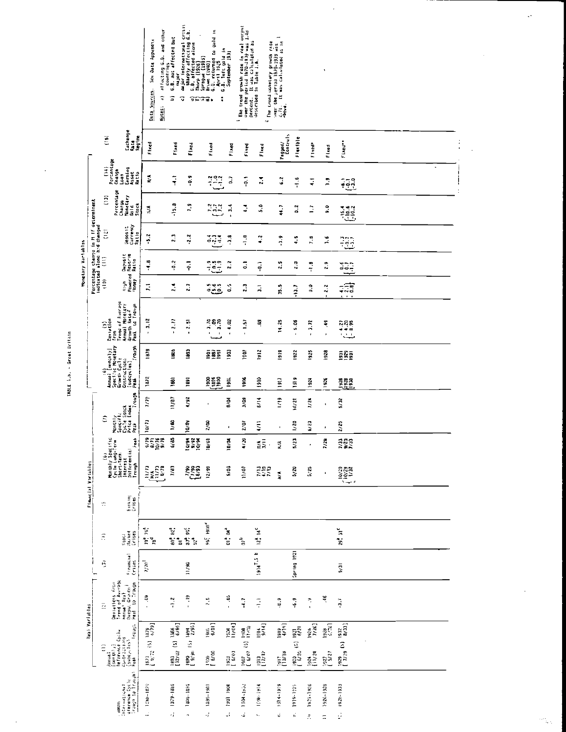TABLE 1.b. - Great Britain

| Common International Reference Cycle Trough to Trough | Real Variables | | Financial Variables | | | | | | Monetary Variables | | | | | | |
|---|---|---|---|---|---|---|---|---|---|---|---|---|---|---|---|
| | (1) Annual (monthly) Reference Cycle Contractions (subcycles) Peak / Trough | (2) Deviations from Trend of Average Annual Real Output Growth Peak to Trough | (3) Financial Crises | (4) Stock Market Crises | (5) Banking Crises | (6) Monthly Specific Cycle Long-Term Short-Term Interest Differential Trough / Peak | (7) Monthly Specific Cycle Stock Price Index Peak / Trough | (8) Annual (monthly) Specific Monetary Growth Cycle Contractions (subcycles) Peak / Trough | (9) Deviation from Trend of Average Annual Monetary Growth Rate[2] Peak to Trough | (10) High Powered Money | (11) Deposit Reserve Ratio | (12) Deposit Currency Ratio | (13) Percentage Change Monetary Gold Stock | (14) Percentage Change Loan Earning Asset Ratio | (15) Exchange Rate Regime |
| | | | | | | | | | | Percentage change in M if determinant indicated alone had changed | | | | | |
| 1. 1868-1879 | 1873 (5) 1879 [9/72 6/79] | - .09 | 7/76[f] | 73[a] 75[a] 78[d] | | [11/73 N/A 11/73 6/78] [9/79 8/71 10/76 9/79] | 10/73 7/79 | 1872 1878 | - 3.12 | 7.1 | -4.8 | -5.2 | N/A | N/A | Fixed |
| 2. 1879-1886 | 1882 (5) 1886 [12/82 6/86] | -1.2 | | 80[a] 82[a] 84[a] | | 7/83 6/85 | 1/80 11/87 | 1881 1886 | - 2.77 | 2.4 | -0.2 | 2.3 | -15.8 | -4.1 | Fixed |
| 3. 1886-1895 | 1890 (5) 1894 [9/90 2/95] | - .19 | 11/90 | 87[a] 90[c] 92[a] | | [7/90 7/90 6/93] [10/94 9/92 10/94] | 10/89 4/92 | 1891 1893 | - 2.51 | 2.7 | -0.1 | -2.2 | 7.9 | -0.9 | Fixed |
| 4. 1895-1901 | 1900 1901 [6/00 9/01] | 2.5 | | 95[c] 1900[a] | | 12/99 10/01 | 2/00 - | [1900 1894 1900] [1901 1897 1911] | [- 3.70 .09 - 3.70] | [0.5 5.6 0.5] | [-1.9 0.5 -1.9] | [0.4 -2.3 0.4] | [7.2 3.7 7.2] | [-1.2 1.0 -1.2] | Fixed |
| 5. 1901-1904 | 1903 1904 [6/03 11/04] | - .65 | | 01[c] 04[a] | | 6/03 10/04 | - 8/04 | 1902 1903 | - 4.02 | 0.5 | 2.2 | -3.8 | - 3.4 | 0.7 | Fixed |
| 6. 1904-1908 | 1907 (5) 1908 [6/07 11/08] | -4.7 | | 07[b] | | 11/07 4/09 | 2/07 3/09 | 1906 1907 | - 1.57 | 2.3 | 0.1 | -1.0 | 4.4 | -3.1 | Fixed |
| 7. 1908-1914 | 1913 1914 [12/12 9/14] | -1.1 | 1914[T,S,B] | 12[a] 14[c] | | 7/13 4/10 7/13 | 11/4 3/11 - | 4/11 6/14 | 1910 1912 | .83 | 3.1 | -0.1 | 4.2 | 5.0 | 2.4 | Fixed |
| 8. 1914-1919 | 1917 1919 [10/18 4/19] | -8.9 | | | | N/A N/A | - 1/19 | 1917 1919 | 14.25 | 35.5 | 2.5 | -3.9 | 44.7 | 6.2 | Pegged/ Controls |
| 9. 1919-1921 | 1920 (C) 1921 [6/20 6/21] | -6.9 | Spring 1921 | | | 5/20 5/23 | 1/20 10/21 | 1919 1922 | - 6.06 | -13.7 | 2.0 | 4.5 | 0.2 | -1.6 | Flexible |
| 10. 1921-1926 | 1924 1926 [11/24 7/26] | - .9 | | | | 5/25 - | 6/23 7/24 | 1924 1925 | - 3.72 | 0.0 | -1.8 | 7.9 | 1.7 | 4.1 | Fixed* |
| 11. 1926-1929 | 1927 1928 [5/27 9/28] | .46 | | | | - 7/28 | - - | 1926 1928 | - .49 | - 2.2 | 2.9 | 3.6 | 9.0 | 1.9 | Fixed |
| 12. 1929-1933 | 1929 (5) 1932 [7/29 8/33] | -3.7 | 9/31 | 29[a] 31[c] | | [10/29 10/29 1/32] [7/33 9/23 7/33] | 2/29 5/32 | [1928 1928 1930] [1931 1929 1931] | [- 4.27 - 4.20 - 8.95] | [- 4.1 - 2.1 - 0.8] | [0.6 0.7 -1.1] | [-1.3 -0.2 -3.7] | [-15.4 -10.6 -10.2] | [-6.1 -0.1 -10.0] | Fixed** |

Data Sources: See Data Appendix

Notes:
a) affecting G.B. and other countries
b) G.B. not affected but major
c) major international crisis sharply affecting G.B.
d) G.B. affected alone
e) Thorp (1926)
f) Sprague (1910)
g) Brown (1940)
\* G.B. returned to gold in April 1925
\*\* G.B. left gold in September 1931

[1] The trend growth rate in real output over the period 1870-1939 was 1.4 percent. It was calculated as described in Table 1.A.

[2] The trend monetary growth rate over the period 1870-1939 was 1.?%. It was calculated as in above.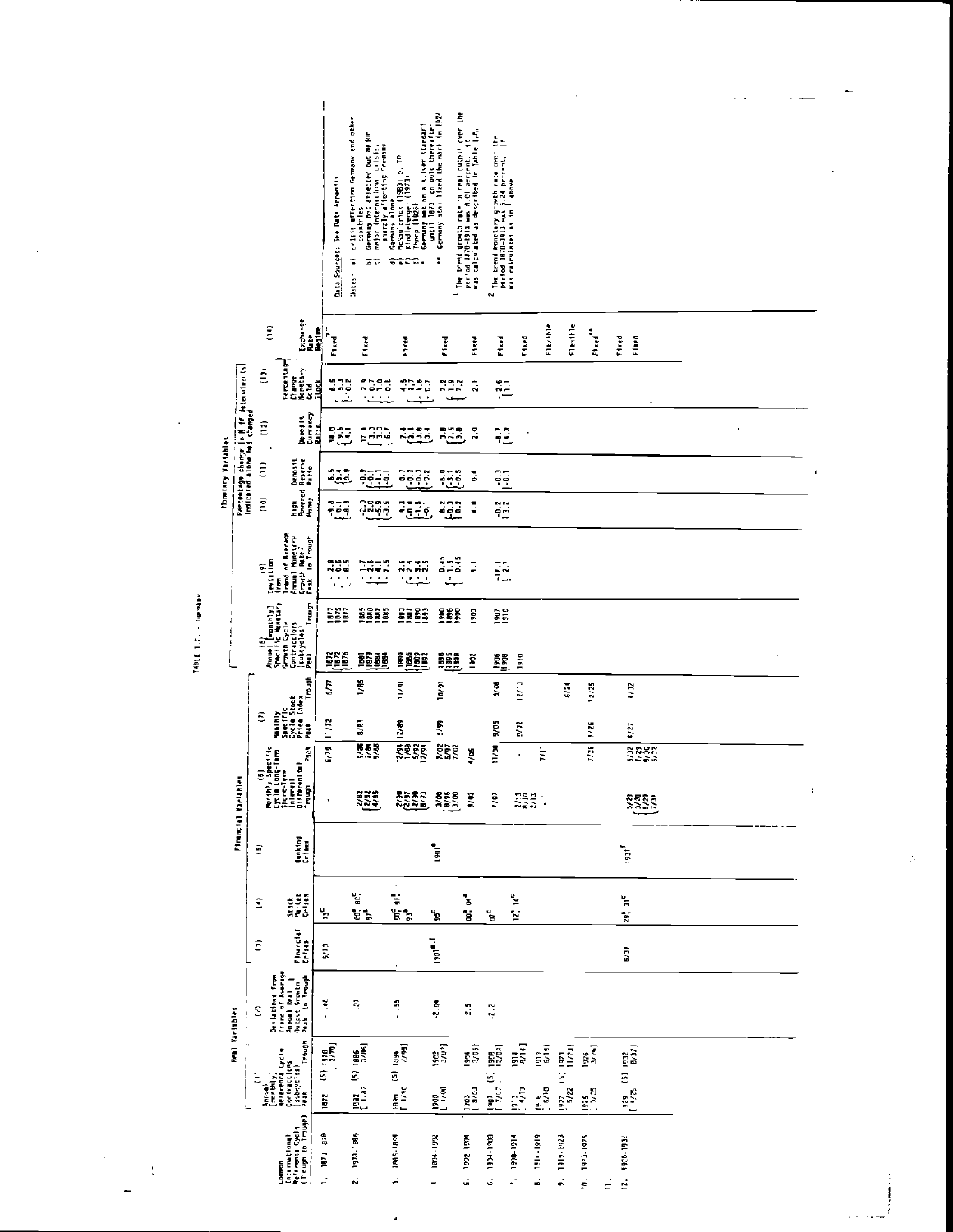TABLE 1.C. -- Germany

| Common International Reference Cycle (Trough to Trough) | Real Variables: (1) Annual (monthly) Reference Cycle Contractions (subcycles) Peak | (1) Trough | (2) Deviations from Trend of Average Annual Real Output Growth Peak to Trough | Financial Variables: (3) Financial Crises | (4) Stock Market Crises | (5) Banking Crises | (6) Monthly Specific Cycle Long-Term Short-Term Interest Differential Trough | (6) Peak | (7) Monthly Specific Cycle Stock Price Index Peak | (7) Trough | Monetary Variables: (8) Annual Specific (monthly) Monetary Growth Cycle Contractions (subcycles) Peak | (8) Trough | (9) Deviation from Trend of Average Annual Monetary Growth Rate Peak to Trough | Percentage change in M if determinants indicated alone had changed: (10) High Powered Money | (11) Deposit Reserve Ratio | (12) Deposit Currency Ratio | (13) Percentage Change Monetary Gold Stock | (14) Exchange Rate Regime |
|---|---|---|---|---|---|---|---|---|---|---|---|---|---|---|---|---|---|---|
| 1. 1870-1878 | 1872 | (5) 1878 (2/79) | -.48 | 5/73 | 73[c] | | - | 5/79 | 11/72 | 5/77 | 1872 / 1872 / 1876 | 1877 / 1875 / 1877 | -2.9 / -0.6 / -6.5 | -9.8 / -0.1 / -8.3 | 5.5 / 3.4 / 0.9 | 18.0 / 9.6 / 4.1 | 6.5 / 15.3 / -10.2 | Fixed[a] |
| 2. 1878-1886 | 1882 (1/82) | (5) 1886 (3/86) | .27 | | 82[a] 86[c] | | 2/82 / 2/82 / 4/88 | 9/88 / 2/84 / 9/86 | 8/81 | 1/85 | 1881 / 1879 / 1881 / 1884 | 1885 / 1880 / 1883 / 1885 | -1.7 / -2.6 / -4.1 / -7.5 | -2.0 / 2.0 / -5.9 / -3.5 | -0.9 / -0.1 / -1.1 / -0.1 | 17.4 / 3.0 / 3.0 / 6.7 | -2.9 / -0.7 / -1.0 / 0.8 | Fixed |
| 3. 1886-1894 | 1890 (1/90) | (5) 1894 (1/95) | -.55 | | 91[c] 91[d] 93[b] | | 2/90 / 2/87 / 2/90 / 8/93 | 12/94 / 1/88 / 5/92 / 12/94 | 12/89 | 11/91 | 1889 / 1886 / 1889 / 1892 | 1893 / 1887 / 1890 / 1893 | -2.5 / -2.8 / -3.4 / -2.5 | 4.3 / -0.4 / -1.5 / -0.1 | -0.7 / -0.3 / -0.3 / -0.2 | 7.4 / 3.4 / 3.8 / 3.4 | 4.5 / 1.7 / 1.6 / -0.7 | Fixed |
| 4. 1894-1902 | 1900 (1/00) | 1902 (3/02) | -2.08 | 1901[a,f] | 95[c] | 1901[e] | 3/00 / 8/96 / 3/00 | 7/02 / 9/97 / 7/02 | 5/99 | 10/01 | 1898 / 1895 / 1898 | 1900 / 1896 / 1900 | 0.45 / -1.5 / 0.45 | 8.2 / -0.3 / 8.2 | -8.0 / -3.1 / -0.8 | 7.8 / 1.5 / 3.8 | 7.2 / 1.2 / 7.2 | Fixed |
| 5. 1902-1904 | 1903 (3/03) | 1904 (2/05) | 2.5 | | 00[d] 04[d] | | 8/03 | 4/05 | | | 1902 | 1903 | 1.1 | 4.0 | 0.4 | 2.0 | 2.1 | Fixed |
| 6. 1904-1908 | 1907 (7/07) | (5) 1908 (12/08) | -2.7 | | 07[c] | | 7/07 | 11/08 | 9/05 | 8/08 | 1906 / 1908 | 1907 / 1910 | -17.1 / 2.7 | -0.2 / 3.2 | -0.3 / -0.1 | -8.7 / 4.3 | -2.6 / 1.1 | Fixed |
| 7. 1908-1914 | 1913 (4/13) | 1914 (8/14) | | | 12[c] 14[c] | | 2/13 / 8/10 / 2/13 | - | 9/12 | 12/13 | 1910 | | | | | | | Fixed |
| 8. 1914-1919 | 1918 (6/18) | 1919 (6/19) | | | | | | 7/11 | | | | | | | | | | Flexible |
| 9. 1919-1923 | 1922 (5/22) | (5) 1923 (11/23) | | | | | | | | 6/24 | | | | | | | | Flexible |
| 10. 1923-1926 | 1925 (3/25) | 1926 (3/26) | | | | | | 7/25 | 1/25 | 12/25 | | | | | | | | Fixed** |
| 11. | | | | | | | | | | | | | | | | | | Fixed |
| 12. 1926-1932 | 1929 (4/29) | (5) 1932 (8/32) | | 5/31 | 29[a] 31[c] | 1931[f] | 5/28 / 3/28 / 5/29 / 7/31 | 6/32 / 1/29 / 6/30 / 5/32 | 4/27 | 4/32 | | | | | | | | Fixed |

Data Sources: See Data Appendix

Notes: a) crisis affecting Germany and other countries
b) Germany not affected but major international crisis.
c) sharply affecting Germany
d) Germany alone
e) McGouldrick (1983), p. 10
f) Kindleberger (1978)
• Jones (1926)
* Germany was on a silver standard until 1872, on gold thereafter
** Germany stabilized the mark in 1924

1 The trend growth rate in real output over the period 1870-1913 was 8.01 percent. It was calculated as described in Table 1.A.

2 The trend monetary growth rate over the period 1870-1913 was 5.24 percent. It was calculated as in 1 above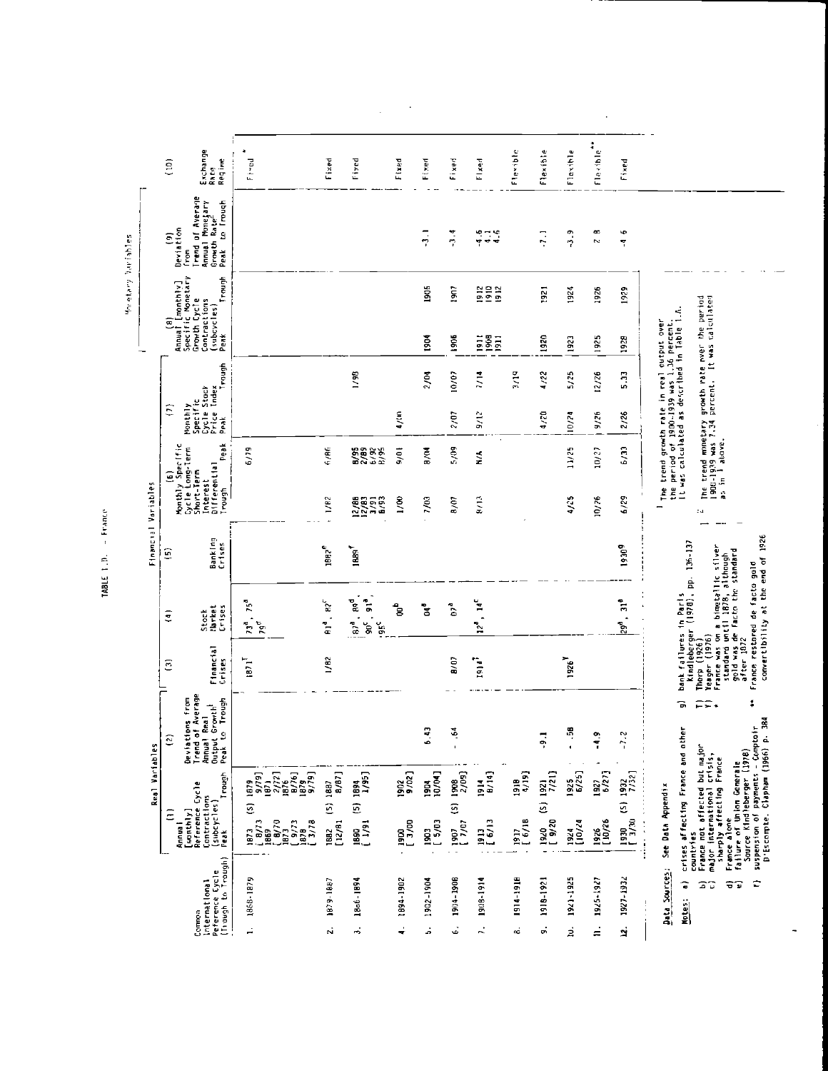TABLE I.D. - France

| Common International Reference Cycle (Trough to Trough) | Real Variables | | Financial Variables | | | | | Monetary Variables | | |
|---|---|---|---|---|---|---|---|---|---|---|
| | (1) Annual [monthly] Reference Cycle Contractions (subcycles) Peak / Trough | (2) Deviations from Trend of Average Annual Real Output Growth[1] Peak to Trough | (3) Financial Crises | (4) Stock Market Crises | (5) Banking Crises | (6) Monthly Specific Cycle Long-Term Short-Term Interest Differential Trough / Peak | (7) Monthly Specific Cycle Stock Price Index Peak / Trough | (8) Annual [monthly] Specific Monetary Growth Cycle Contractions (subcycles) Peak / Trough | (9) Deviation from Trend of Average Annual Monetary Growth Rate[2] Peak to Trough | (10) Exchange Rate Regime |
| 1. 1866-1879 | 1873 (S) 1879 [ 8/73 9/79] 1869 1871 [ 8/70 2/72] 1873 1876 [ 9/73 8/76] 1878 1879 [ 3/78 9/79] | | 1871[T] | 73[a], 75[a] 79[d] | | 6/79 | | | | Fixed * |
| 2. 1879-1887 | 1882 (S) 1887 [12/81 8/87] | | 1/82 | 81[a], 82[c] | 1882[e] | 1/82 6/86 | | | | Fixed |
| 3. 1886-1894 | 1890 (S) 1894 [ 1/91 1/95] | | | 87[a], 89[d], 90[c], 91[a], 95[c] | 1889[f] | 12/88 8/95 12/83 2/89 3/91 6/92 6/93 8/95 | 1/90 | | | Fixed |
| 4. 1894-1902 | 1900 1902 [ 3/00 9/02] | | | 00[b] | | 1/00 9/01 | 4/00 | | | Fixed |
| 5. 1902-1904 | 1903 1904 [ 5/03 10/04] | 6.43 | | 04[a] | | 7/03 8/04 | 2/04 | 1904 1905 | -3.1 | Fixed |
| 6. 1904-1908 | 1907 (S) 1908 [ 7/07 2/09] | -.64 | 8/07 | 07[a] | | 8/07 5/09 | 2/07 10/07 | 1906 1907 | -3.4 | Fixed |
| 7. 1908-1914 | 1913 1914 [ 6/13 8/14] | | 1914[T] | 12[a], 14[c] | | 8/13 N/A | 9/12 7/14 | 1911 1912 1908 1910 1911 1912 | -4.5 4.1 -4.6 | Fixed |
| 8. 1914-1918 | 1917 1918 [ 6/18 4/19] | | | | | | 3/19 | | | Flexible |
| 9. 1918-1921 | 1920 (S) 1921 [ 9/20 7/21] | -9.1 | | | | | 4/20 4/22 | 1920 1921 | -7.1 | Flexible |
| 10. 1921-1925 | 1924 1925 [10/24 6/25] | -.58 | 1926[Y] | | | 4/25 11/25 | 10/24 5/25 | 1923 1924 | -3.9 | Flexible |
| 11. 1925-1927 | 1926 1927 [10/26 6/27] | -4.9 | | | | 10/26 10/27 | 9/26 12/26 | 1925 1926 | 2.8 | Flexible** |
| 12. 1927-1932 | 1930 (S) 1932 [ 3/30 7/32] | -7.2 | | 29[a], 31[a] | 1930[g] | 6/29 6/33 | 2/26 5.33 | 1928 1929 | -4.6 | Fixed |

Data Sources: See Data Appendix

Notes:
a) crises affecting France and other countries
b) France not affected but major
c) major international crisis, sharply affecting France
d) France alone
e) failure of Union Generale. Source Kindleberger (1978)
f) suspension of payments - Comptoir D'Escompte. Clapham (1966) p. 384
g) bank failures in Paris. Kindleberger (1978), pp. 136-137
T) Thorp (1926)
Y) Yeager (1976)
\* France was on a bimetallic silver standard until 1878, although gold was de facto the standard after 1872
\*\* France restored de facto gold convertibility at the end of 1926

[1] The trend growth rate in real output over the period of 1900-1939 was 1.36 percent. It was calculated as described in Table I.A.

[2] The trend monetary growth rate over the period 1900-1939 was 7.34 percent. It was calculated as in 1 above.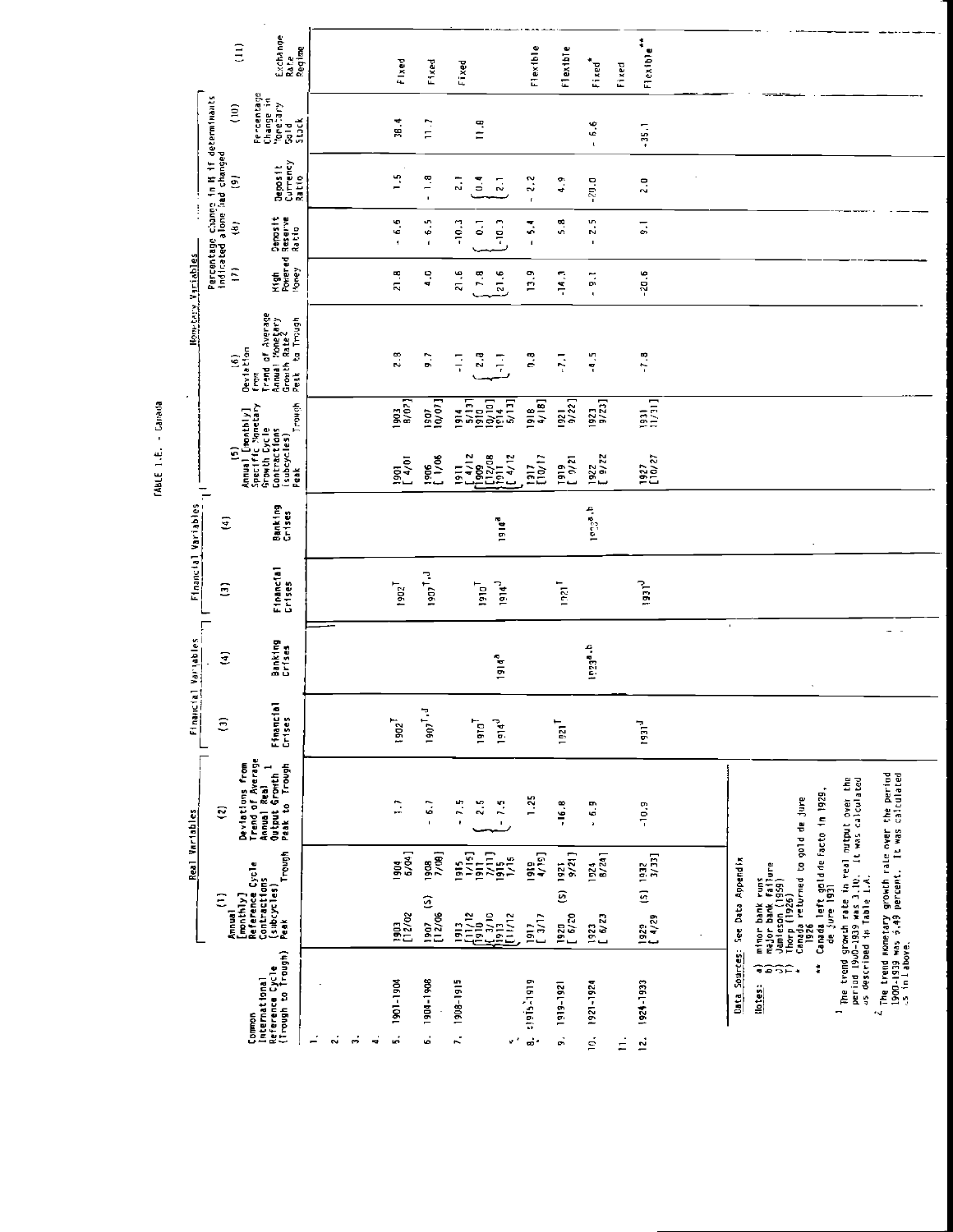# TABLE 1.E. - Canada

| | Common International Reference Cycle (Trough to Trough) | Real Variables | | Financial Variables | | Monetary Variables | | Percentage Change in M if determinants indicated alone had changed | | | | |
|---|---|---|---|---|---|---|---|---|---|---|---|---|
| | | (1) Annual [monthly] Reference Cycle Contractions (subcycles) Peak / Trough | (2) Deviations from Trend of Average Annual Real Output Growth[1] Peak to Trough | (3) Financial Crises | (4) Banking Crises | (5) Annual [monthly] Specific Monetary Growth Cycle Contractions (subcycles) Peak / Trough | (6) Deviation from Trend of Average Annual Monetary Growth Rate[2] Peak to Trough | (7) High Powered Money | (8) Deposit Reserve Ratio | (9) Deposit Currency Ratio | (10) Percentage Change in Monetary Gold Stock | (11) Exchange Rate Regime |
| 1. | | | | | | | | | | | | |
| 2. | | | | | | | | | | | | |
| 3. | | | | | | | | | | | | |
| 4. | | | | | | | | | | | | |
| 5. | 1901-1904 | 1903 [12/02] / 1904 6/04] | 1.7 | 1902[T] | | 1901 [4/01] / 1903 8/07] | 2.8 | 21.8 | - 6.6 | 1.5 | 38.4 | Fixed |
| 6. | 1904-1908 | 1907 (S) [12/06] / 1908 7/08] | - 6.7 | 1907[T,J] | | 1906 [1/06] / 1907 10/07] | 9.7 | 4.0 | - 6.5 | - 1.8 | 11.7 | Fixed |
| 7. | 1908-1915 | 1913 [11/12] / 1915 1/15]; [1910 [3/10] / 1911 7/11]; 1913 [11/12] / 1915 1/15] | - 7.5; 2.5; - 7.5 | 1910[T]; 1914[J] | 1914[a] | 1911 [4/12] / 1914 5/13]; [1909 [12/08] / 1910 10/10]; 1911 [4/12] / 1914 5/13] | -1.1; 2.8; -1.1 | 21.6; 7.8; 21.6 | -10.3; 0.1; -10.3 | 2.1; 0.4; 2.1 | 11.8 | Fixed |
| 8. | (1915-1919 | 1917 [3/17] / 1919 4/19] | 1.25 | | | 1917 [10/17] / 1918 4/18] | 0.8 | 13.9 | - 5.4 | - 2.2 | | Flexible |
| 9. | 1919-1921 | 1920 (S) [6/20] / 1921 9/21] | -16.8 | 1921[T] | | 1919 [9/21] / 1921 9/22] | -7.1 | -14.3 | 5.8 | 4.9 | | Flexible |
| 10. | 1921-1924 | 1923 [6/23] / 1924 8/24] | - 6.9 | | 1923[a,b] | 1922 [9/22] / 1923 9/23] | -4.5 | - 9.1 | - 2.5 | -20.0 | - 6.6 | Fixed[*] |
| 11. | | | | | | | | | | | | Fixed |
| 12. | 1924-1933 | 1929 (S) [4/29] / 1932 3/33] | -10.9 | 1931[J] | | 1927 [10/27] / 1931 11/31] | -7.8 | -20.6 | 9.1 | 2.0 | -35.1 | Flexible[**] |

Data Sources: See Data Appendix

Notes:
a) minor bank runs
b) major bank failure
J) Jamieson (1959)
T) Thorp (1926)
\* Canada returned to gold de jure 1926
\*\* Canada left gold de facto in 1929, de jure 1931

[1] The trend growth rate in real output over the period 1900-1939 was 3.10. It was calculated as described in Table 1.A.

[2] The trend monetary growth rate over the period 1900-1939 was 5.49 percent. It was calculated as in 1 above.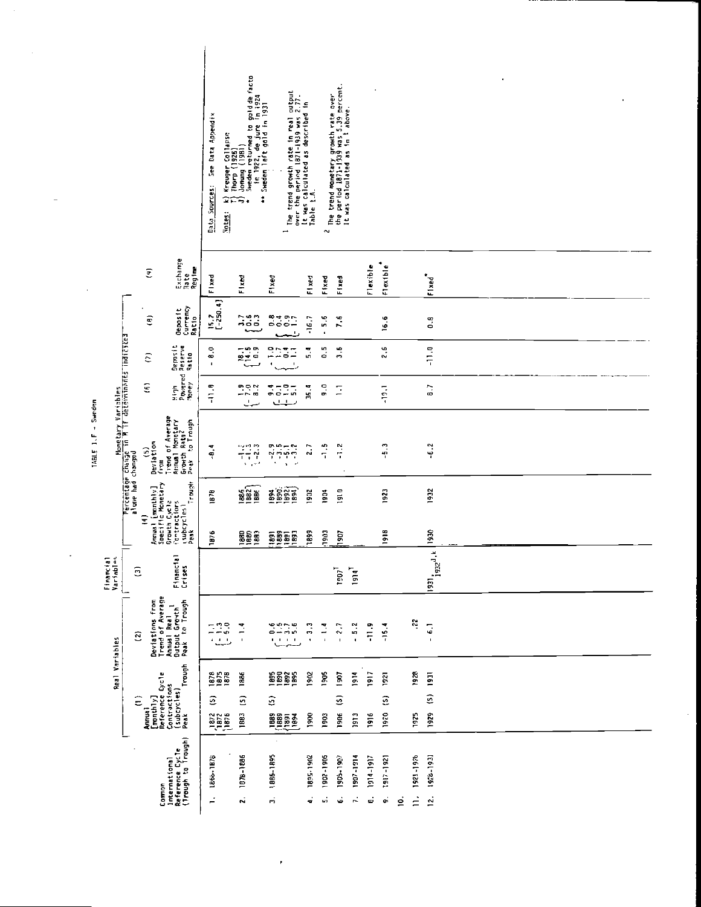# TABLE 1.F - Sweden

| Common International Reference Cycle (Trough to Trough) | Real Variables: (1) Annual [monthly] Reference Cycle Contractions (subcycles) Peak | | Real Variables: (1) Trough | Real Variables: (2) Deviations from Trend of Average Annual Real Output Growth[1] Peak to Trough | Financial Variables: (3) Financial Crises | Monetary Variables: (4) Annual [monthly] Specific Monetary Growth Cycle Contractions (subcycles) Peak | Monetary Variables: (4) Trough | Monetary Variables: (5) Deviation from Trend of Average Annual Monetary Growth Rate[2] Peak to Trough | Percentage change in M if determinants indicated alone had changed: (6) High Powered Money | (7) Deposit Reserve Ratio | (8) Deposit Currency Ratio | (9) Exchange Rate Regime |
|---|---|---|---|---|---|---|---|---|---|---|---|---|
| 1. 1866-1876 | 1872 (S) {1872 / 1876} | | 1878 / 1875 / 1878 | {-1.1 / -1.3 / -5.0} | | 1876 | 1878 | -8.4 | -11.8 | -8.0 | 15.7 [-250.4] | Fixed |
| 2. 1878-1886 | 1883 (S) | | 1886 | -1.4 | | 1880 / 1880 / 1883 | 1886 / 1882 / 1886 | {-1.3 / -1.3 / -2.3} | {1.9 / -7.0 / 8.2} | {18.1 / 14.5 / 0.9} | {3.7 / 0.6 / 0.3} | Fixed |
| 3. 1886-1895 | 1888 (S) {1889 / 1891 / 1894} | | 1895 / 1890 / 1892 / 1895 | {-0.6 / -1.5 / -3.7 / -5.6} | | 1891 / 1889 / 1891 / 1893 | 1894 / 1890 / 1892 / 1894 | {-2.9 / -3.5 / -5.1 / -3.2} | {9.4 / -0.1 / -1.0 / 5.1} | {-1.0 / 1.7 / 0.4 / -1.1} | {0.8 / 0.4 / 0.9 / -1.7} | Fixed |
| 4. 1895-1902 | 1900 | | 1902 | -3.3 | | 1899 | 1902 | 2.7 | 36.4 | 5.4 | -16.7 | Fixed |
| 5. 1902-1905 | 1903 | | 1905 | -1.4 | | 1903 | 1904 | -1.5 | 9.0 | 0.5 | -5.6 | Fixed |
| 6. 1905-1907 | 1906 (S) | | 1907 | -2.7 | 1907[T] | 1907 | 1910 | -1.2 | 1.1 | 3.6 | 7.6 | Fixed |
| 7. 1907-1914 | 1913 | | 1914 | -5.2 | 1914[T] | | | | | | | |
| 8. 1914-1917 | 1916 | | 1917 | -11.9 | | | | | | | | Flexible |
| 9. 1917-1921 | 1920 (S) | | 1921 | -15.4 | | 1918 | 1923 | -5.3 | -19.1 | 2.6 | 16.6 | Flexible* |
| 10. | | | | | | | | | | | | |
| 11. 1921-1926 | 1925 | | 1928 | .22 | | | | | | | | |
| 12. 1928-1931 | 1929 (S) | | 1931 | -6.1 | 1931[J], 1932[J,k] | 1930 | 1932 | -6.2 | 6.7 | -11.0 | 0.8 | Fixed** |

Data Sources: See Data Appendix

Notes: k) Kreuger Collapse
T) Thorp (1926)
J) Jonung (1981)
\* Sweden returned to gold de facto in 1922, de jure in 1924
\*\* Sweden left gold in 1931

[1] The trend growth rate in real output over the period 1871-1939 was 2.77. It was calculated as described in Table 1.A.

[2] The trend monetary growth rate over the period 1871-1939 was 5.39 percent. It was calculated as in 1 above.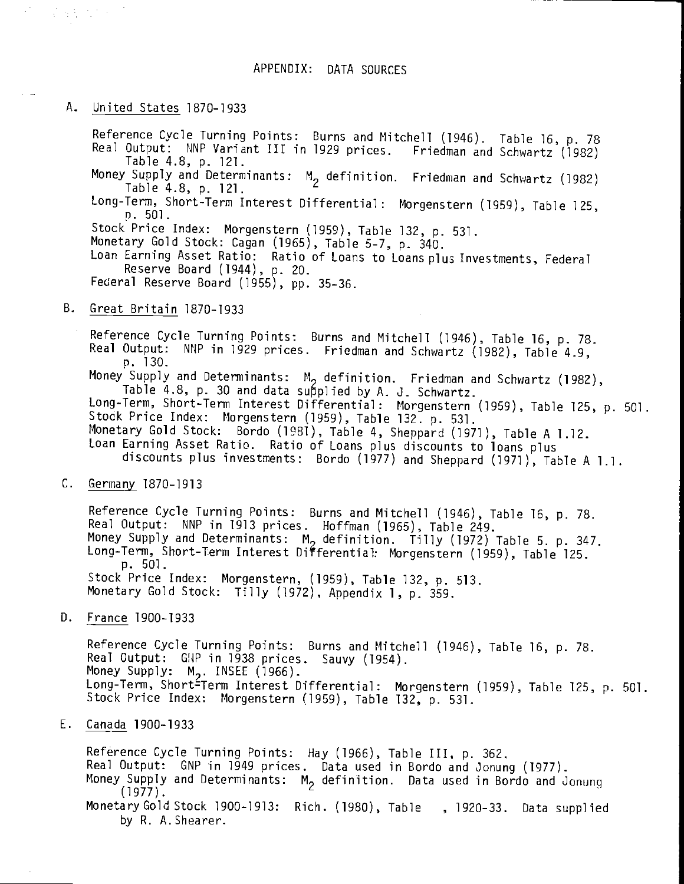# APPENDIX: DATA SOURCES

## A. United States 1870-1933

Reference Cycle Turning Points: Burns and Mitchell (1946). Table 16, p. 78
Real Output: NNP Variant III in 1929 prices. Friedman and Schwartz (1982) Table 4.8, p. 121.
Money Supply and Determinants: $M_2$ definition. Friedman and Schwartz (1982) Table 4.8, p. 121.
Long-Term, Short-Term Interest Differential: Morgenstern (1959), Table 125, p. 501.
Stock Price Index: Morgenstern (1959), Table 132, p. 531.
Monetary Gold Stock: Cagan (1965), Table 5-7, p. 340.
Loan Earning Asset Ratio: Ratio of Loans to Loans plus Investments, Federal Reserve Board (1944), p. 20.
Federal Reserve Board (1955), pp. 35-36.

## B. Great Britain 1870-1933

Reference Cycle Turning Points: Burns and Mitchell (1946), Table 16, p. 78.
Real Output: NNP in 1929 prices. Friedman and Schwartz (1982), Table 4.9, p. 130.
Money Supply and Determinants: $M_2$ definition. Friedman and Schwartz (1982), Table 4.8, p. 30 and data supplied by A. J. Schwartz.
Long-Term, Short-Term Interest Differential: Morgenstern (1959), Table 125, p. 501.
Stock Price Index: Morgenstern (1959), Table 132. p. 531.
Monetary Gold Stock: Bordo (1981), Table 4, Sheppard (1971), Table A 1.12.
Loan Earning Asset Ratio. Ratio of Loans plus discounts to loans plus discounts plus investments: Bordo (1977) and Sheppard (1971), Table A 1.1.

## C. Germany 1870-1913

Reference Cycle Turning Points: Burns and Mitchell (1946), Table 16, p. 78.
Real Output: NNP in 1913 prices. Hoffman (1965), Table 249.
Money Supply and Determinants: $M_2$ definition. Tilly (1972) Table 5. p. 347.
Long-Term, Short-Term Interest Differential: Morgenstern (1959), Table 125. p. 501.
Stock Price Index: Morgenstern, (1959), Table 132, p. 513.
Monetary Gold Stock: Tilly (1972), Appendix 1, p. 359.

## D. France 1900-1933

Reference Cycle Turning Points: Burns and Mitchell (1946), Table 16, p. 78.
Real Output: GNP in 1938 prices. Sauvy (1954).
Money Supply: $M_2$. INSEE (1966).
Long-Term, Short-Term Interest Differential: Morgenstern (1959), Table 125, p. 501.
Stock Price Index: Morgenstern (1959), Table 132, p. 531.

## E. Canada 1900-1933

Reference Cycle Turning Points: Hay (1966), Table III, p. 362.
Real Output: GNP in 1949 prices. Data used in Bordo and Jonung (1977).
Money Supply and Determinants: $M_2$ definition. Data used in Bordo and Jonung (1977).
Monetary Gold Stock 1900-1913: Rich. (1980), Table , 1920-33. Data supplied by R. A. Shearer.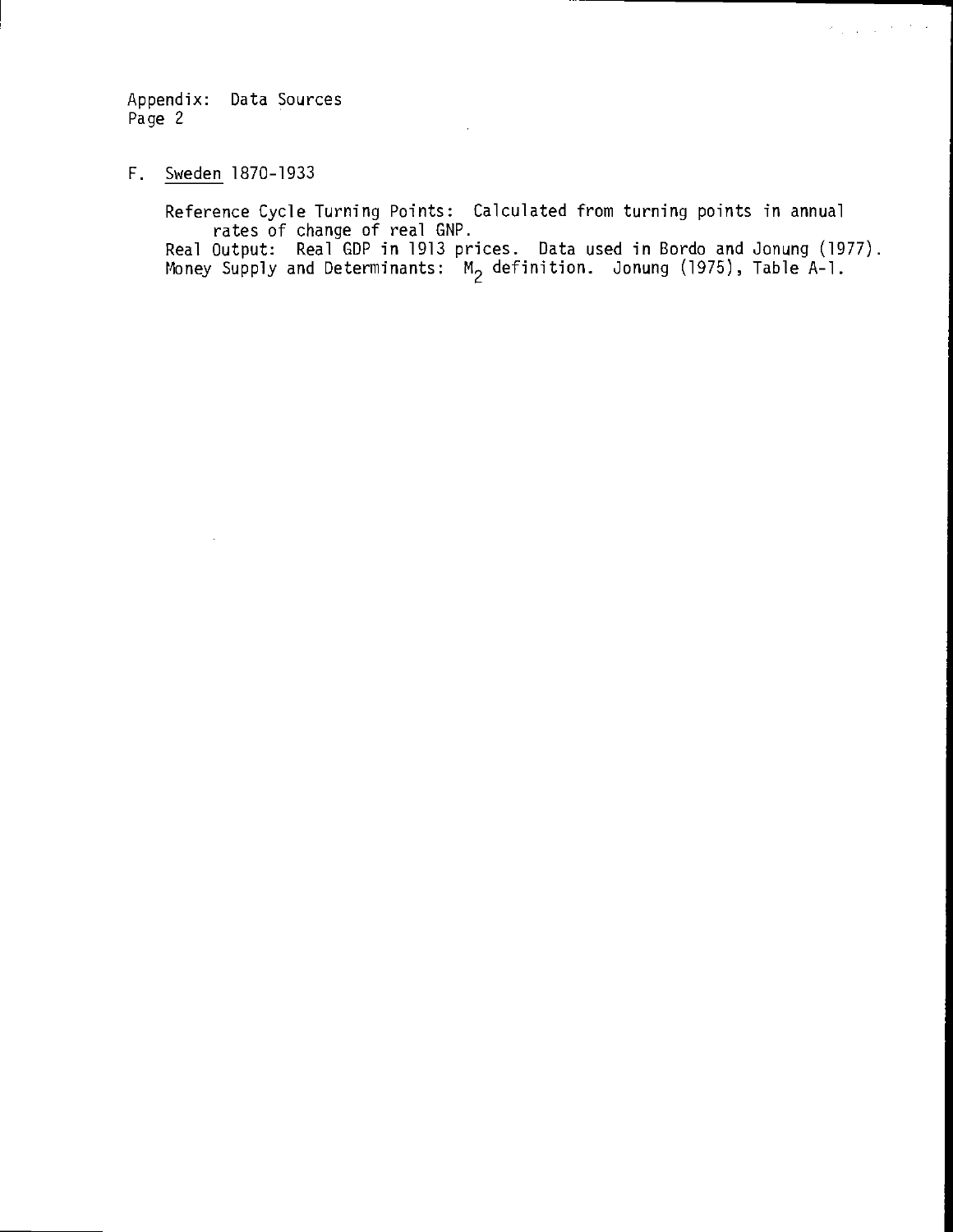Appendix: Data Sources
Page 2

F. Sweden 1870-1933

Reference Cycle Turning Points: Calculated from turning points in annual rates of change of real GNP.
Real Output: Real GDP in 1913 prices. Data used in Bordo and Jonung (1977).
Money Supply and Determinants: $M_2$ definition. Jonung (1975), Table A-1.